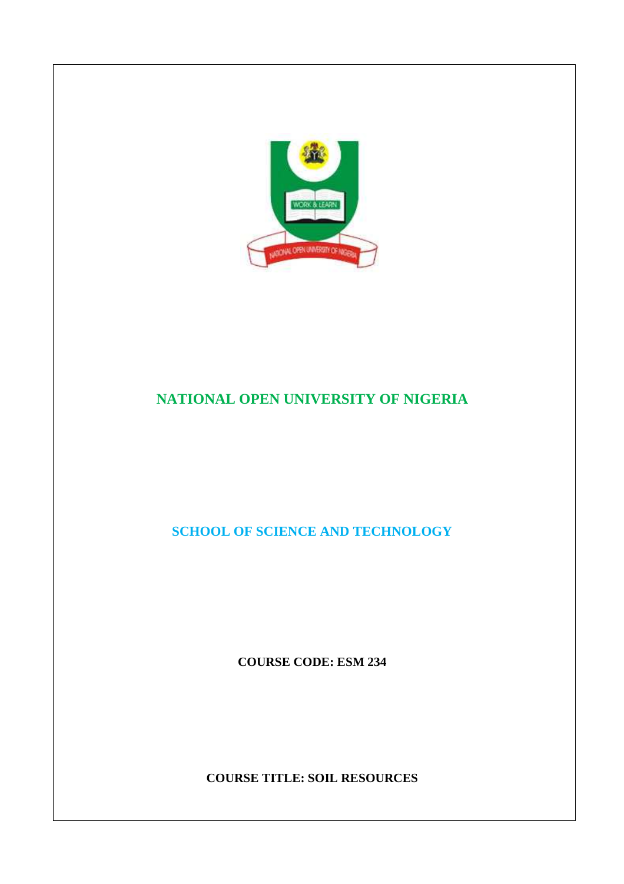# NATIONAL OPEN UNIVERSITY OF NIGERIA

## SCHOOL OF SCIENCE AND TECHNOLOGY

**COURSE CODE: ESM 234**

**COURSE TITLE: SOIL RESOURCES**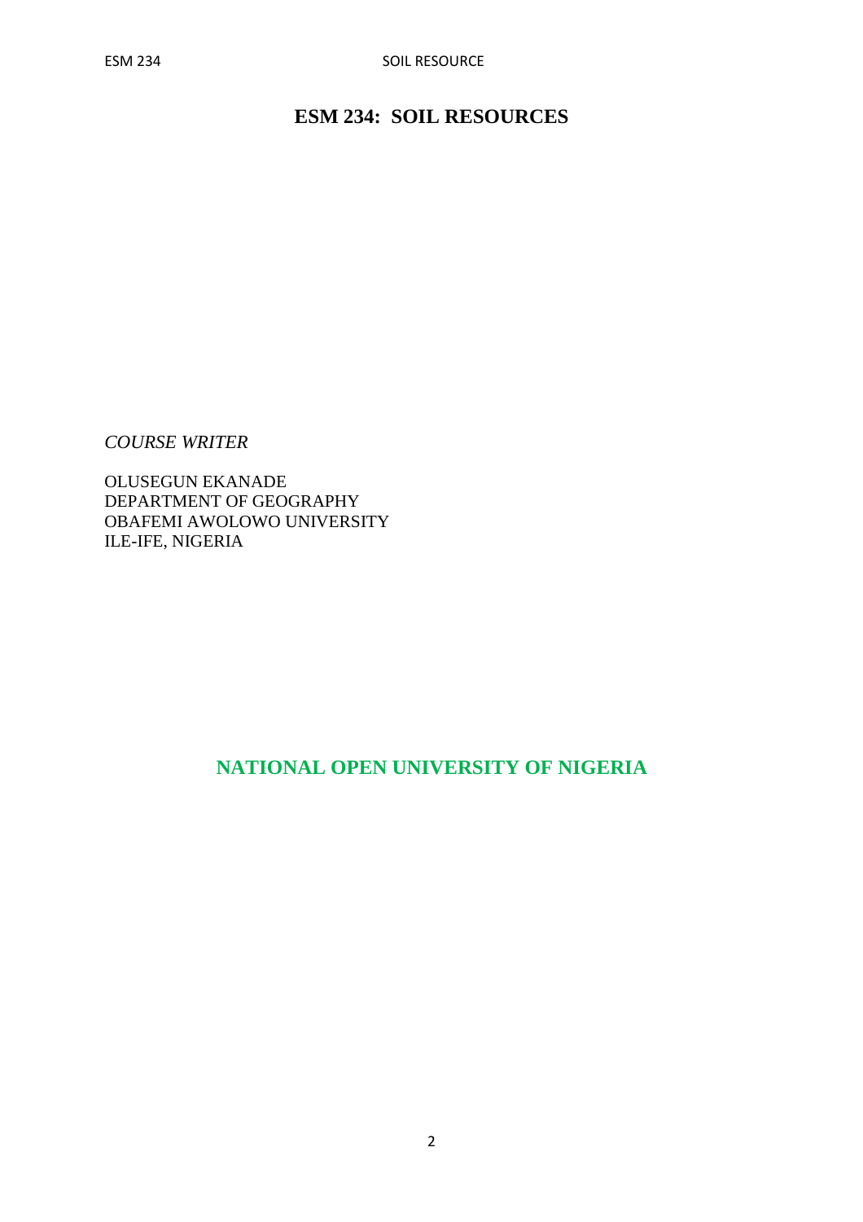# ESM 234: SOIL RESOURCES

*COURSE WRITER*

OLUSEGUN EKANADE
DEPARTMENT OF GEOGRAPHY
OBAFEMI AWOLOWO UNIVERSITY
ILE-IFE, NIGERIA

**NATIONAL OPEN UNIVERSITY OF NIGERIA**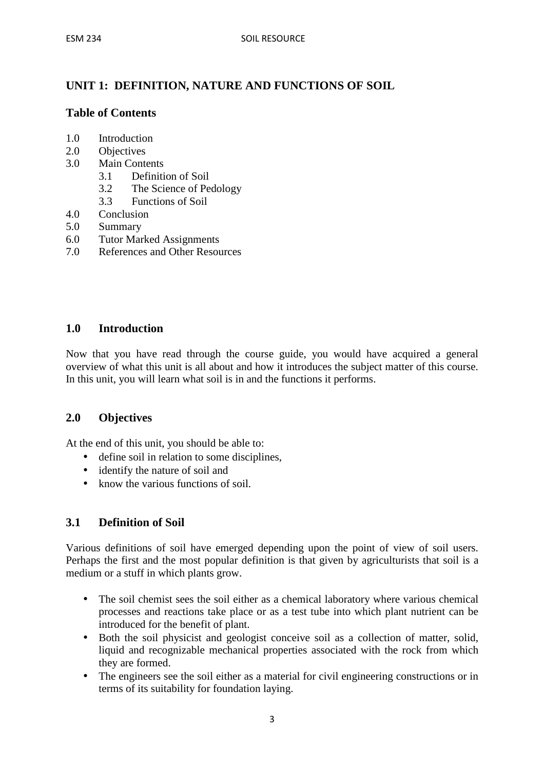## UNIT 1: DEFINITION, NATURE AND FUNCTIONS OF SOIL

### Table of Contents

- 1.0 Introduction
- 2.0 Objectives
- 3.0 Main Contents
  - 3.1 Definition of Soil
  - 3.2 The Science of Pedology
  - 3.3 Functions of Soil
- 4.0 Conclusion
- 5.0 Summary
- 6.0 Tutor Marked Assignments
- 7.0 References and Other Resources

### 1.0 Introduction

Now that you have read through the course guide, you would have acquired a general overview of what this unit is all about and how it introduces the subject matter of this course. In this unit, you will learn what soil is in and the functions it performs.

### 2.0 Objectives

At the end of this unit, you should be able to:

- define soil in relation to some disciplines,
- identify the nature of soil and
- know the various functions of soil.

### 3.1 Definition of Soil

Various definitions of soil have emerged depending upon the point of view of soil users. Perhaps the first and the most popular definition is that given by agriculturists that soil is a medium or a stuff in which plants grow.

- The soil chemist sees the soil either as a chemical laboratory where various chemical processes and reactions take place or as a test tube into which plant nutrient can be introduced for the benefit of plant.
- Both the soil physicist and geologist conceive soil as a collection of matter, solid, liquid and recognizable mechanical properties associated with the rock from which they are formed.
- The engineers see the soil either as a material for civil engineering constructions or in terms of its suitability for foundation laying.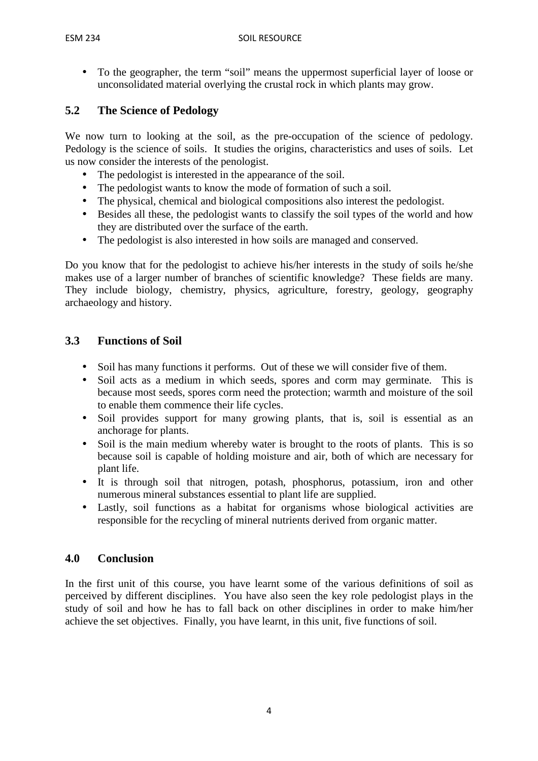- To the geographer, the term "soil" means the uppermost superficial layer of loose or unconsolidated material overlying the crustal rock in which plants may grow.

## 5.2 The Science of Pedology

We now turn to looking at the soil, as the pre-occupation of the science of pedology. Pedology is the science of soils. It studies the origins, characteristics and uses of soils. Let us now consider the interests of the penologist.

- The pedologist is interested in the appearance of the soil.
- The pedologist wants to know the mode of formation of such a soil.
- The physical, chemical and biological compositions also interest the pedologist.
- Besides all these, the pedologist wants to classify the soil types of the world and how they are distributed over the surface of the earth.
- The pedologist is also interested in how soils are managed and conserved.

Do you know that for the pedologist to achieve his/her interests in the study of soils he/she makes use of a larger number of branches of scientific knowledge? These fields are many. They include biology, chemistry, physics, agriculture, forestry, geology, geography archaeology and history.

## 3.3 Functions of Soil

- Soil has many functions it performs. Out of these we will consider five of them.
- Soil acts as a medium in which seeds, spores and corm may germinate. This is because most seeds, spores corm need the protection; warmth and moisture of the soil to enable them commence their life cycles.
- Soil provides support for many growing plants, that is, soil is essential as an anchorage for plants.
- Soil is the main medium whereby water is brought to the roots of plants. This is so because soil is capable of holding moisture and air, both of which are necessary for plant life.
- It is through soil that nitrogen, potash, phosphorus, potassium, iron and other numerous mineral substances essential to plant life are supplied.
- Lastly, soil functions as a habitat for organisms whose biological activities are responsible for the recycling of mineral nutrients derived from organic matter.

## 4.0 Conclusion

In the first unit of this course, you have learnt some of the various definitions of soil as perceived by different disciplines. You have also seen the key role pedologist plays in the study of soil and how he has to fall back on other disciplines in order to make him/her achieve the set objectives. Finally, you have learnt, in this unit, five functions of soil.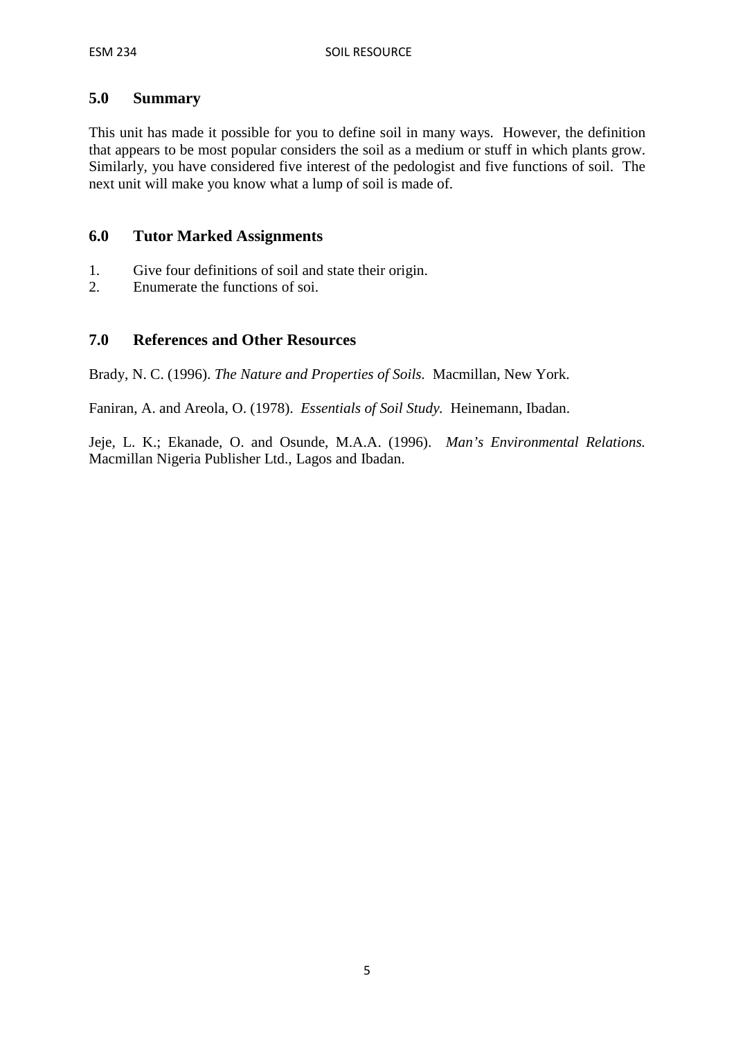## 5.0 Summary

This unit has made it possible for you to define soil in many ways. However, the definition that appears to be most popular considers the soil as a medium or stuff in which plants grow. Similarly, you have considered five interest of the pedologist and five functions of soil. The next unit will make you know what a lump of soil is made of.

## 6.0 Tutor Marked Assignments

1. Give four definitions of soil and state their origin.
2. Enumerate the functions of soi.

## 7.0 References and Other Resources

Brady, N. C. (1996). *The Nature and Properties of Soils.* Macmillan, New York.

Faniran, A. and Areola, O. (1978). *Essentials of Soil Study.* Heinemann, Ibadan.

Jeje, L. K.; Ekanade, O. and Osunde, M.A.A. (1996). *Man's Environmental Relations.* Macmillan Nigeria Publisher Ltd., Lagos and Ibadan.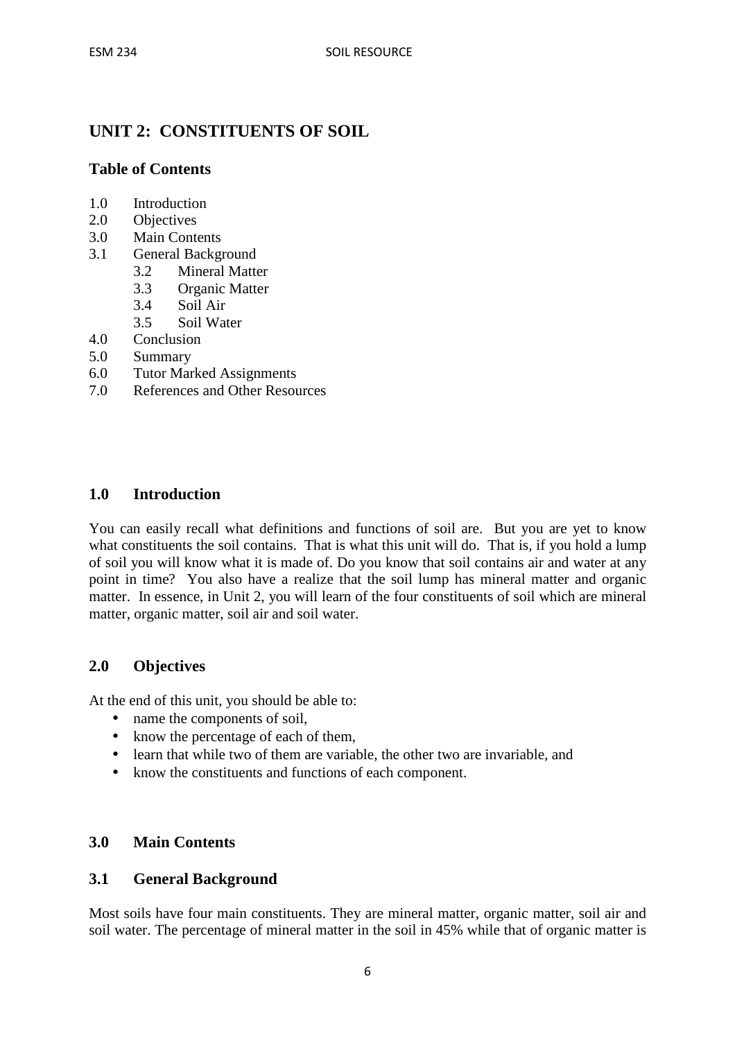# UNIT 2: CONSTITUENTS OF SOIL

## Table of Contents

1.0 Introduction
2.0 Objectives
3.0 Main Contents
3.1 General Background
    3.2 Mineral Matter
    3.3 Organic Matter
    3.4 Soil Air
    3.5 Soil Water
4.0 Conclusion
5.0 Summary
6.0 Tutor Marked Assignments
7.0 References and Other Resources

## 1.0 Introduction

You can easily recall what definitions and functions of soil are. But you are yet to know what constituents the soil contains. That is what this unit will do. That is, if you hold a lump of soil you will know what it is made of. Do you know that soil contains air and water at any point in time? You also have a realize that the soil lump has mineral matter and organic matter. In essence, in Unit 2, you will learn of the four constituents of soil which are mineral matter, organic matter, soil air and soil water.

## 2.0 Objectives

At the end of this unit, you should be able to:

- name the components of soil,
- know the percentage of each of them,
- learn that while two of them are variable, the other two are invariable, and
- know the constituents and functions of each component.

## 3.0 Main Contents

## 3.1 General Background

Most soils have four main constituents. They are mineral matter, organic matter, soil air and soil water. The percentage of mineral matter in the soil in 45% while that of organic matter is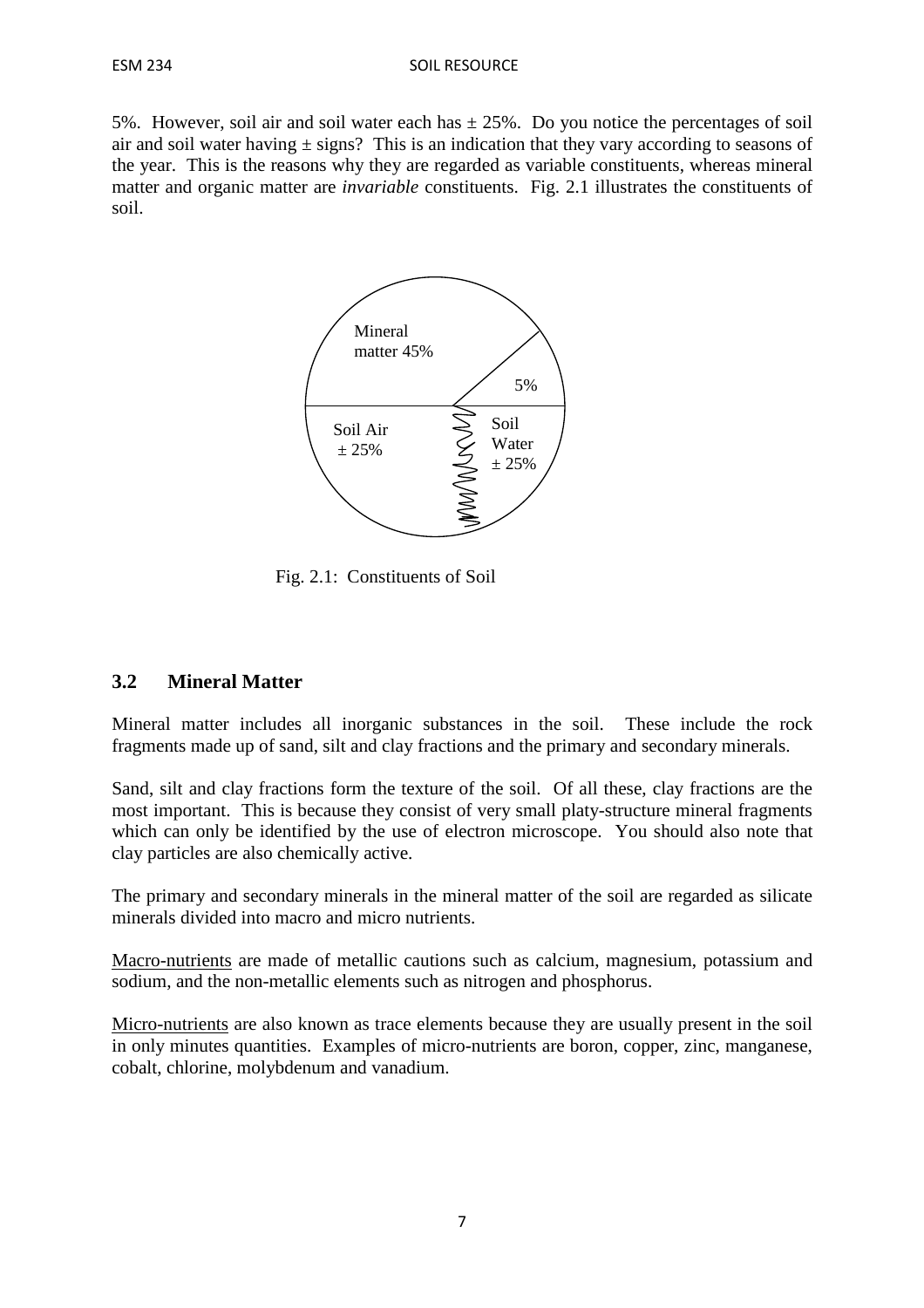5%. However, soil air and soil water each has ± 25%. Do you notice the percentages of soil air and soil water having ± signs? This is an indication that they vary according to seasons of the year. This is the reasons why they are regarded as variable constituents, whereas mineral matter and organic matter are *invariable* constituents. Fig. 2.1 illustrates the constituents of soil.

Mineral matter 45%

5%

Soil Air ± 25%

Soil Water ± 25%

Fig. 2.1: Constituents of Soil

### 3.2 Mineral Matter

Mineral matter includes all inorganic substances in the soil. These include the rock fragments made up of sand, silt and clay fractions and the primary and secondary minerals.

Sand, silt and clay fractions form the texture of the soil. Of all these, clay fractions are the most important. This is because they consist of very small platy-structure mineral fragments which can only be identified by the use of electron microscope. You should also note that clay particles are also chemically active.

The primary and secondary minerals in the mineral matter of the soil are regarded as silicate minerals divided into macro and micro nutrients.

Macro-nutrients are made of metallic cautions such as calcium, magnesium, potassium and sodium, and the non-metallic elements such as nitrogen and phosphorus.

Micro-nutrients are also known as trace elements because they are usually present in the soil in only minutes quantities. Examples of micro-nutrients are boron, copper, zinc, manganese, cobalt, chlorine, molybdenum and vanadium.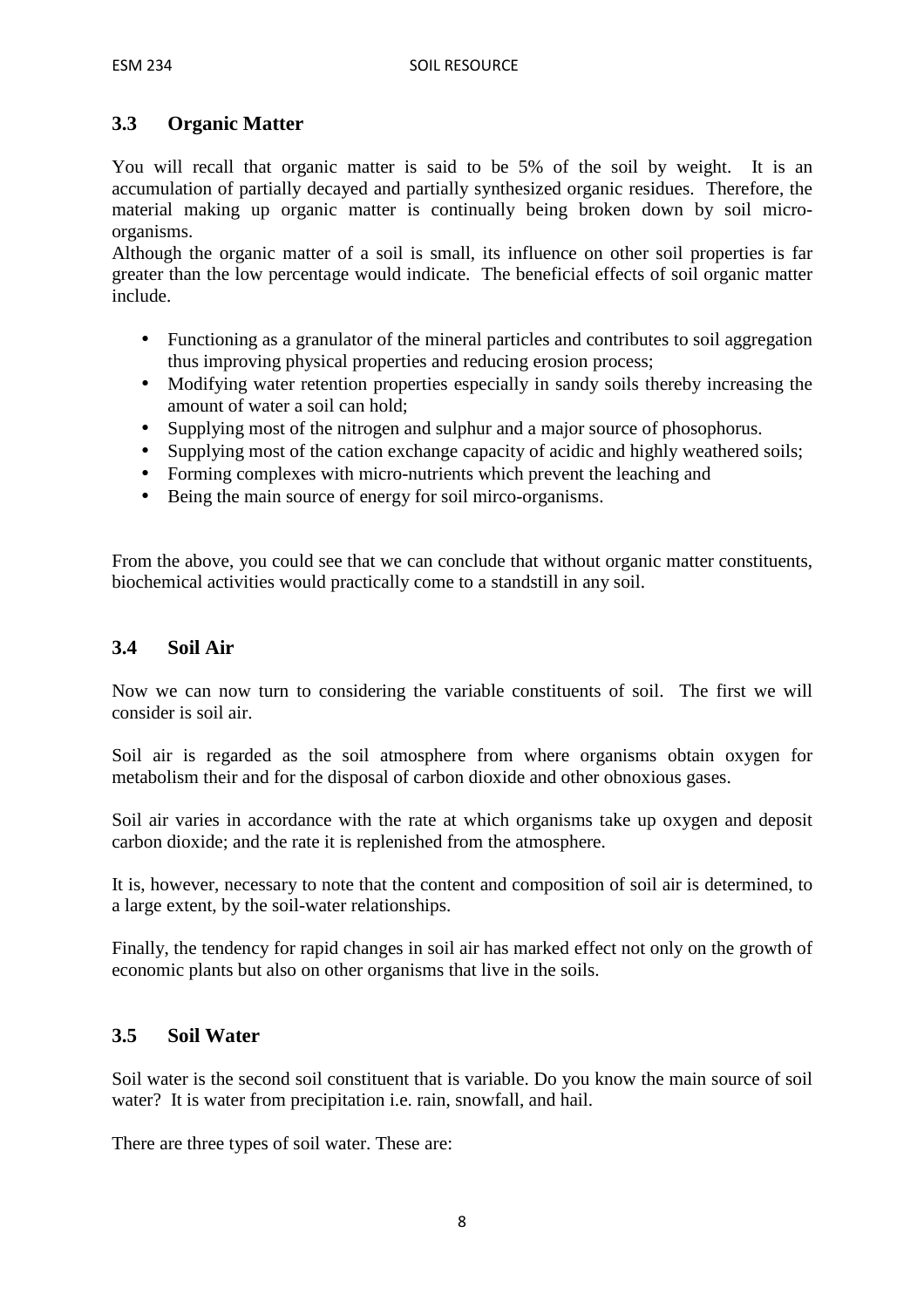### 3.3 Organic Matter

You will recall that organic matter is said to be 5% of the soil by weight. It is an accumulation of partially decayed and partially synthesized organic residues. Therefore, the material making up organic matter is continually being broken down by soil micro-organisms.

Although the organic matter of a soil is small, its influence on other soil properties is far greater than the low percentage would indicate. The beneficial effects of soil organic matter include.

- Functioning as a granulator of the mineral particles and contributes to soil aggregation thus improving physical properties and reducing erosion process;
- Modifying water retention properties especially in sandy soils thereby increasing the amount of water a soil can hold;
- Supplying most of the nitrogen and sulphur and a major source of phosophorus.
- Supplying most of the cation exchange capacity of acidic and highly weathered soils;
- Forming complexes with micro-nutrients which prevent the leaching and
- Being the main source of energy for soil mirco-organisms.

From the above, you could see that we can conclude that without organic matter constituents, biochemical activities would practically come to a standstill in any soil.

### 3.4 Soil Air

Now we can now turn to considering the variable constituents of soil. The first we will consider is soil air.

Soil air is regarded as the soil atmosphere from where organisms obtain oxygen for metabolism their and for the disposal of carbon dioxide and other obnoxious gases.

Soil air varies in accordance with the rate at which organisms take up oxygen and deposit carbon dioxide; and the rate it is replenished from the atmosphere.

It is, however, necessary to note that the content and composition of soil air is determined, to a large extent, by the soil-water relationships.

Finally, the tendency for rapid changes in soil air has marked effect not only on the growth of economic plants but also on other organisms that live in the soils.

### 3.5 Soil Water

Soil water is the second soil constituent that is variable. Do you know the main source of soil water? It is water from precipitation i.e. rain, snowfall, and hail.

There are three types of soil water. These are: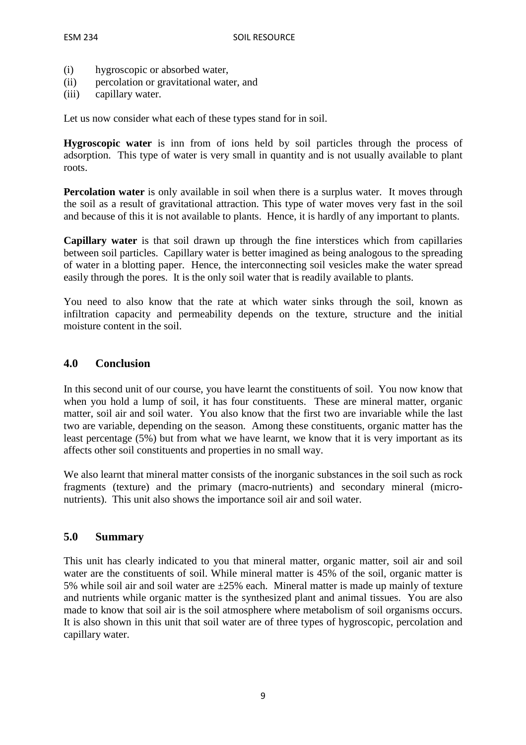(i) hygroscopic or absorbed water,
(ii) percolation or gravitational water, and
(iii) capillary water.

Let us now consider what each of these types stand for in soil.

**Hygroscopic water** is inn from of ions held by soil particles through the process of adsorption. This type of water is very small in quantity and is not usually available to plant roots.

**Percolation water** is only available in soil when there is a surplus water. It moves through the soil as a result of gravitational attraction. This type of water moves very fast in the soil and because of this it is not available to plants. Hence, it is hardly of any important to plants.

**Capillary water** is that soil drawn up through the fine interstices which from capillaries between soil particles. Capillary water is better imagined as being analogous to the spreading of water in a blotting paper. Hence, the interconnecting soil vesicles make the water spread easily through the pores. It is the only soil water that is readily available to plants.

You need to also know that the rate at which water sinks through the soil, known as infiltration capacity and permeability depends on the texture, structure and the initial moisture content in the soil.

## 4.0 Conclusion

In this second unit of our course, you have learnt the constituents of soil. You now know that when you hold a lump of soil, it has four constituents. These are mineral matter, organic matter, soil air and soil water. You also know that the first two are invariable while the last two are variable, depending on the season. Among these constituents, organic matter has the least percentage (5%) but from what we have learnt, we know that it is very important as its affects other soil constituents and properties in no small way.

We also learnt that mineral matter consists of the inorganic substances in the soil such as rock fragments (texture) and the primary (macro-nutrients) and secondary mineral (micro-nutrients). This unit also shows the importance soil air and soil water.

## 5.0 Summary

This unit has clearly indicated to you that mineral matter, organic matter, soil air and soil water are the constituents of soil. While mineral matter is 45% of the soil, organic matter is 5% while soil air and soil water are ±25% each. Mineral matter is made up mainly of texture and nutrients while organic matter is the synthesized plant and animal tissues. You are also made to know that soil air is the soil atmosphere where metabolism of soil organisms occurs. It is also shown in this unit that soil water are of three types of hygroscopic, percolation and capillary water.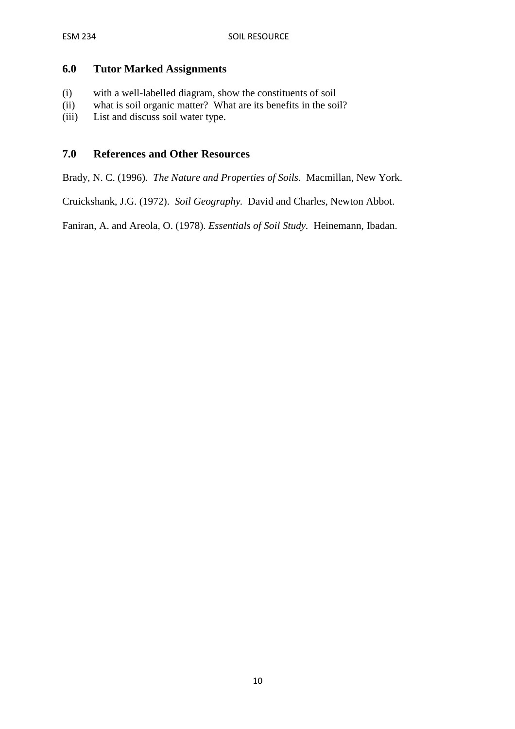## 6.0 Tutor Marked Assignments

(i) with a well-labelled diagram, show the constituents of soil
(ii) what is soil organic matter? What are its benefits in the soil?
(iii) List and discuss soil water type.

## 7.0 References and Other Resources

Brady, N. C. (1996). *The Nature and Properties of Soils.* Macmillan, New York.

Cruickshank, J.G. (1972). *Soil Geography.* David and Charles, Newton Abbot.

Faniran, A. and Areola, O. (1978). *Essentials of Soil Study.* Heinemann, Ibadan.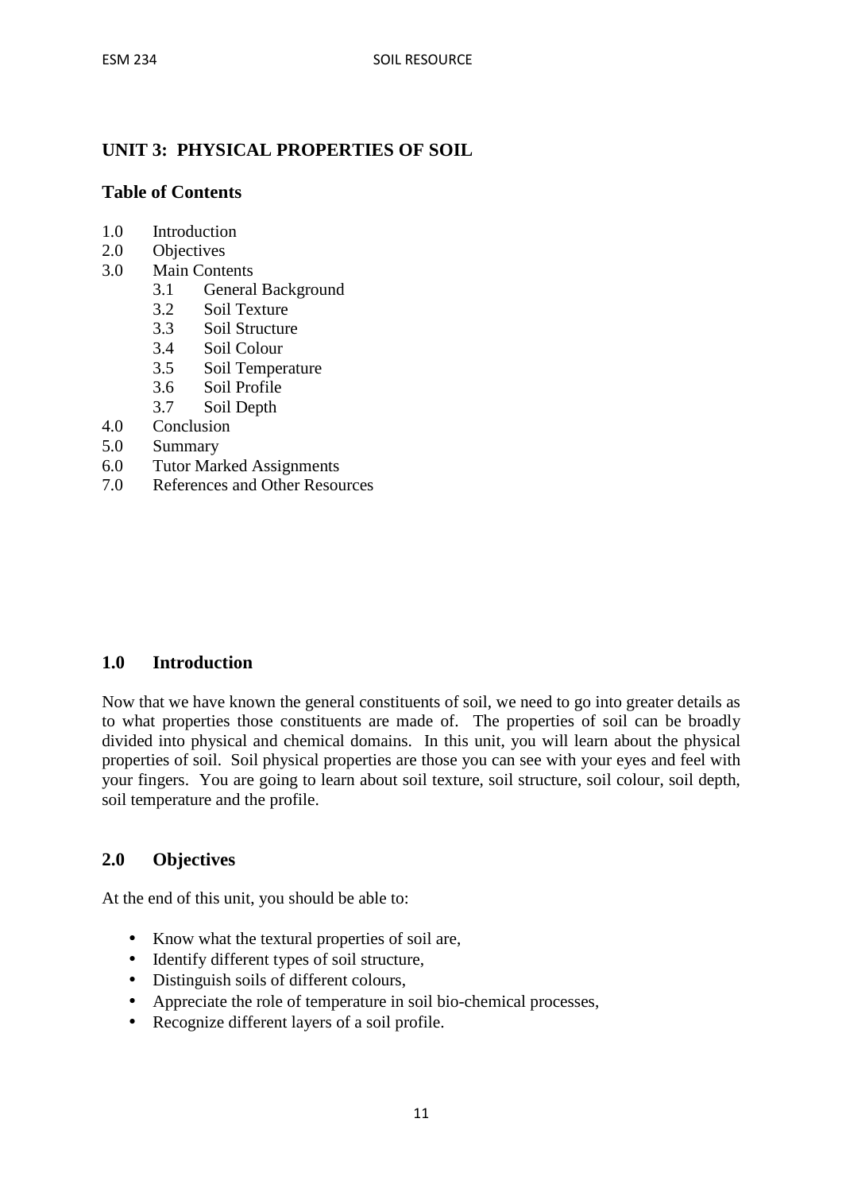## UNIT 3: PHYSICAL PROPERTIES OF SOIL

### Table of Contents

1.0 Introduction
2.0 Objectives
3.0 Main Contents
  3.1 General Background
  3.2 Soil Texture
  3.3 Soil Structure
  3.4 Soil Colour
  3.5 Soil Temperature
  3.6 Soil Profile
  3.7 Soil Depth
4.0 Conclusion
5.0 Summary
6.0 Tutor Marked Assignments
7.0 References and Other Resources

### 1.0 Introduction

Now that we have known the general constituents of soil, we need to go into greater details as to what properties those constituents are made of. The properties of soil can be broadly divided into physical and chemical domains. In this unit, you will learn about the physical properties of soil. Soil physical properties are those you can see with your eyes and feel with your fingers. You are going to learn about soil texture, soil structure, soil colour, soil depth, soil temperature and the profile.

### 2.0 Objectives

At the end of this unit, you should be able to:

- Know what the textural properties of soil are,
- Identify different types of soil structure,
- Distinguish soils of different colours,
- Appreciate the role of temperature in soil bio-chemical processes,
- Recognize different layers of a soil profile.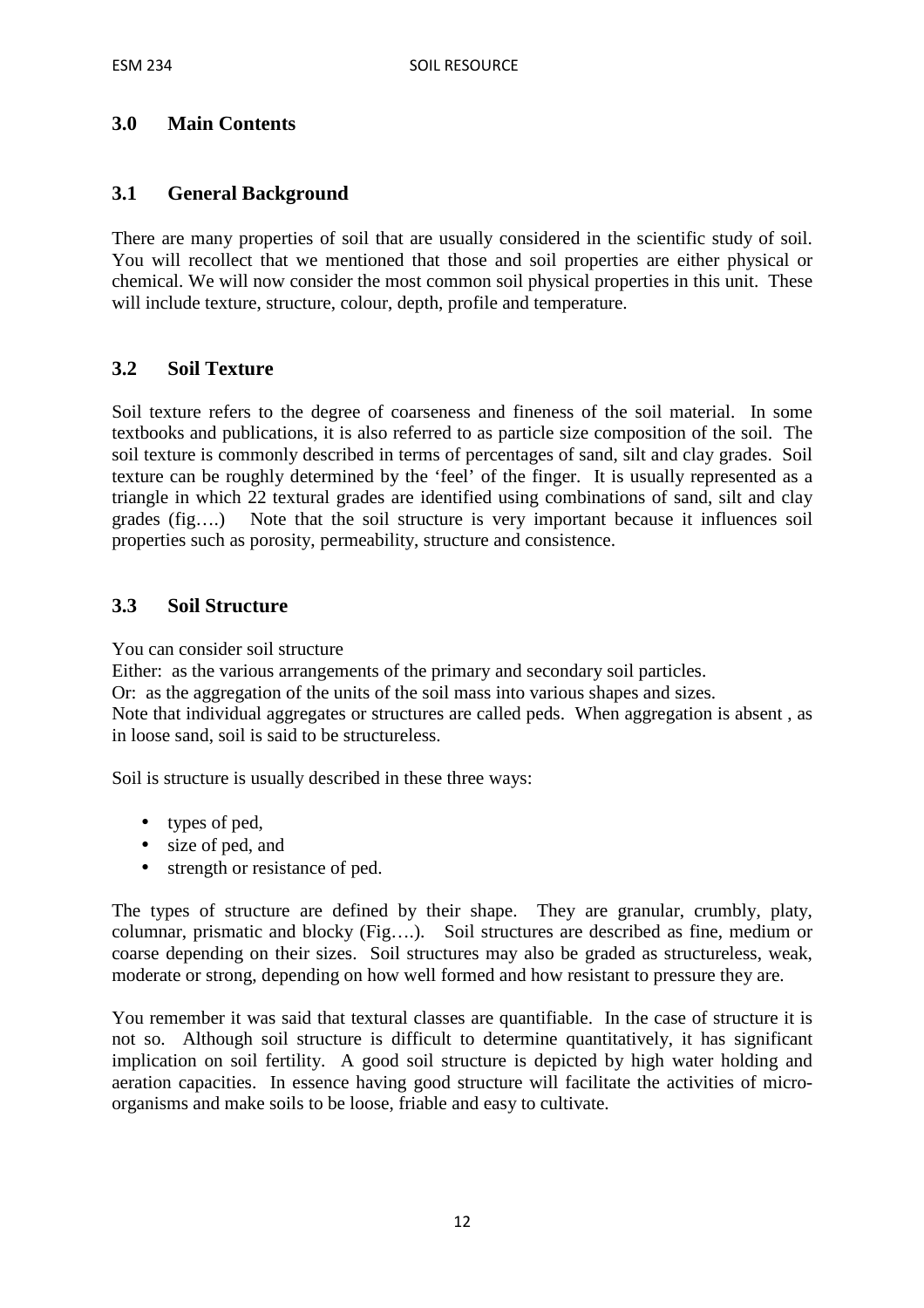## 3.0 Main Contents

### 3.1 General Background

There are many properties of soil that are usually considered in the scientific study of soil. You will recollect that we mentioned that those and soil properties are either physical or chemical. We will now consider the most common soil physical properties in this unit. These will include texture, structure, colour, depth, profile and temperature.

### 3.2 Soil Texture

Soil texture refers to the degree of coarseness and fineness of the soil material. In some textbooks and publications, it is also referred to as particle size composition of the soil. The soil texture is commonly described in terms of percentages of sand, silt and clay grades. Soil texture can be roughly determined by the 'feel' of the finger. It is usually represented as a triangle in which 22 textural grades are identified using combinations of sand, silt and clay grades (fig….) Note that the soil structure is very important because it influences soil properties such as porosity, permeability, structure and consistence.

### 3.3 Soil Structure

You can consider soil structure
Either: as the various arrangements of the primary and secondary soil particles.
Or: as the aggregation of the units of the soil mass into various shapes and sizes.
Note that individual aggregates or structures are called peds. When aggregation is absent , as in loose sand, soil is said to be structureless.

Soil is structure is usually described in these three ways:

- types of ped,
- size of ped, and
- strength or resistance of ped.

The types of structure are defined by their shape. They are granular, crumbly, platy, columnar, prismatic and blocky (Fig….). Soil structures are described as fine, medium or coarse depending on their sizes. Soil structures may also be graded as structureless, weak, moderate or strong, depending on how well formed and how resistant to pressure they are.

You remember it was said that textural classes are quantifiable. In the case of structure it is not so. Although soil structure is difficult to determine quantitatively, it has significant implication on soil fertility. A good soil structure is depicted by high water holding and aeration capacities. In essence having good structure will facilitate the activities of micro-organisms and make soils to be loose, friable and easy to cultivate.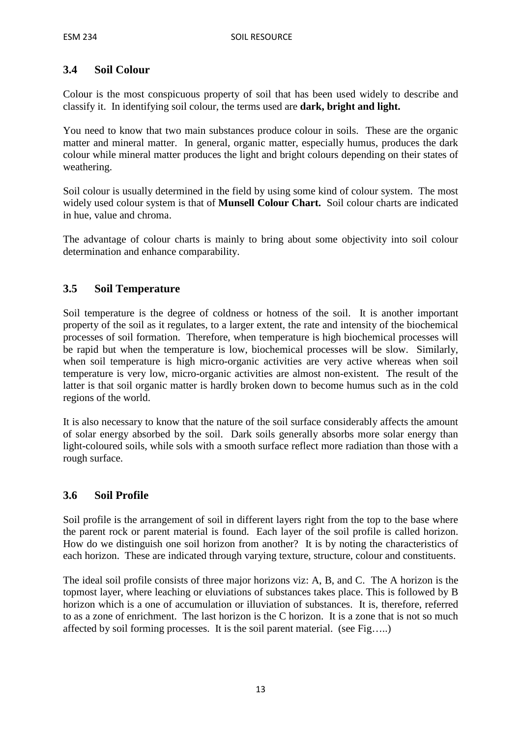## 3.4 Soil Colour

Colour is the most conspicuous property of soil that has been used widely to describe and classify it. In identifying soil colour, the terms used are **dark, bright and light.**

You need to know that two main substances produce colour in soils. These are the organic matter and mineral matter. In general, organic matter, especially humus, produces the dark colour while mineral matter produces the light and bright colours depending on their states of weathering.

Soil colour is usually determined in the field by using some kind of colour system. The most widely used colour system is that of **Munsell Colour Chart.** Soil colour charts are indicated in hue, value and chroma.

The advantage of colour charts is mainly to bring about some objectivity into soil colour determination and enhance comparability.

## 3.5 Soil Temperature

Soil temperature is the degree of coldness or hotness of the soil. It is another important property of the soil as it regulates, to a larger extent, the rate and intensity of the biochemical processes of soil formation. Therefore, when temperature is high biochemical processes will be rapid but when the temperature is low, biochemical processes will be slow. Similarly, when soil temperature is high micro-organic activities are very active whereas when soil temperature is very low, micro-organic activities are almost non-existent. The result of the latter is that soil organic matter is hardly broken down to become humus such as in the cold regions of the world.

It is also necessary to know that the nature of the soil surface considerably affects the amount of solar energy absorbed by the soil. Dark soils generally absorbs more solar energy than light-coloured soils, while sols with a smooth surface reflect more radiation than those with a rough surface.

## 3.6 Soil Profile

Soil profile is the arrangement of soil in different layers right from the top to the base where the parent rock or parent material is found. Each layer of the soil profile is called horizon. How do we distinguish one soil horizon from another? It is by noting the characteristics of each horizon. These are indicated through varying texture, structure, colour and constituents.

The ideal soil profile consists of three major horizons viz: A, B, and C. The A horizon is the topmost layer, where leaching or eluviations of substances takes place. This is followed by B horizon which is a one of accumulation or illuviation of substances. It is, therefore, referred to as a zone of enrichment. The last horizon is the C horizon. It is a zone that is not so much affected by soil forming processes. It is the soil parent material. (see Fig…..)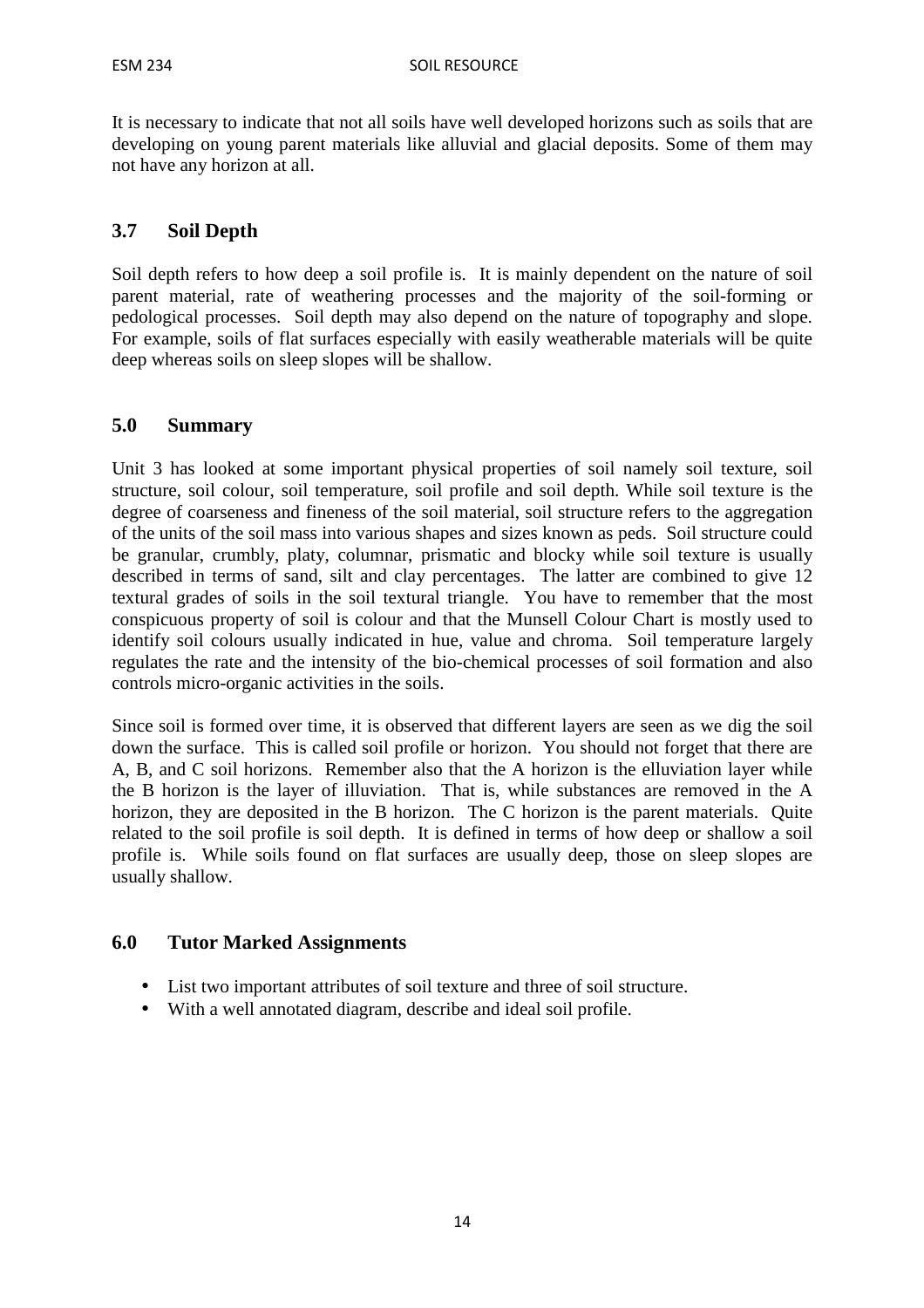It is necessary to indicate that not all soils have well developed horizons such as soils that are developing on young parent materials like alluvial and glacial deposits. Some of them may not have any horizon at all.

## 3.7 Soil Depth

Soil depth refers to how deep a soil profile is. It is mainly dependent on the nature of soil parent material, rate of weathering processes and the majority of the soil-forming or pedological processes. Soil depth may also depend on the nature of topography and slope. For example, soils of flat surfaces especially with easily weatherable materials will be quite deep whereas soils on sleep slopes will be shallow.

## 5.0 Summary

Unit 3 has looked at some important physical properties of soil namely soil texture, soil structure, soil colour, soil temperature, soil profile and soil depth. While soil texture is the degree of coarseness and fineness of the soil material, soil structure refers to the aggregation of the units of the soil mass into various shapes and sizes known as peds. Soil structure could be granular, crumbly, platy, columnar, prismatic and blocky while soil texture is usually described in terms of sand, silt and clay percentages. The latter are combined to give 12 textural grades of soils in the soil textural triangle. You have to remember that the most conspicuous property of soil is colour and that the Munsell Colour Chart is mostly used to identify soil colours usually indicated in hue, value and chroma. Soil temperature largely regulates the rate and the intensity of the bio-chemical processes of soil formation and also controls micro-organic activities in the soils.

Since soil is formed over time, it is observed that different layers are seen as we dig the soil down the surface. This is called soil profile or horizon. You should not forget that there are A, B, and C soil horizons. Remember also that the A horizon is the elluviation layer while the B horizon is the layer of illuviation. That is, while substances are removed in the A horizon, they are deposited in the B horizon. The C horizon is the parent materials. Quite related to the soil profile is soil depth. It is defined in terms of how deep or shallow a soil profile is. While soils found on flat surfaces are usually deep, those on sleep slopes are usually shallow.

## 6.0 Tutor Marked Assignments

- List two important attributes of soil texture and three of soil structure.
- With a well annotated diagram, describe and ideal soil profile.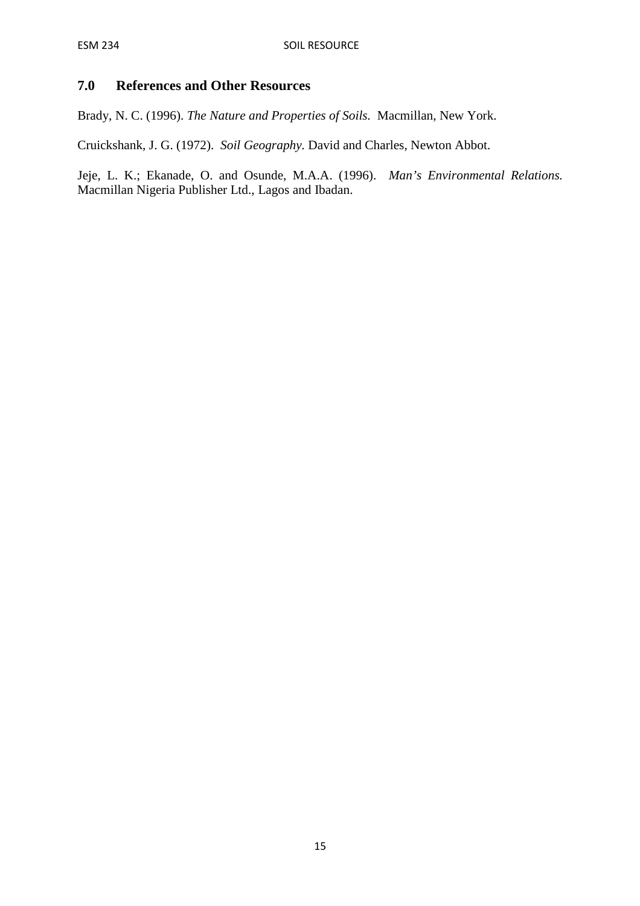## 7.0 References and Other Resources

Brady, N. C. (1996). *The Nature and Properties of Soils.* Macmillan, New York.

Cruickshank, J. G. (1972). *Soil Geography.* David and Charles, Newton Abbot.

Jeje, L. K.; Ekanade, O. and Osunde, M.A.A. (1996). *Man's Environmental Relations.* Macmillan Nigeria Publisher Ltd., Lagos and Ibadan.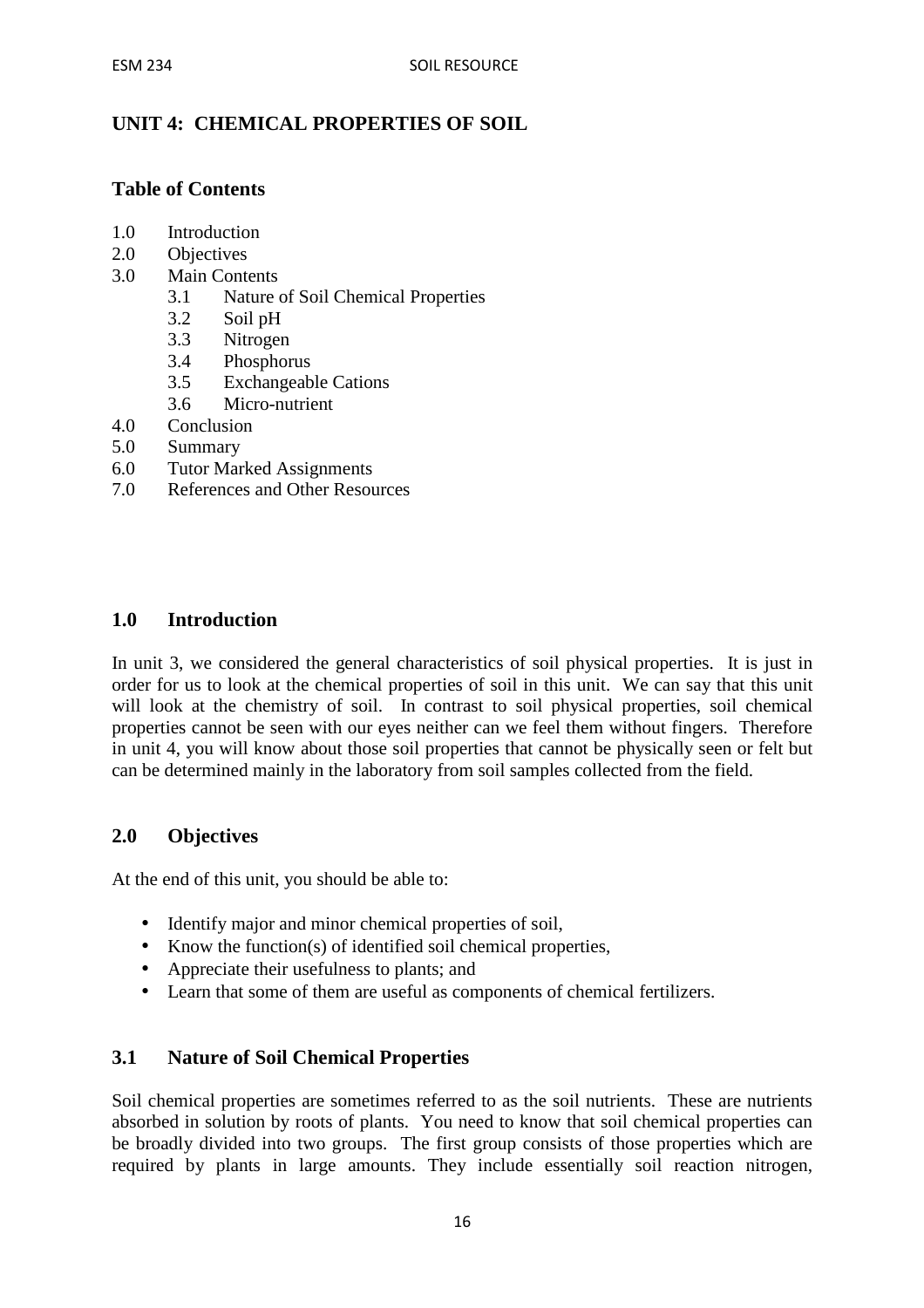## UNIT 4: CHEMICAL PROPERTIES OF SOIL

### Table of Contents

1.0 Introduction
2.0 Objectives
3.0 Main Contents
  3.1 Nature of Soil Chemical Properties
  3.2 Soil pH
  3.3 Nitrogen
  3.4 Phosphorus
  3.5 Exchangeable Cations
  3.6 Micro-nutrient
4.0 Conclusion
5.0 Summary
6.0 Tutor Marked Assignments
7.0 References and Other Resources

### 1.0 Introduction

In unit 3, we considered the general characteristics of soil physical properties. It is just in order for us to look at the chemical properties of soil in this unit. We can say that this unit will look at the chemistry of soil. In contrast to soil physical properties, soil chemical properties cannot be seen with our eyes neither can we feel them without fingers. Therefore in unit 4, you will know about those soil properties that cannot be physically seen or felt but can be determined mainly in the laboratory from soil samples collected from the field.

### 2.0 Objectives

At the end of this unit, you should be able to:

- Identify major and minor chemical properties of soil,
- Know the function(s) of identified soil chemical properties,
- Appreciate their usefulness to plants; and
- Learn that some of them are useful as components of chemical fertilizers.

### 3.1 Nature of Soil Chemical Properties

Soil chemical properties are sometimes referred to as the soil nutrients. These are nutrients absorbed in solution by roots of plants. You need to know that soil chemical properties can be broadly divided into two groups. The first group consists of those properties which are required by plants in large amounts. They include essentially soil reaction nitrogen,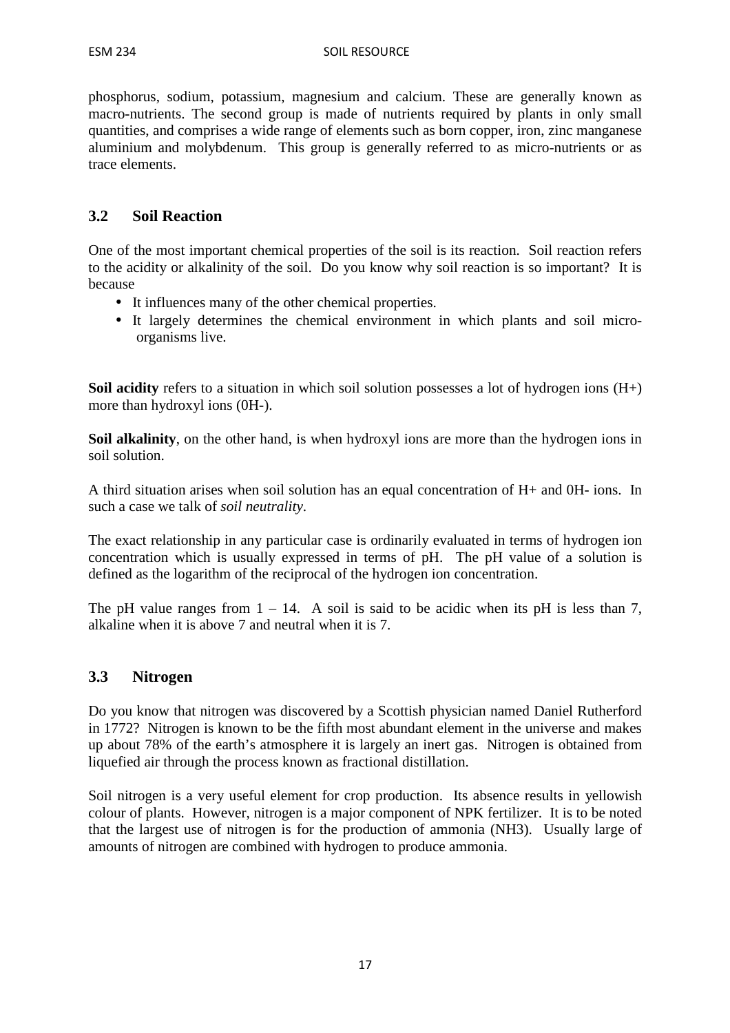phosphorus, sodium, potassium, magnesium and calcium. These are generally known as macro-nutrients. The second group is made of nutrients required by plants in only small quantities, and comprises a wide range of elements such as born copper, iron, zinc manganese aluminium and molybdenum. This group is generally referred to as micro-nutrients or as trace elements.

## 3.2 Soil Reaction

One of the most important chemical properties of the soil is its reaction. Soil reaction refers to the acidity or alkalinity of the soil. Do you know why soil reaction is so important? It is because

- It influences many of the other chemical properties.
- It largely determines the chemical environment in which plants and soil micro-organisms live.

**Soil acidity** refers to a situation in which soil solution possesses a lot of hydrogen ions ($H^+$) more than hydroxyl ions ($0H^-$).

**Soil alkalinity**, on the other hand, is when hydroxyl ions are more than the hydrogen ions in soil solution.

A third situation arises when soil solution has an equal concentration of $H^+$ and $0H^-$ ions. In such a case we talk of *soil neutrality*.

The exact relationship in any particular case is ordinarily evaluated in terms of hydrogen ion concentration which is usually expressed in terms of pH. The pH value of a solution is defined as the logarithm of the reciprocal of the hydrogen ion concentration.

The pH value ranges from 1 – 14. A soil is said to be acidic when its pH is less than 7, alkaline when it is above 7 and neutral when it is 7.

## 3.3 Nitrogen

Do you know that nitrogen was discovered by a Scottish physician named Daniel Rutherford in 1772? Nitrogen is known to be the fifth most abundant element in the universe and makes up about 78% of the earth's atmosphere it is largely an inert gas. Nitrogen is obtained from liquefied air through the process known as fractional distillation.

Soil nitrogen is a very useful element for crop production. Its absence results in yellowish colour of plants. However, nitrogen is a major component of NPK fertilizer. It is to be noted that the largest use of nitrogen is for the production of ammonia ($NH_3$). Usually large of amounts of nitrogen are combined with hydrogen to produce ammonia.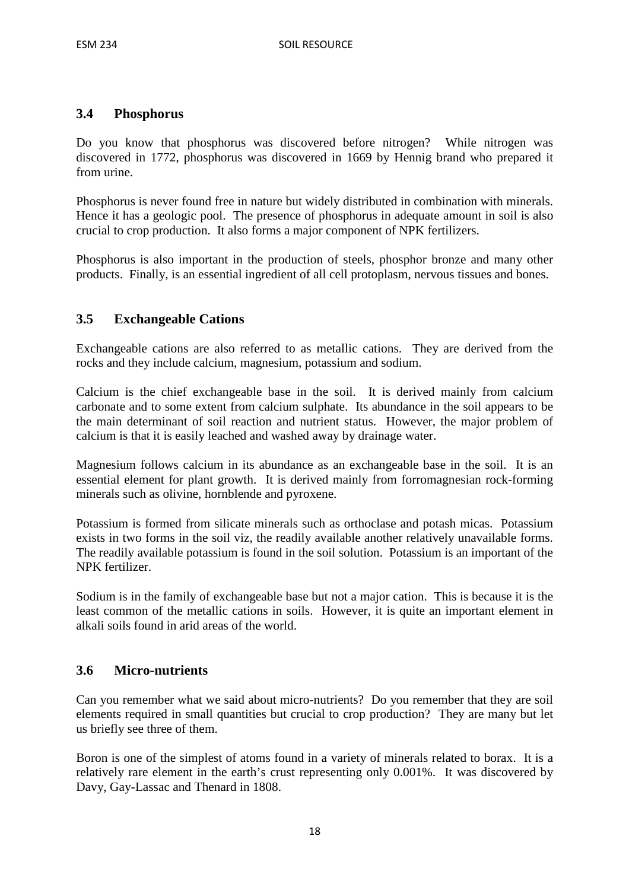### 3.4 Phosphorus

Do you know that phosphorus was discovered before nitrogen? While nitrogen was discovered in 1772, phosphorus was discovered in 1669 by Hennig brand who prepared it from urine.

Phosphorus is never found free in nature but widely distributed in combination with minerals. Hence it has a geologic pool. The presence of phosphorus in adequate amount in soil is also crucial to crop production. It also forms a major component of NPK fertilizers.

Phosphorus is also important in the production of steels, phosphor bronze and many other products. Finally, is an essential ingredient of all cell protoplasm, nervous tissues and bones.

### 3.5 Exchangeable Cations

Exchangeable cations are also referred to as metallic cations. They are derived from the rocks and they include calcium, magnesium, potassium and sodium.

Calcium is the chief exchangeable base in the soil. It is derived mainly from calcium carbonate and to some extent from calcium sulphate. Its abundance in the soil appears to be the main determinant of soil reaction and nutrient status. However, the major problem of calcium is that it is easily leached and washed away by drainage water.

Magnesium follows calcium in its abundance as an exchangeable base in the soil. It is an essential element for plant growth. It is derived mainly from forromagnesian rock-forming minerals such as olivine, hornblende and pyroxene.

Potassium is formed from silicate minerals such as orthoclase and potash micas. Potassium exists in two forms in the soil viz, the readily available another relatively unavailable forms. The readily available potassium is found in the soil solution. Potassium is an important of the NPK fertilizer.

Sodium is in the family of exchangeable base but not a major cation. This is because it is the least common of the metallic cations in soils. However, it is quite an important element in alkali soils found in arid areas of the world.

### 3.6 Micro-nutrients

Can you remember what we said about micro-nutrients? Do you remember that they are soil elements required in small quantities but crucial to crop production? They are many but let us briefly see three of them.

Boron is one of the simplest of atoms found in a variety of minerals related to borax. It is a relatively rare element in the earth's crust representing only 0.001%. It was discovered by Davy, Gay-Lassac and Thenard in 1808.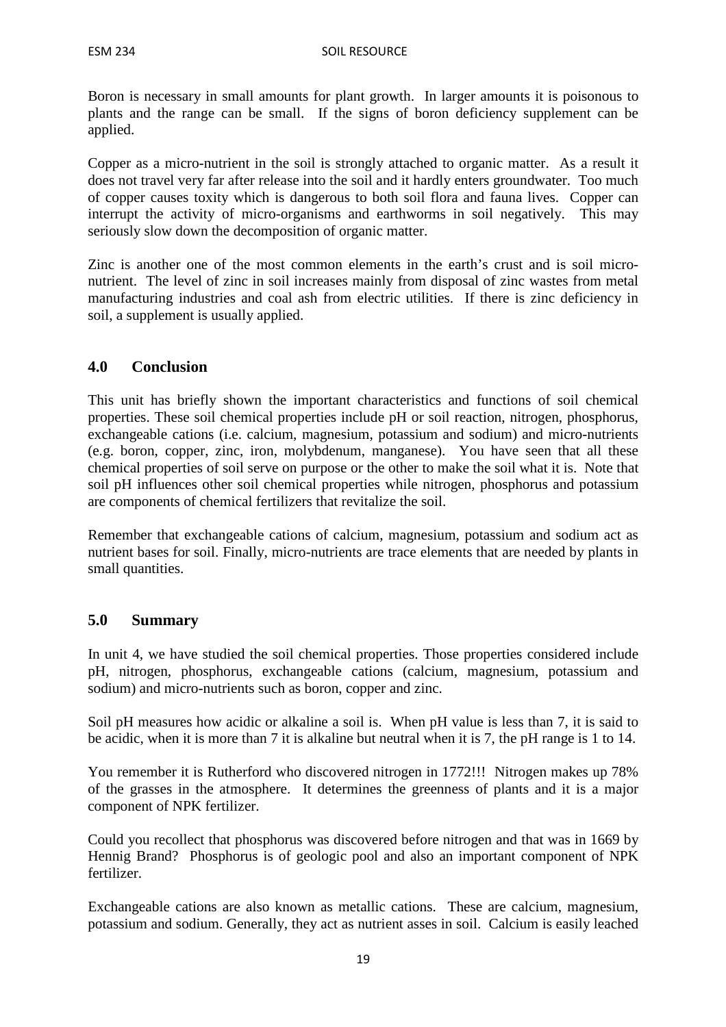Boron is necessary in small amounts for plant growth. In larger amounts it is poisonous to plants and the range can be small. If the signs of boron deficiency supplement can be applied.

Copper as a micro-nutrient in the soil is strongly attached to organic matter. As a result it does not travel very far after release into the soil and it hardly enters groundwater. Too much of copper causes toxity which is dangerous to both soil flora and fauna lives. Copper can interrupt the activity of micro-organisms and earthworms in soil negatively. This may seriously slow down the decomposition of organic matter.

Zinc is another one of the most common elements in the earth's crust and is soil micro-nutrient. The level of zinc in soil increases mainly from disposal of zinc wastes from metal manufacturing industries and coal ash from electric utilities. If there is zinc deficiency in soil, a supplement is usually applied.

## 4.0 Conclusion

This unit has briefly shown the important characteristics and functions of soil chemical properties. These soil chemical properties include pH or soil reaction, nitrogen, phosphorus, exchangeable cations (i.e. calcium, magnesium, potassium and sodium) and micro-nutrients (e.g. boron, copper, zinc, iron, molybdenum, manganese). You have seen that all these chemical properties of soil serve on purpose or the other to make the soil what it is. Note that soil pH influences other soil chemical properties while nitrogen, phosphorus and potassium are components of chemical fertilizers that revitalize the soil.

Remember that exchangeable cations of calcium, magnesium, potassium and sodium act as nutrient bases for soil. Finally, micro-nutrients are trace elements that are needed by plants in small quantities.

## 5.0 Summary

In unit 4, we have studied the soil chemical properties. Those properties considered include pH, nitrogen, phosphorus, exchangeable cations (calcium, magnesium, potassium and sodium) and micro-nutrients such as boron, copper and zinc.

Soil pH measures how acidic or alkaline a soil is. When pH value is less than 7, it is said to be acidic, when it is more than 7 it is alkaline but neutral when it is 7, the pH range is 1 to 14.

You remember it is Rutherford who discovered nitrogen in 1772!!! Nitrogen makes up 78% of the grasses in the atmosphere. It determines the greenness of plants and it is a major component of NPK fertilizer.

Could you recollect that phosphorus was discovered before nitrogen and that was in 1669 by Hennig Brand? Phosphorus is of geologic pool and also an important component of NPK fertilizer.

Exchangeable cations are also known as metallic cations. These are calcium, magnesium, potassium and sodium. Generally, they act as nutrient asses in soil. Calcium is easily leached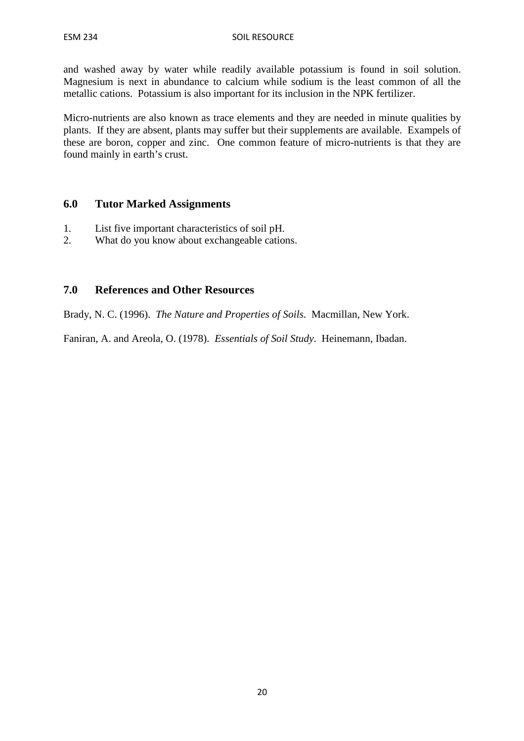and washed away by water while readily available potassium is found in soil solution. Magnesium is next in abundance to calcium while sodium is the least common of all the metallic cations. Potassium is also important for its inclusion in the NPK fertilizer.

Micro-nutrients are also known as trace elements and they are needed in minute qualities by plants. If they are absent, plants may suffer but their supplements are available. Exampels of these are boron, copper and zinc. One common feature of micro-nutrients is that they are found mainly in earth's crust.

## 6.0 Tutor Marked Assignments

1. List five important characteristics of soil pH.
2. What do you know about exchangeable cations.

## 7.0 References and Other Resources

Brady, N. C. (1996). *The Nature and Properties of Soils*. Macmillan, New York.

Faniran, A. and Areola, O. (1978). *Essentials of Soil Study*. Heinemann, Ibadan.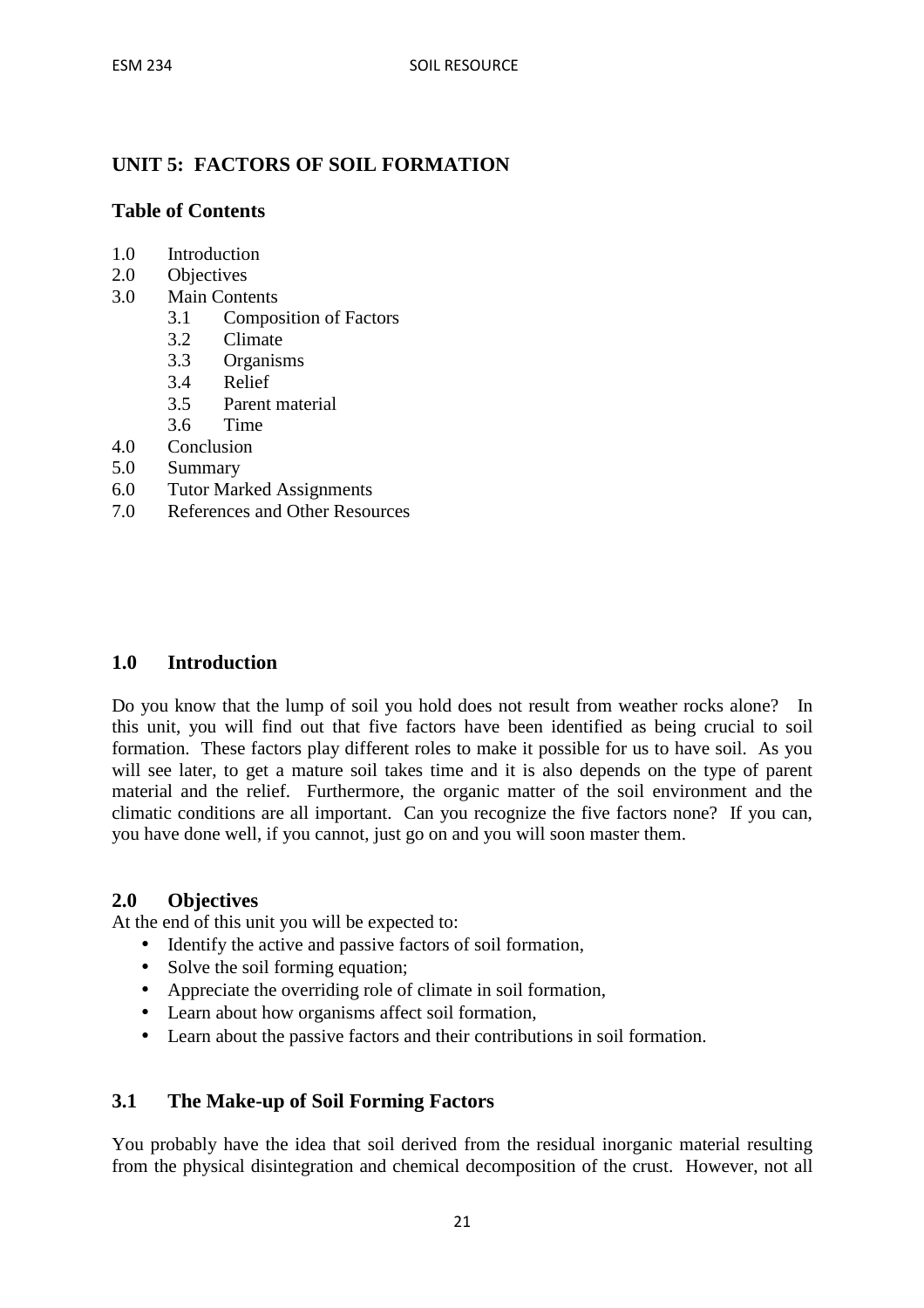## UNIT 5: FACTORS OF SOIL FORMATION

### Table of Contents

- 1.0 Introduction
- 2.0 Objectives
- 3.0 Main Contents
  - 3.1 Composition of Factors
  - 3.2 Climate
  - 3.3 Organisms
  - 3.4 Relief
  - 3.5 Parent material
  - 3.6 Time
- 4.0 Conclusion
- 5.0 Summary
- 6.0 Tutor Marked Assignments
- 7.0 References and Other Resources

### 1.0 Introduction

Do you know that the lump of soil you hold does not result from weather rocks alone? In this unit, you will find out that five factors have been identified as being crucial to soil formation. These factors play different roles to make it possible for us to have soil. As you will see later, to get a mature soil takes time and it is also depends on the type of parent material and the relief. Furthermore, the organic matter of the soil environment and the climatic conditions are all important. Can you recognize the five factors none? If you can, you have done well, if you cannot, just go on and you will soon master them.

### 2.0 Objectives

At the end of this unit you will be expected to:

- Identify the active and passive factors of soil formation,
- Solve the soil forming equation;
- Appreciate the overriding role of climate in soil formation,
- Learn about how organisms affect soil formation,
- Learn about the passive factors and their contributions in soil formation.

### 3.1 The Make-up of Soil Forming Factors

You probably have the idea that soil derived from the residual inorganic material resulting from the physical disintegration and chemical decomposition of the crust. However, not all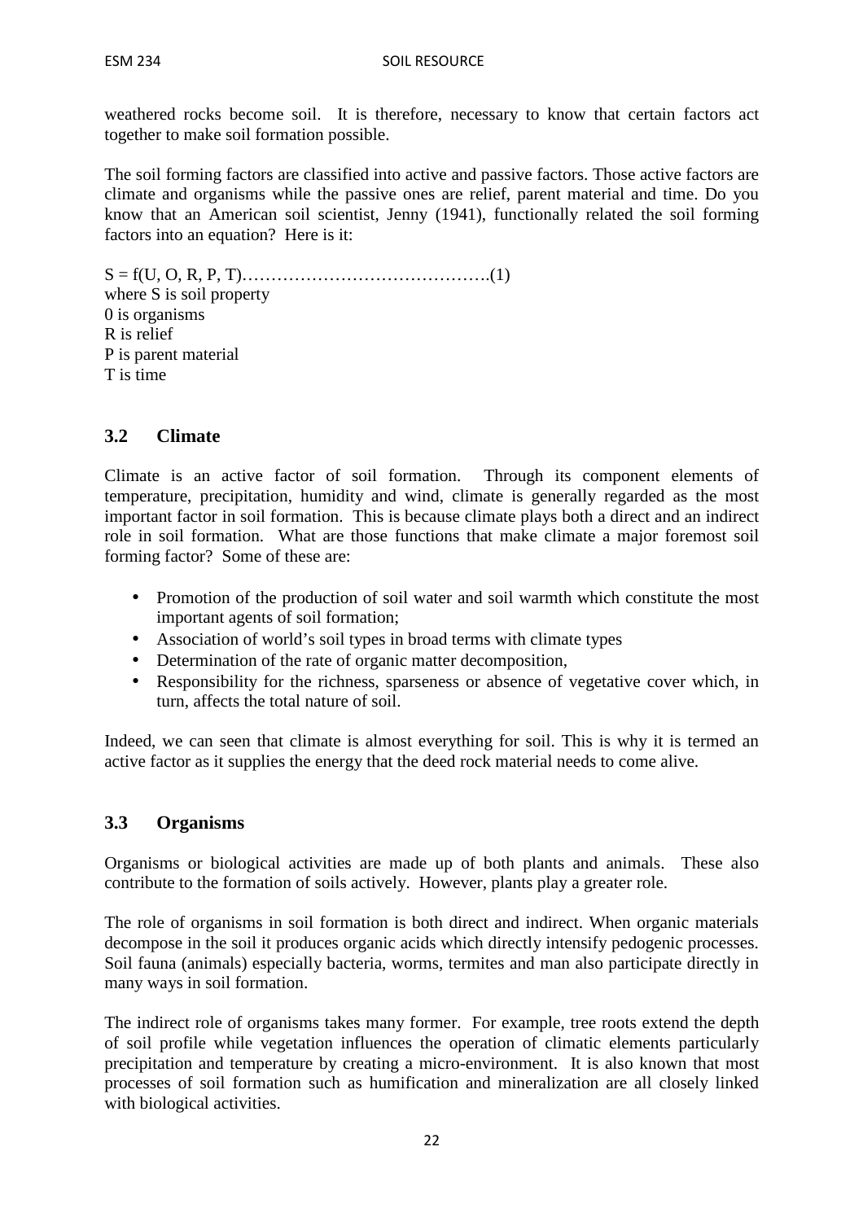weathered rocks become soil. It is therefore, necessary to know that certain factors act together to make soil formation possible.

The soil forming factors are classified into active and passive factors. Those active factors are climate and organisms while the passive ones are relief, parent material and time. Do you know that an American soil scientist, Jenny (1941), functionally related the soil forming factors into an equation? Here is it:

$S = f(U, O, R, P, T)$…………………………………….(1)
where S is soil property
0 is organisms
R is relief
P is parent material
T is time

### 3.2 Climate

Climate is an active factor of soil formation. Through its component elements of temperature, precipitation, humidity and wind, climate is generally regarded as the most important factor in soil formation. This is because climate plays both a direct and an indirect role in soil formation. What are those functions that make climate a major foremost soil forming factor? Some of these are:

- Promotion of the production of soil water and soil warmth which constitute the most important agents of soil formation;
- Association of world's soil types in broad terms with climate types
- Determination of the rate of organic matter decomposition,
- Responsibility for the richness, sparseness or absence of vegetative cover which, in turn, affects the total nature of soil.

Indeed, we can seen that climate is almost everything for soil. This is why it is termed an active factor as it supplies the energy that the deed rock material needs to come alive.

### 3.3 Organisms

Organisms or biological activities are made up of both plants and animals. These also contribute to the formation of soils actively. However, plants play a greater role.

The role of organisms in soil formation is both direct and indirect. When organic materials decompose in the soil it produces organic acids which directly intensify pedogenic processes. Soil fauna (animals) especially bacteria, worms, termites and man also participate directly in many ways in soil formation.

The indirect role of organisms takes many former. For example, tree roots extend the depth of soil profile while vegetation influences the operation of climatic elements particularly precipitation and temperature by creating a micro-environment. It is also known that most processes of soil formation such as humification and mineralization are all closely linked with biological activities.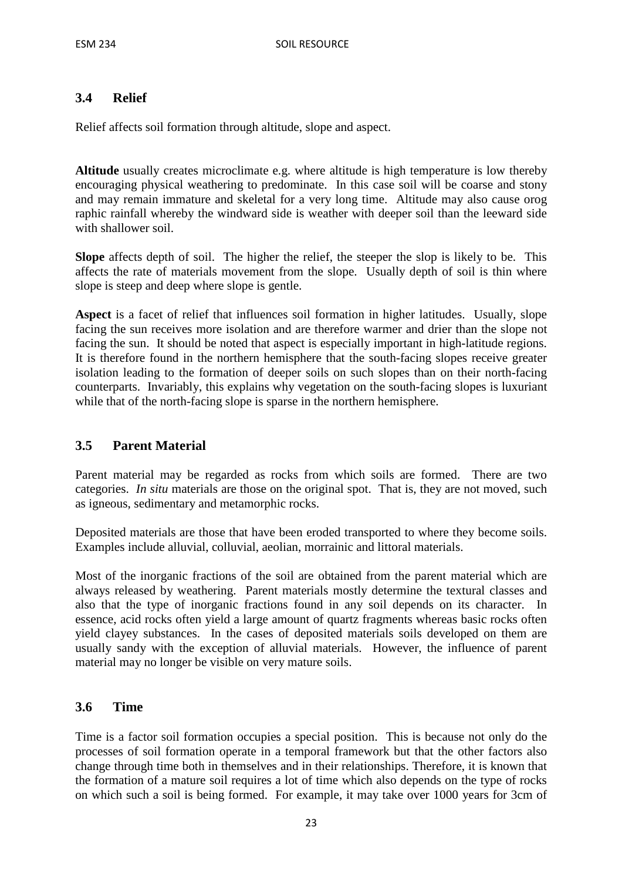### 3.4 Relief

Relief affects soil formation through altitude, slope and aspect.

**Altitude** usually creates microclimate e.g. where altitude is high temperature is low thereby encouraging physical weathering to predominate. In this case soil will be coarse and stony and may remain immature and skeletal for a very long time. Altitude may also cause orog raphic rainfall whereby the windward side is weather with deeper soil than the leeward side with shallower soil.

**Slope** affects depth of soil. The higher the relief, the steeper the slop is likely to be. This affects the rate of materials movement from the slope. Usually depth of soil is thin where slope is steep and deep where slope is gentle.

**Aspect** is a facet of relief that influences soil formation in higher latitudes. Usually, slope facing the sun receives more isolation and are therefore warmer and drier than the slope not facing the sun. It should be noted that aspect is especially important in high-latitude regions. It is therefore found in the northern hemisphere that the south-facing slopes receive greater isolation leading to the formation of deeper soils on such slopes than on their north-facing counterparts. Invariably, this explains why vegetation on the south-facing slopes is luxuriant while that of the north-facing slope is sparse in the northern hemisphere.

### 3.5 Parent Material

Parent material may be regarded as rocks from which soils are formed. There are two categories. *In situ* materials are those on the original spot. That is, they are not moved, such as igneous, sedimentary and metamorphic rocks.

Deposited materials are those that have been eroded transported to where they become soils. Examples include alluvial, colluvial, aeolian, morrainic and littoral materials.

Most of the inorganic fractions of the soil are obtained from the parent material which are always released by weathering. Parent materials mostly determine the textural classes and also that the type of inorganic fractions found in any soil depends on its character. In essence, acid rocks often yield a large amount of quartz fragments whereas basic rocks often yield clayey substances. In the cases of deposited materials soils developed on them are usually sandy with the exception of alluvial materials. However, the influence of parent material may no longer be visible on very mature soils.

### 3.6 Time

Time is a factor soil formation occupies a special position. This is because not only do the processes of soil formation operate in a temporal framework but that the other factors also change through time both in themselves and in their relationships. Therefore, it is known that the formation of a mature soil requires a lot of time which also depends on the type of rocks on which such a soil is being formed. For example, it may take over 1000 years for 3cm of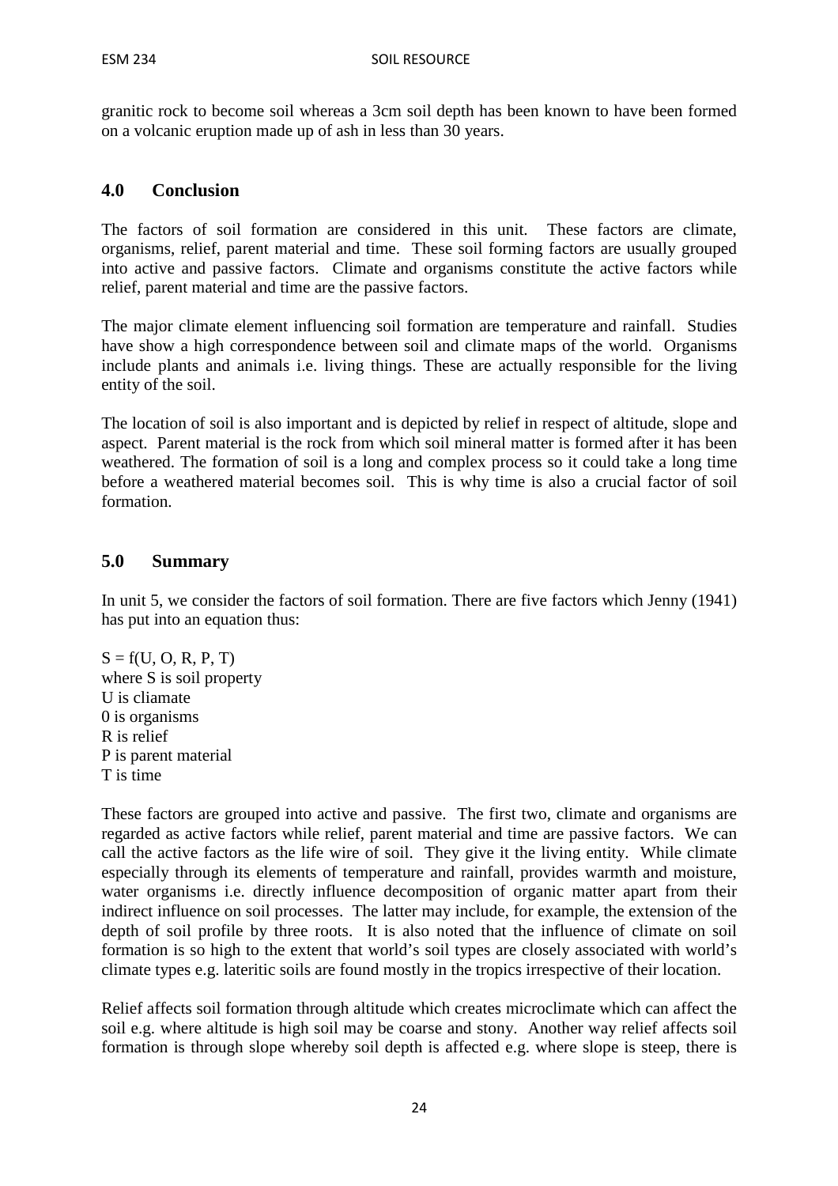granitic rock to become soil whereas a 3cm soil depth has been known to have been formed on a volcanic eruption made up of ash in less than 30 years.

## 4.0 Conclusion

The factors of soil formation are considered in this unit. These factors are climate, organisms, relief, parent material and time. These soil forming factors are usually grouped into active and passive factors. Climate and organisms constitute the active factors while relief, parent material and time are the passive factors.

The major climate element influencing soil formation are temperature and rainfall. Studies have show a high correspondence between soil and climate maps of the world. Organisms include plants and animals i.e. living things. These are actually responsible for the living entity of the soil.

The location of soil is also important and is depicted by relief in respect of altitude, slope and aspect. Parent material is the rock from which soil mineral matter is formed after it has been weathered. The formation of soil is a long and complex process so it could take a long time before a weathered material becomes soil. This is why time is also a crucial factor of soil formation.

## 5.0 Summary

In unit 5, we consider the factors of soil formation. There are five factors which Jenny (1941) has put into an equation thus:

$S = f(U, O, R, P, T)$
where S is soil property
U is cliamate
0 is organisms
R is relief
P is parent material
T is time

These factors are grouped into active and passive. The first two, climate and organisms are regarded as active factors while relief, parent material and time are passive factors. We can call the active factors as the life wire of soil. They give it the living entity. While climate especially through its elements of temperature and rainfall, provides warmth and moisture, water organisms i.e. directly influence decomposition of organic matter apart from their indirect influence on soil processes. The latter may include, for example, the extension of the depth of soil profile by three roots. It is also noted that the influence of climate on soil formation is so high to the extent that world's soil types are closely associated with world's climate types e.g. lateritic soils are found mostly in the tropics irrespective of their location.

Relief affects soil formation through altitude which creates microclimate which can affect the soil e.g. where altitude is high soil may be coarse and stony. Another way relief affects soil formation is through slope whereby soil depth is affected e.g. where slope is steep, there is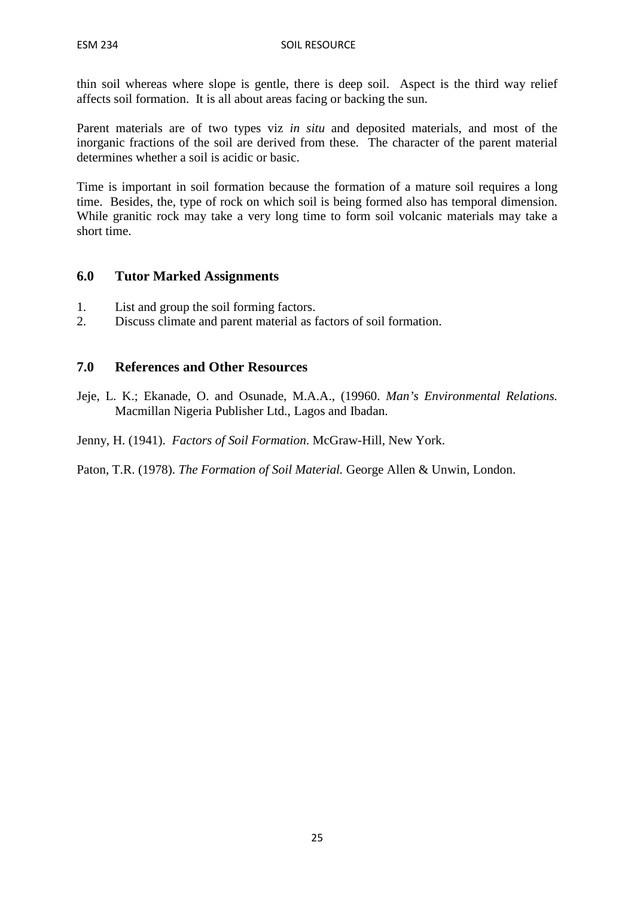thin soil whereas where slope is gentle, there is deep soil. Aspect is the third way relief affects soil formation. It is all about areas facing or backing the sun.

Parent materials are of two types viz *in situ* and deposited materials, and most of the inorganic fractions of the soil are derived from these. The character of the parent material determines whether a soil is acidic or basic.

Time is important in soil formation because the formation of a mature soil requires a long time. Besides, the, type of rock on which soil is being formed also has temporal dimension. While granitic rock may take a very long time to form soil volcanic materials may take a short time.

## 6.0 Tutor Marked Assignments

1. List and group the soil forming factors.
2. Discuss climate and parent material as factors of soil formation.

## 7.0 References and Other Resources

Jeje, L. K.; Ekanade, O. and Osunade, M.A.A., (19960. *Man's Environmental Relations.* Macmillan Nigeria Publisher Ltd., Lagos and Ibadan.

Jenny, H. (1941). *Factors of Soil Formation*. McGraw-Hill, New York.

Paton, T.R. (1978). *The Formation of Soil Material.* George Allen & Unwin, London.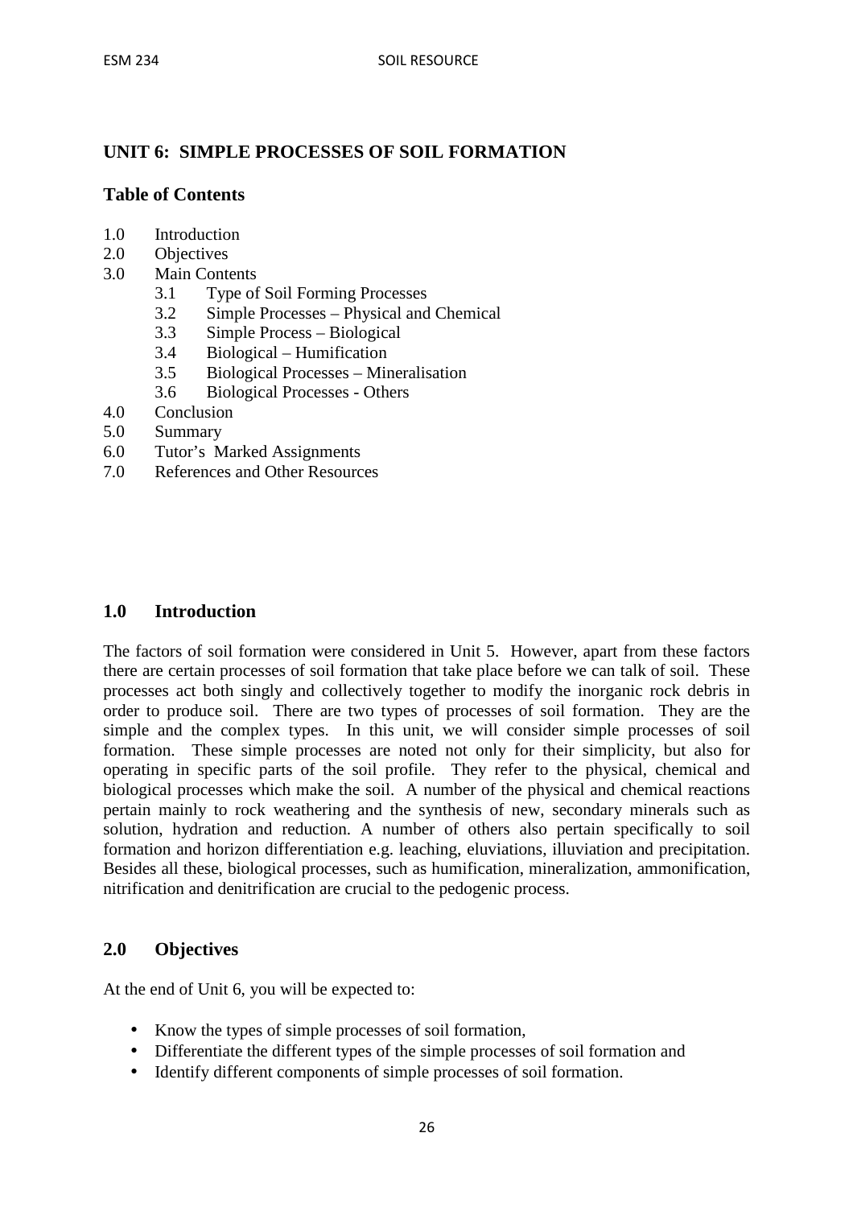## UNIT 6: SIMPLE PROCESSES OF SOIL FORMATION

### Table of Contents

1.0 Introduction
2.0 Objectives
3.0 Main Contents
  3.1 Type of Soil Forming Processes
  3.2 Simple Processes – Physical and Chemical
  3.3 Simple Process – Biological
  3.4 Biological – Humification
  3.5 Biological Processes – Mineralisation
  3.6 Biological Processes - Others
4.0 Conclusion
5.0 Summary
6.0 Tutor's Marked Assignments
7.0 References and Other Resources

### 1.0 Introduction

The factors of soil formation were considered in Unit 5. However, apart from these factors there are certain processes of soil formation that take place before we can talk of soil. These processes act both singly and collectively together to modify the inorganic rock debris in order to produce soil. There are two types of processes of soil formation. They are the simple and the complex types. In this unit, we will consider simple processes of soil formation. These simple processes are noted not only for their simplicity, but also for operating in specific parts of the soil profile. They refer to the physical, chemical and biological processes which make the soil. A number of the physical and chemical reactions pertain mainly to rock weathering and the synthesis of new, secondary minerals such as solution, hydration and reduction. A number of others also pertain specifically to soil formation and horizon differentiation e.g. leaching, eluviations, illuviation and precipitation. Besides all these, biological processes, such as humification, mineralization, ammonification, nitrification and denitrification are crucial to the pedogenic process.

### 2.0 Objectives

At the end of Unit 6, you will be expected to:

- Know the types of simple processes of soil formation,
- Differentiate the different types of the simple processes of soil formation and
- Identify different components of simple processes of soil formation.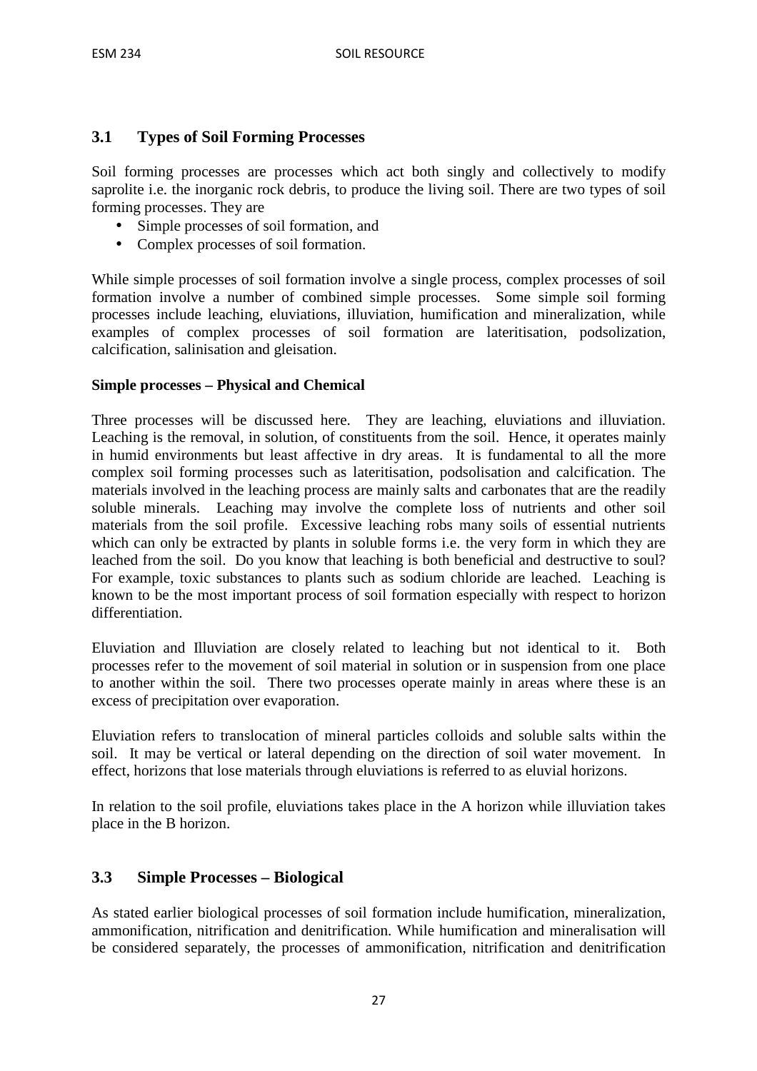## 3.1 Types of Soil Forming Processes

Soil forming processes are processes which act both singly and collectively to modify saprolite i.e. the inorganic rock debris, to produce the living soil. There are two types of soil forming processes. They are

- Simple processes of soil formation, and
- Complex processes of soil formation.

While simple processes of soil formation involve a single process, complex processes of soil formation involve a number of combined simple processes. Some simple soil forming processes include leaching, eluviations, illuviation, humification and mineralization, while examples of complex processes of soil formation are lateritisation, podsolization, calcification, salinisation and gleisation.

**Simple processes – Physical and Chemical**

Three processes will be discussed here. They are leaching, eluviations and illuviation. Leaching is the removal, in solution, of constituents from the soil. Hence, it operates mainly in humid environments but least affective in dry areas. It is fundamental to all the more complex soil forming processes such as lateritisation, podsolisation and calcification. The materials involved in the leaching process are mainly salts and carbonates that are the readily soluble minerals. Leaching may involve the complete loss of nutrients and other soil materials from the soil profile. Excessive leaching robs many soils of essential nutrients which can only be extracted by plants in soluble forms i.e. the very form in which they are leached from the soil. Do you know that leaching is both beneficial and destructive to soul? For example, toxic substances to plants such as sodium chloride are leached. Leaching is known to be the most important process of soil formation especially with respect to horizon differentiation.

Eluviation and Illuviation are closely related to leaching but not identical to it. Both processes refer to the movement of soil material in solution or in suspension from one place to another within the soil. There two processes operate mainly in areas where these is an excess of precipitation over evaporation.

Eluviation refers to translocation of mineral particles colloids and soluble salts within the soil. It may be vertical or lateral depending on the direction of soil water movement. In effect, horizons that lose materials through eluviations is referred to as eluvial horizons.

In relation to the soil profile, eluviations takes place in the A horizon while illuviation takes place in the B horizon.

## 3.3 Simple Processes – Biological

As stated earlier biological processes of soil formation include humification, mineralization, ammonification, nitrification and denitrification. While humification and mineralisation will be considered separately, the processes of ammonification, nitrification and denitrification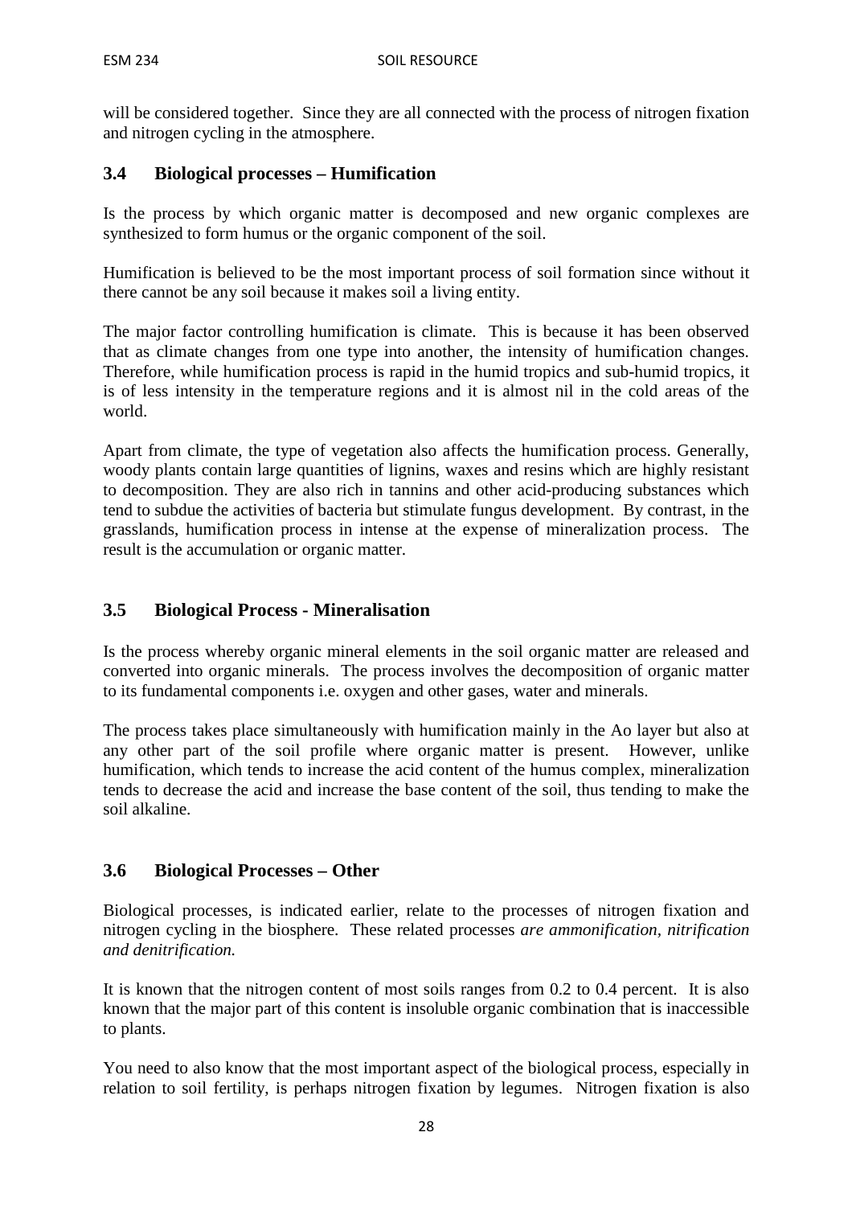will be considered together. Since they are all connected with the process of nitrogen fixation and nitrogen cycling in the atmosphere.

### 3.4 Biological processes – Humification

Is the process by which organic matter is decomposed and new organic complexes are synthesized to form humus or the organic component of the soil.

Humification is believed to be the most important process of soil formation since without it there cannot be any soil because it makes soil a living entity.

The major factor controlling humification is climate. This is because it has been observed that as climate changes from one type into another, the intensity of humification changes. Therefore, while humification process is rapid in the humid tropics and sub-humid tropics, it is of less intensity in the temperature regions and it is almost nil in the cold areas of the world.

Apart from climate, the type of vegetation also affects the humification process. Generally, woody plants contain large quantities of lignins, waxes and resins which are highly resistant to decomposition. They are also rich in tannins and other acid-producing substances which tend to subdue the activities of bacteria but stimulate fungus development. By contrast, in the grasslands, humification process in intense at the expense of mineralization process. The result is the accumulation or organic matter.

### 3.5 Biological Process - Mineralisation

Is the process whereby organic mineral elements in the soil organic matter are released and converted into organic minerals. The process involves the decomposition of organic matter to its fundamental components i.e. oxygen and other gases, water and minerals.

The process takes place simultaneously with humification mainly in the Ao layer but also at any other part of the soil profile where organic matter is present. However, unlike humification, which tends to increase the acid content of the humus complex, mineralization tends to decrease the acid and increase the base content of the soil, thus tending to make the soil alkaline.

### 3.6 Biological Processes – Other

Biological processes, is indicated earlier, relate to the processes of nitrogen fixation and nitrogen cycling in the biosphere. These related processes *are ammonification, nitrification and denitrification.*

It is known that the nitrogen content of most soils ranges from 0.2 to 0.4 percent. It is also known that the major part of this content is insoluble organic combination that is inaccessible to plants.

You need to also know that the most important aspect of the biological process, especially in relation to soil fertility, is perhaps nitrogen fixation by legumes. Nitrogen fixation is also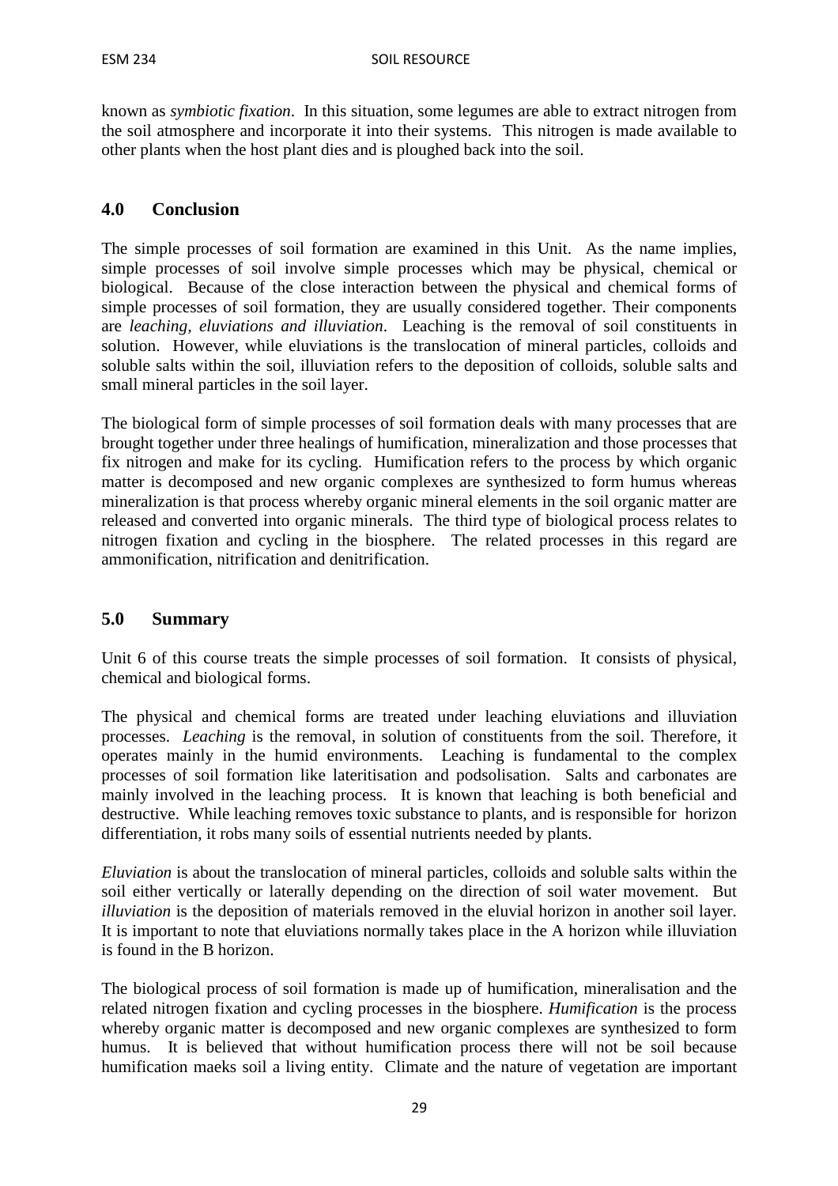known as *symbiotic fixation*. In this situation, some legumes are able to extract nitrogen from the soil atmosphere and incorporate it into their systems. This nitrogen is made available to other plants when the host plant dies and is ploughed back into the soil.

## 4.0 Conclusion

The simple processes of soil formation are examined in this Unit. As the name implies, simple processes of soil involve simple processes which may be physical, chemical or biological. Because of the close interaction between the physical and chemical forms of simple processes of soil formation, they are usually considered together. Their components are *leaching, eluviations and illuviation*. Leaching is the removal of soil constituents in solution. However, while eluviations is the translocation of mineral particles, colloids and soluble salts within the soil, illuviation refers to the deposition of colloids, soluble salts and small mineral particles in the soil layer.

The biological form of simple processes of soil formation deals with many processes that are brought together under three healings of humification, mineralization and those processes that fix nitrogen and make for its cycling. Humification refers to the process by which organic matter is decomposed and new organic complexes are synthesized to form humus whereas mineralization is that process whereby organic mineral elements in the soil organic matter are released and converted into organic minerals. The third type of biological process relates to nitrogen fixation and cycling in the biosphere. The related processes in this regard are ammonification, nitrification and denitrification.

## 5.0 Summary

Unit 6 of this course treats the simple processes of soil formation. It consists of physical, chemical and biological forms.

The physical and chemical forms are treated under leaching eluviations and illuviation processes. *Leaching* is the removal, in solution of constituents from the soil. Therefore, it operates mainly in the humid environments. Leaching is fundamental to the complex processes of soil formation like lateritisation and podsolisation. Salts and carbonates are mainly involved in the leaching process. It is known that leaching is both beneficial and destructive. While leaching removes toxic substance to plants, and is responsible for horizon differentiation, it robs many soils of essential nutrients needed by plants.

*Eluviation* is about the translocation of mineral particles, colloids and soluble salts within the soil either vertically or laterally depending on the direction of soil water movement. But *illuviation* is the deposition of materials removed in the eluvial horizon in another soil layer. It is important to note that eluviations normally takes place in the A horizon while illuviation is found in the B horizon.

The biological process of soil formation is made up of humification, mineralisation and the related nitrogen fixation and cycling processes in the biosphere. *Humification* is the process whereby organic matter is decomposed and new organic complexes are synthesized to form humus. It is believed that without humification process there will not be soil because humification maeks soil a living entity. Climate and the nature of vegetation are important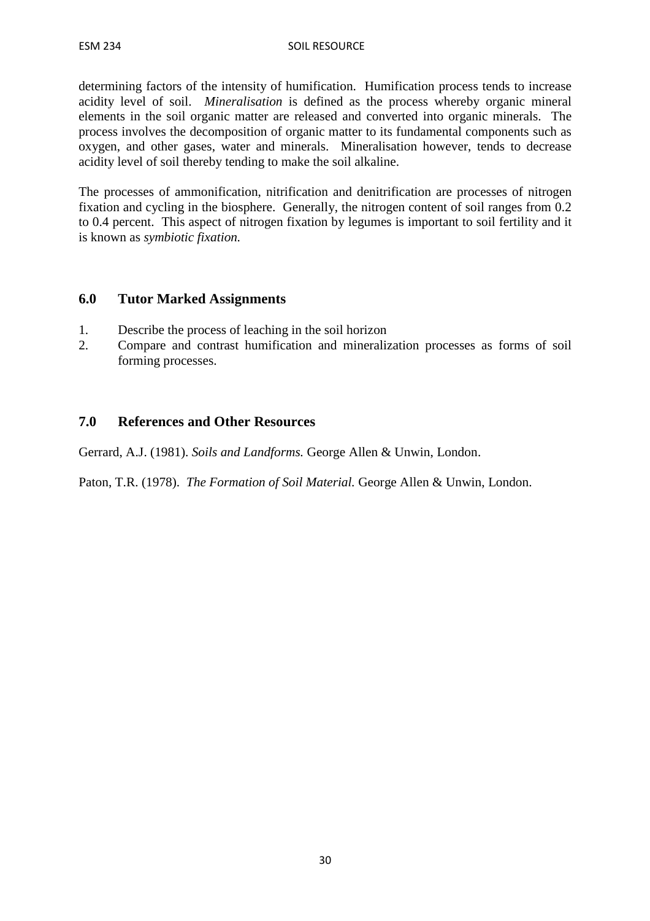determining factors of the intensity of humification. Humification process tends to increase acidity level of soil. *Mineralisation* is defined as the process whereby organic mineral elements in the soil organic matter are released and converted into organic minerals. The process involves the decomposition of organic matter to its fundamental components such as oxygen, and other gases, water and minerals. Mineralisation however, tends to decrease acidity level of soil thereby tending to make the soil alkaline.

The processes of ammonification, nitrification and denitrification are processes of nitrogen fixation and cycling in the biosphere. Generally, the nitrogen content of soil ranges from 0.2 to 0.4 percent. This aspect of nitrogen fixation by legumes is important to soil fertility and it is known as *symbiotic fixation.*

## 6.0 Tutor Marked Assignments

1. Describe the process of leaching in the soil horizon
2. Compare and contrast humification and mineralization processes as forms of soil forming processes.

## 7.0 References and Other Resources

Gerrard, A.J. (1981). *Soils and Landforms.* George Allen & Unwin, London.

Paton, T.R. (1978). *The Formation of Soil Material.* George Allen & Unwin, London.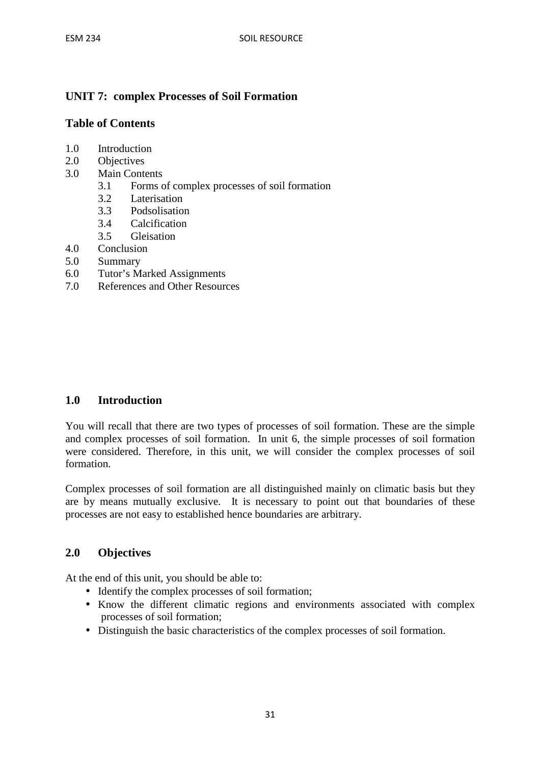## UNIT 7: complex Processes of Soil Formation

### Table of Contents

1.0 Introduction
2.0 Objectives
3.0 Main Contents
  3.1 Forms of complex processes of soil formation
  3.2 Laterisation
  3.3 Podsolisation
  3.4 Calcification
  3.5 Gleisation
4.0 Conclusion
5.0 Summary
6.0 Tutor's Marked Assignments
7.0 References and Other Resources

### 1.0 Introduction

You will recall that there are two types of processes of soil formation. These are the simple and complex processes of soil formation. In unit 6, the simple processes of soil formation were considered. Therefore, in this unit, we will consider the complex processes of soil formation.

Complex processes of soil formation are all distinguished mainly on climatic basis but they are by means mutually exclusive. It is necessary to point out that boundaries of these processes are not easy to established hence boundaries are arbitrary.

### 2.0 Objectives

At the end of this unit, you should be able to:

- Identify the complex processes of soil formation;
- Know the different climatic regions and environments associated with complex processes of soil formation;
- Distinguish the basic characteristics of the complex processes of soil formation.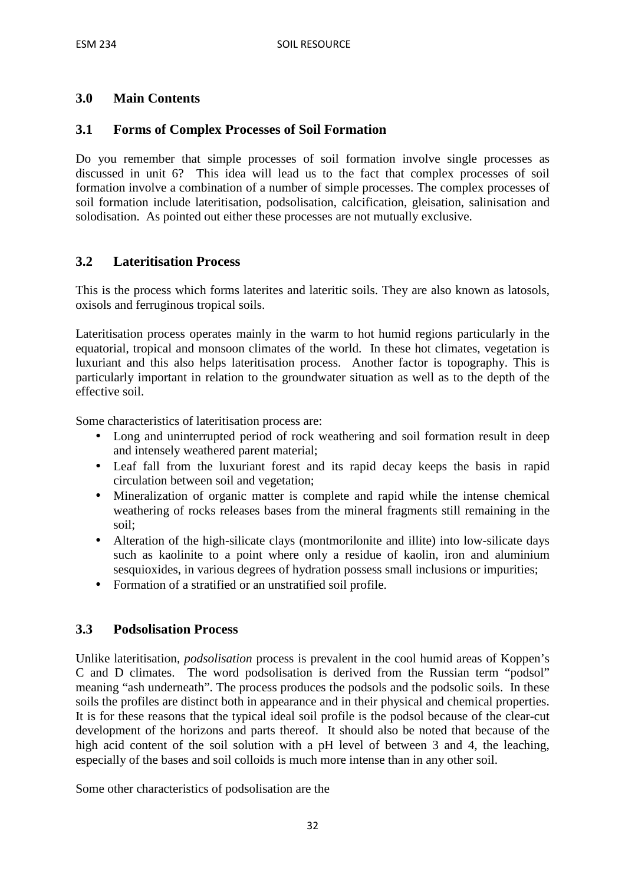## 3.0 Main Contents

### 3.1 Forms of Complex Processes of Soil Formation

Do you remember that simple processes of soil formation involve single processes as discussed in unit 6? This idea will lead us to the fact that complex processes of soil formation involve a combination of a number of simple processes. The complex processes of soil formation include lateritisation, podsolisation, calcification, gleisation, salinisation and solodisation. As pointed out either these processes are not mutually exclusive.

### 3.2 Lateritisation Process

This is the process which forms laterites and lateritic soils. They are also known as latosols, oxisols and ferruginous tropical soils.

Lateritisation process operates mainly in the warm to hot humid regions particularly in the equatorial, tropical and monsoon climates of the world. In these hot climates, vegetation is luxuriant and this also helps lateritisation process. Another factor is topography. This is particularly important in relation to the groundwater situation as well as to the depth of the effective soil.

Some characteristics of lateritisation process are:

- Long and uninterrupted period of rock weathering and soil formation result in deep and intensely weathered parent material;
- Leaf fall from the luxuriant forest and its rapid decay keeps the basis in rapid circulation between soil and vegetation;
- Mineralization of organic matter is complete and rapid while the intense chemical weathering of rocks releases bases from the mineral fragments still remaining in the soil;
- Alteration of the high-silicate clays (montmorilonite and illite) into low-silicate days such as kaolinite to a point where only a residue of kaolin, iron and aluminium sesquioxides, in various degrees of hydration possess small inclusions or impurities;
- Formation of a stratified or an unstratified soil profile.

### 3.3 Podsolisation Process

Unlike lateritisation, *podsolisation* process is prevalent in the cool humid areas of Koppen's C and D climates. The word podsolisation is derived from the Russian term "podsol" meaning "ash underneath". The process produces the podsols and the podsolic soils. In these soils the profiles are distinct both in appearance and in their physical and chemical properties. It is for these reasons that the typical ideal soil profile is the podsol because of the clear-cut development of the horizons and parts thereof. It should also be noted that because of the high acid content of the soil solution with a pH level of between 3 and 4, the leaching, especially of the bases and soil colloids is much more intense than in any other soil.

Some other characteristics of podsolisation are the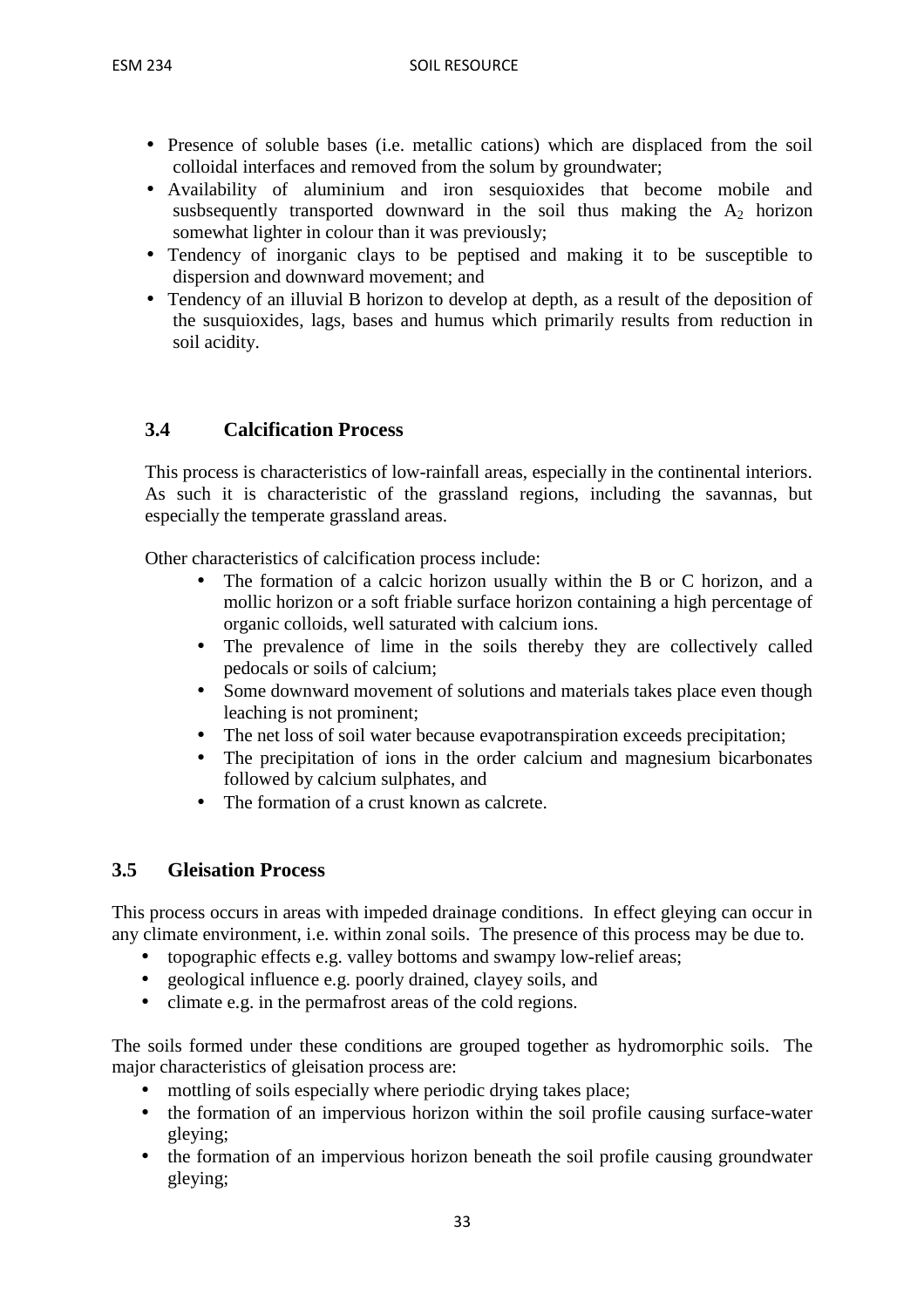- Presence of soluble bases (i.e. metallic cations) which are displaced from the soil colloidal interfaces and removed from the solum by groundwater;
- Availability of aluminium and iron sesquioxides that become mobile and susbsequently transported downward in the soil thus making the $A_2$ horizon somewhat lighter in colour than it was previously;
- Tendency of inorganic clays to be peptised and making it to be susceptible to dispersion and downward movement; and
- Tendency of an illuvial B horizon to develop at depth, as a result of the deposition of the susquioxides, lags, bases and humus which primarily results from reduction in soil acidity.

### 3.4 Calcification Process

This process is characteristics of low-rainfall areas, especially in the continental interiors. As such it is characteristic of the grassland regions, including the savannas, but especially the temperate grassland areas.

Other characteristics of calcification process include:

- The formation of a calcic horizon usually within the B or C horizon, and a mollic horizon or a soft friable surface horizon containing a high percentage of organic colloids, well saturated with calcium ions.
- The prevalence of lime in the soils thereby they are collectively called pedocals or soils of calcium;
- Some downward movement of solutions and materials takes place even though leaching is not prominent;
- The net loss of soil water because evapotranspiration exceeds precipitation;
- The precipitation of ions in the order calcium and magnesium bicarbonates followed by calcium sulphates, and
- The formation of a crust known as calcrete.

### 3.5 Gleisation Process

This process occurs in areas with impeded drainage conditions. In effect gleying can occur in any climate environment, i.e. within zonal soils. The presence of this process may be due to.

- topographic effects e.g. valley bottoms and swampy low-relief areas;
- geological influence e.g. poorly drained, clayey soils, and
- climate e.g. in the permafrost areas of the cold regions.

The soils formed under these conditions are grouped together as hydromorphic soils. The major characteristics of gleisation process are:

- mottling of soils especially where periodic drying takes place;
- the formation of an impervious horizon within the soil profile causing surface-water gleying;
- the formation of an impervious horizon beneath the soil profile causing groundwater gleying;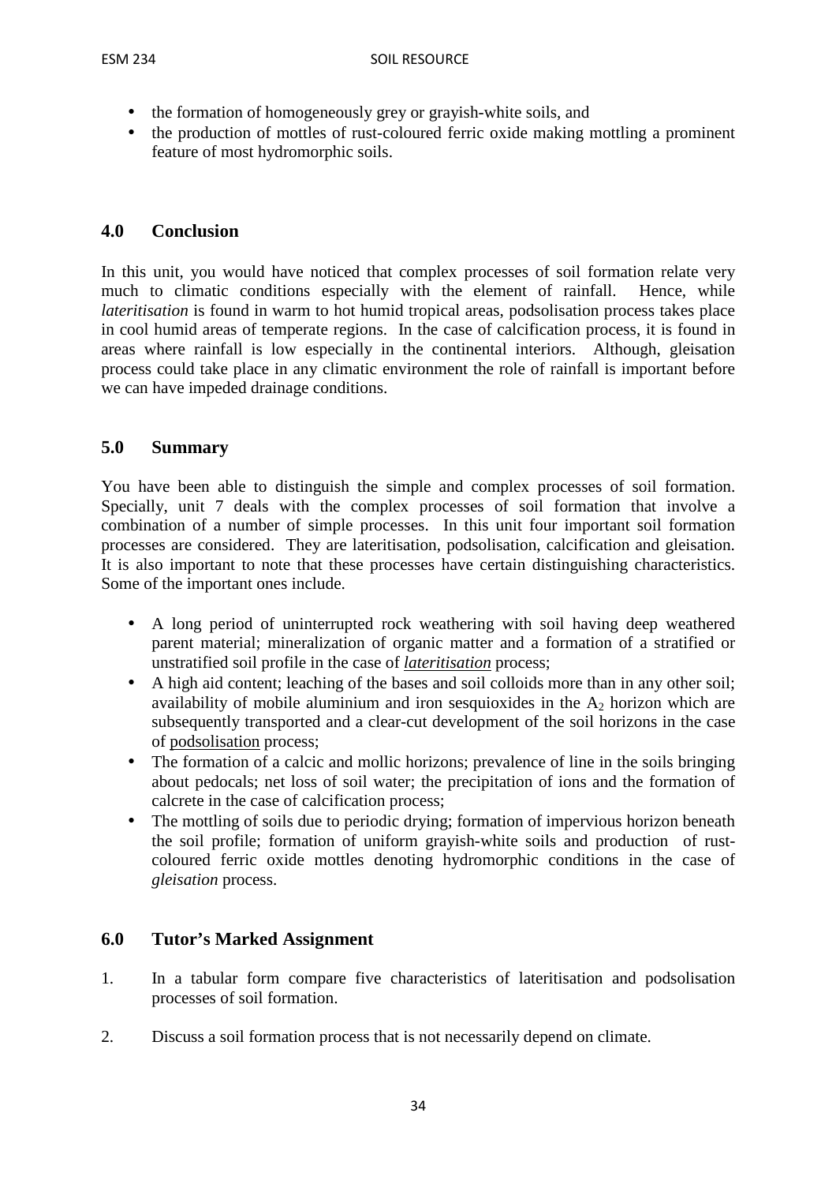- the formation of homogeneously grey or grayish-white soils, and
- the production of mottles of rust-coloured ferric oxide making mottling a prominent feature of most hydromorphic soils.

## 4.0 Conclusion

In this unit, you would have noticed that complex processes of soil formation relate very much to climatic conditions especially with the element of rainfall. Hence, while *lateritisation* is found in warm to hot humid tropical areas, podsolisation process takes place in cool humid areas of temperate regions. In the case of calcification process, it is found in areas where rainfall is low especially in the continental interiors. Although, gleisation process could take place in any climatic environment the role of rainfall is important before we can have impeded drainage conditions.

## 5.0 Summary

You have been able to distinguish the simple and complex processes of soil formation. Specially, unit 7 deals with the complex processes of soil formation that involve a combination of a number of simple processes. In this unit four important soil formation processes are considered. They are lateritisation, podsolisation, calcification and gleisation. It is also important to note that these processes have certain distinguishing characteristics. Some of the important ones include.

- A long period of uninterrupted rock weathering with soil having deep weathered parent material; mineralization of organic matter and a formation of a stratified or unstratified soil profile in the case of ***lateritisation*** process;
- A high aid content; leaching of the bases and soil colloids more than in any other soil; availability of mobile aluminium and iron sesquioxides in the $A_2$ horizon which are subsequently transported and a clear-cut development of the soil horizons in the case of podsolisation process;
- The formation of a calcic and mollic horizons; prevalence of line in the soils bringing about pedocals; net loss of soil water; the precipitation of ions and the formation of calcrete in the case of calcification process;
- The mottling of soils due to periodic drying; formation of impervious horizon beneath the soil profile; formation of uniform grayish-white soils and production of rust-coloured ferric oxide mottles denoting hydromorphic conditions in the case of *gleisation* process.

## 6.0 Tutor's Marked Assignment

1. In a tabular form compare five characteristics of lateritisation and podsolisation processes of soil formation.

2. Discuss a soil formation process that is not necessarily depend on climate.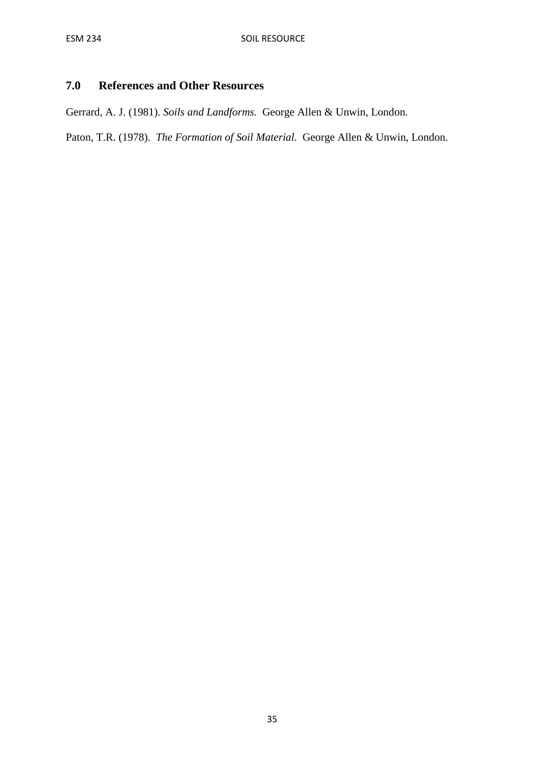## 7.0 References and Other Resources

Gerrard, A. J. (1981). *Soils and Landforms.* George Allen & Unwin, London.

Paton, T.R. (1978). *The Formation of Soil Material.* George Allen & Unwin, London.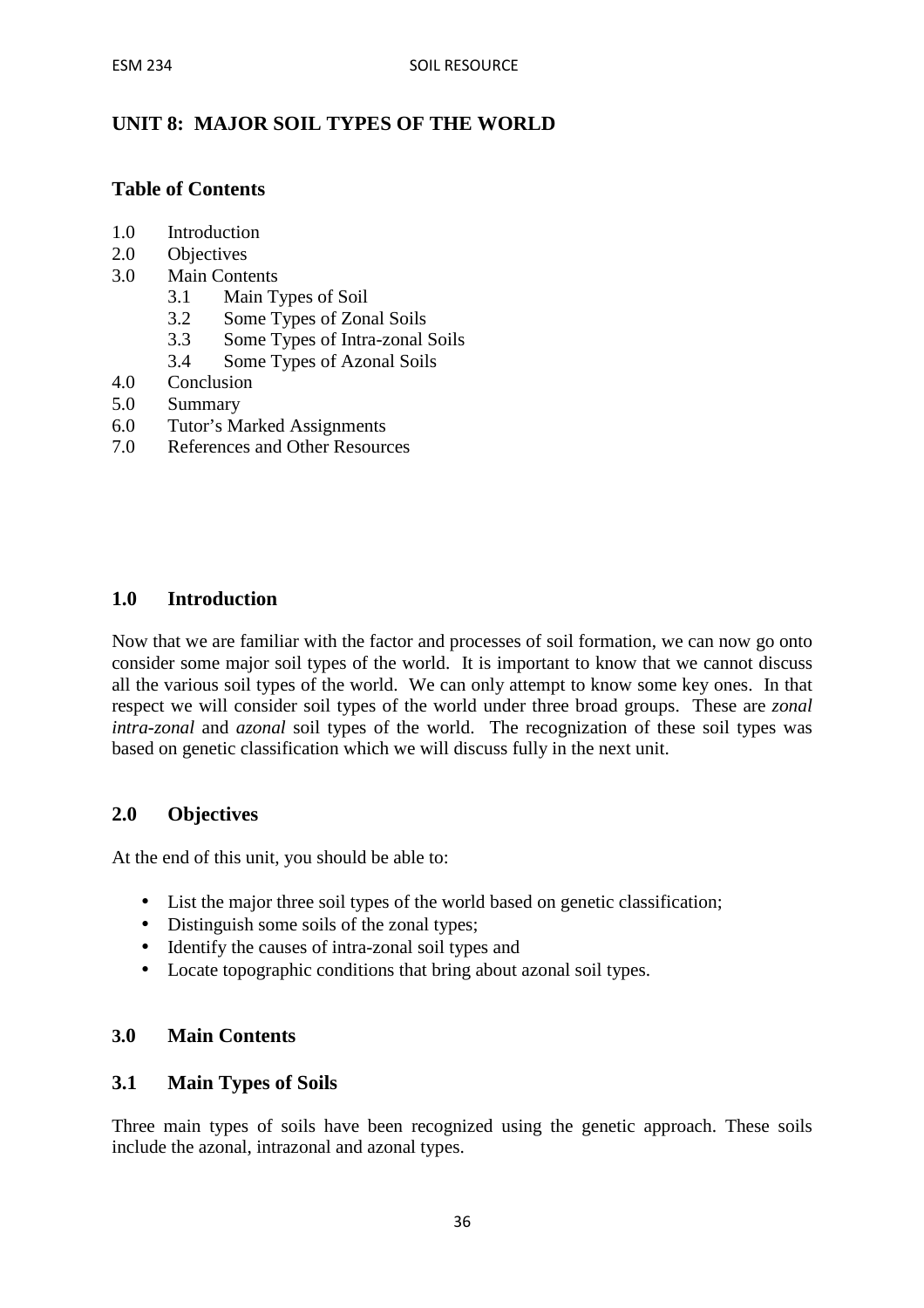# UNIT 8: MAJOR SOIL TYPES OF THE WORLD

## Table of Contents

1.0 Introduction
2.0 Objectives
3.0 Main Contents
  3.1 Main Types of Soil
  3.2 Some Types of Zonal Soils
  3.3 Some Types of Intra-zonal Soils
  3.4 Some Types of Azonal Soils
4.0 Conclusion
5.0 Summary
6.0 Tutor's Marked Assignments
7.0 References and Other Resources

## 1.0 Introduction

Now that we are familiar with the factor and processes of soil formation, we can now go onto consider some major soil types of the world. It is important to know that we cannot discuss all the various soil types of the world. We can only attempt to know some key ones. In that respect we will consider soil types of the world under three broad groups. These are *zonal intra-zonal* and *azonal* soil types of the world. The recognization of these soil types was based on genetic classification which we will discuss fully in the next unit.

## 2.0 Objectives

At the end of this unit, you should be able to:

- List the major three soil types of the world based on genetic classification;
- Distinguish some soils of the zonal types;
- Identify the causes of intra-zonal soil types and
- Locate topographic conditions that bring about azonal soil types.

## 3.0 Main Contents

### 3.1 Main Types of Soils

Three main types of soils have been recognized using the genetic approach. These soils include the azonal, intrazonal and azonal types.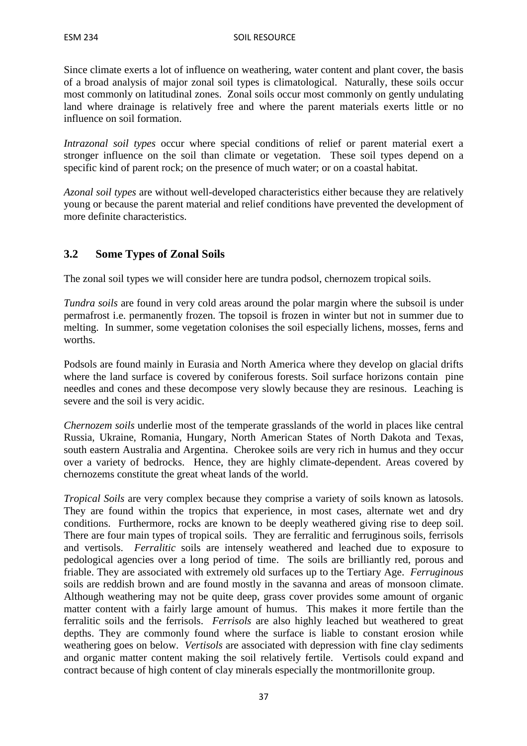Since climate exerts a lot of influence on weathering, water content and plant cover, the basis of a broad analysis of major zonal soil types is climatological. Naturally, these soils occur most commonly on latitudinal zones. Zonal soils occur most commonly on gently undulating land where drainage is relatively free and where the parent materials exerts little or no influence on soil formation.

*Intrazonal soil types* occur where special conditions of relief or parent material exert a stronger influence on the soil than climate or vegetation. These soil types depend on a specific kind of parent rock; on the presence of much water; or on a coastal habitat.

*Azonal soil types* are without well-developed characteristics either because they are relatively young or because the parent material and relief conditions have prevented the development of more definite characteristics.

## 3.2 Some Types of Zonal Soils

The zonal soil types we will consider here are tundra podsol, chernozem tropical soils.

*Tundra soils* are found in very cold areas around the polar margin where the subsoil is under permafrost i.e. permanently frozen. The topsoil is frozen in winter but not in summer due to melting. In summer, some vegetation colonises the soil especially lichens, mosses, ferns and worths.

Podsols are found mainly in Eurasia and North America where they develop on glacial drifts where the land surface is covered by coniferous forests. Soil surface horizons contain pine needles and cones and these decompose very slowly because they are resinous. Leaching is severe and the soil is very acidic.

*Chernozem soils* underlie most of the temperate grasslands of the world in places like central Russia, Ukraine, Romania, Hungary, North American States of North Dakota and Texas, south eastern Australia and Argentina. Cherokee soils are very rich in humus and they occur over a variety of bedrocks. Hence, they are highly climate-dependent. Areas covered by chernozems constitute the great wheat lands of the world.

*Tropical Soils* are very complex because they comprise a variety of soils known as latosols. They are found within the tropics that experience, in most cases, alternate wet and dry conditions. Furthermore, rocks are known to be deeply weathered giving rise to deep soil. There are four main types of tropical soils. They are ferralitic and ferruginous soils, ferrisols and vertisols. *Ferralitic* soils are intensely weathered and leached due to exposure to pedological agencies over a long period of time. The soils are brilliantly red, porous and friable. They are associated with extremely old surfaces up to the Tertiary Age. *Ferruginous* soils are reddish brown and are found mostly in the savanna and areas of monsoon climate. Although weathering may not be quite deep, grass cover provides some amount of organic matter content with a fairly large amount of humus. This makes it more fertile than the ferralitic soils and the ferrisols. *Ferrisols* are also highly leached but weathered to great depths. They are commonly found where the surface is liable to constant erosion while weathering goes on below. *Vertisols* are associated with depression with fine clay sediments and organic matter content making the soil relatively fertile. Vertisols could expand and contract because of high content of clay minerals especially the montmorillonite group.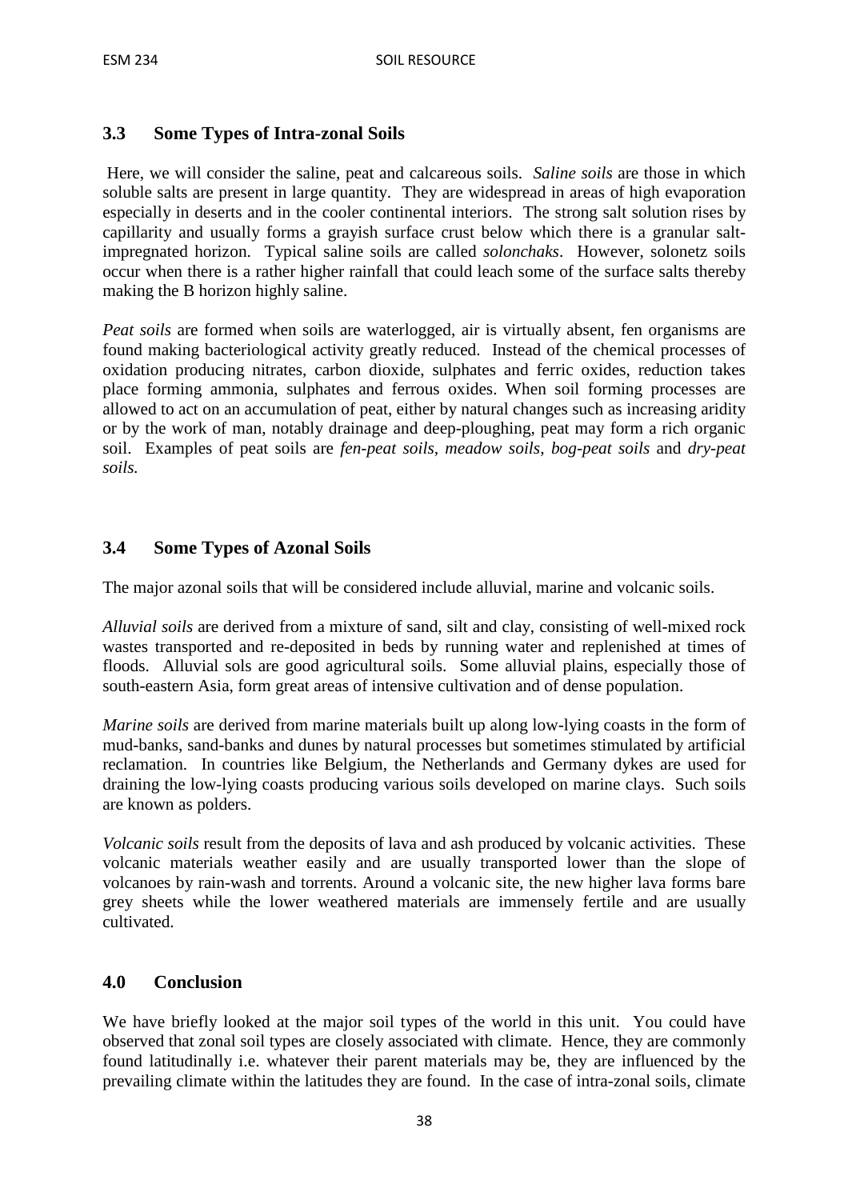## 3.3 Some Types of Intra-zonal Soils

Here, we will consider the saline, peat and calcareous soils. *Saline soils* are those in which soluble salts are present in large quantity. They are widespread in areas of high evaporation especially in deserts and in the cooler continental interiors. The strong salt solution rises by capillarity and usually forms a grayish surface crust below which there is a granular salt-impregnated horizon. Typical saline soils are called *solonchaks*. However, solonetz soils occur when there is a rather higher rainfall that could leach some of the surface salts thereby making the B horizon highly saline.

*Peat soils* are formed when soils are waterlogged, air is virtually absent, fen organisms are found making bacteriological activity greatly reduced. Instead of the chemical processes of oxidation producing nitrates, carbon dioxide, sulphates and ferric oxides, reduction takes place forming ammonia, sulphates and ferrous oxides. When soil forming processes are allowed to act on an accumulation of peat, either by natural changes such as increasing aridity or by the work of man, notably drainage and deep-ploughing, peat may form a rich organic soil. Examples of peat soils are *fen-peat soils*, *meadow soils*, *bog-peat soils* and *dry-peat soils.*

## 3.4 Some Types of Azonal Soils

The major azonal soils that will be considered include alluvial, marine and volcanic soils.

*Alluvial soils* are derived from a mixture of sand, silt and clay, consisting of well-mixed rock wastes transported and re-deposited in beds by running water and replenished at times of floods. Alluvial sols are good agricultural soils. Some alluvial plains, especially those of south-eastern Asia, form great areas of intensive cultivation and of dense population.

*Marine soils* are derived from marine materials built up along low-lying coasts in the form of mud-banks, sand-banks and dunes by natural processes but sometimes stimulated by artificial reclamation. In countries like Belgium, the Netherlands and Germany dykes are used for draining the low-lying coasts producing various soils developed on marine clays. Such soils are known as polders.

*Volcanic soils* result from the deposits of lava and ash produced by volcanic activities. These volcanic materials weather easily and are usually transported lower than the slope of volcanoes by rain-wash and torrents. Around a volcanic site, the new higher lava forms bare grey sheets while the lower weathered materials are immensely fertile and are usually cultivated.

## 4.0 Conclusion

We have briefly looked at the major soil types of the world in this unit. You could have observed that zonal soil types are closely associated with climate. Hence, they are commonly found latitudinally i.e. whatever their parent materials may be, they are influenced by the prevailing climate within the latitudes they are found. In the case of intra-zonal soils, climate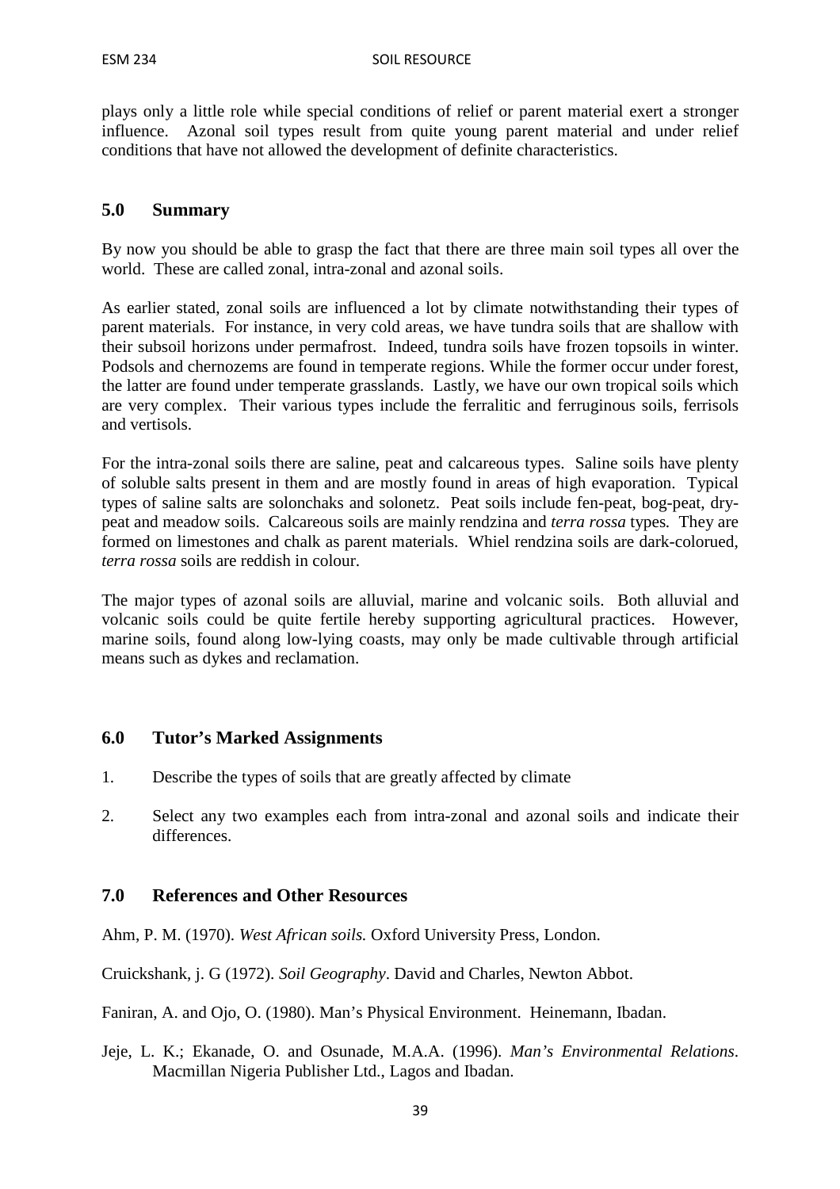plays only a little role while special conditions of relief or parent material exert a stronger influence. Azonal soil types result from quite young parent material and under relief conditions that have not allowed the development of definite characteristics.

## 5.0 Summary

By now you should be able to grasp the fact that there are three main soil types all over the world. These are called zonal, intra-zonal and azonal soils.

As earlier stated, zonal soils are influenced a lot by climate notwithstanding their types of parent materials. For instance, in very cold areas, we have tundra soils that are shallow with their subsoil horizons under permafrost. Indeed, tundra soils have frozen topsoils in winter. Podsols and chernozems are found in temperate regions. While the former occur under forest, the latter are found under temperate grasslands. Lastly, we have our own tropical soils which are very complex. Their various types include the ferralitic and ferruginous soils, ferrisols and vertisols.

For the intra-zonal soils there are saline, peat and calcareous types. Saline soils have plenty of soluble salts present in them and are mostly found in areas of high evaporation. Typical types of saline salts are solonchaks and solonetz. Peat soils include fen-peat, bog-peat, dry-peat and meadow soils. Calcareous soils are mainly rendzina and *terra rossa* types. They are formed on limestones and chalk as parent materials. Whiel rendzina soils are dark-colorued, *terra rossa* soils are reddish in colour.

The major types of azonal soils are alluvial, marine and volcanic soils. Both alluvial and volcanic soils could be quite fertile hereby supporting agricultural practices. However, marine soils, found along low-lying coasts, may only be made cultivable through artificial means such as dykes and reclamation.

## 6.0 Tutor's Marked Assignments

1. Describe the types of soils that are greatly affected by climate

2. Select any two examples each from intra-zonal and azonal soils and indicate their differences.

## 7.0 References and Other Resources

Ahm, P. M. (1970). *West African soils.* Oxford University Press, London.

Cruickshank, j. G (1972). *Soil Geography*. David and Charles, Newton Abbot.

Faniran, A. and Ojo, O. (1980). Man's Physical Environment. Heinemann, Ibadan.

Jeje, L. K.; Ekanade, O. and Osunade, M.A.A. (1996). *Man's Environmental Relations*. Macmillan Nigeria Publisher Ltd., Lagos and Ibadan.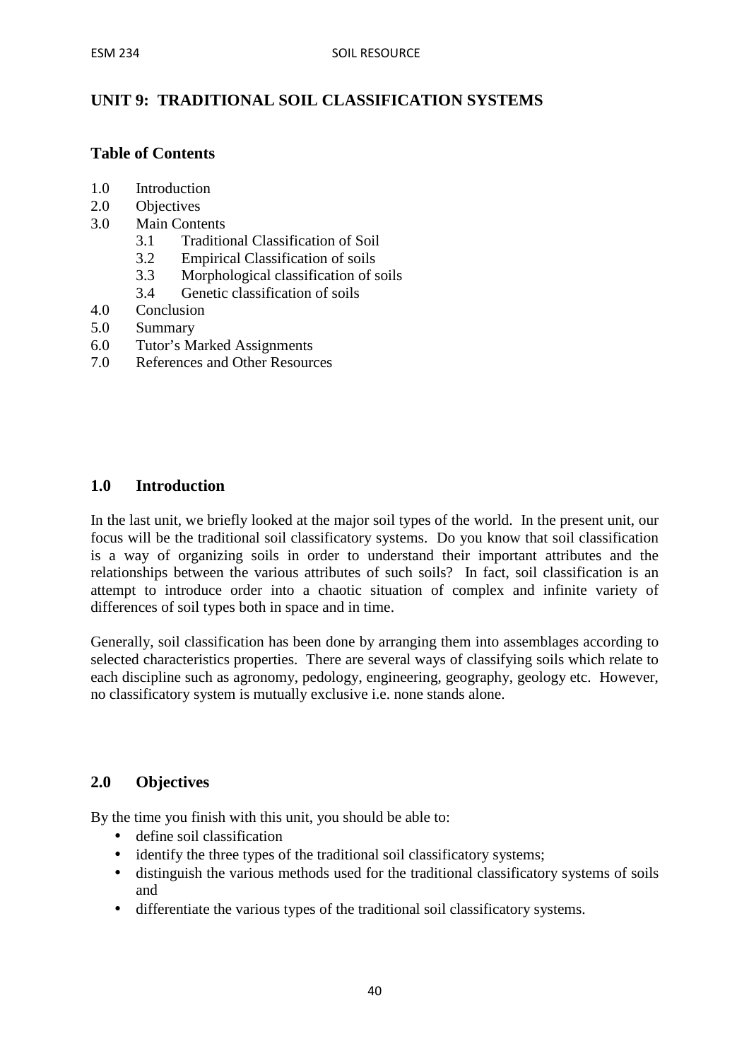## UNIT 9: TRADITIONAL SOIL CLASSIFICATION SYSTEMS

### Table of Contents

1.0 Introduction
2.0 Objectives
3.0 Main Contents
  3.1 Traditional Classification of Soil
  3.2 Empirical Classification of soils
  3.3 Morphological classification of soils
  3.4 Genetic classification of soils
4.0 Conclusion
5.0 Summary
6.0 Tutor's Marked Assignments
7.0 References and Other Resources

### 1.0 Introduction

In the last unit, we briefly looked at the major soil types of the world. In the present unit, our focus will be the traditional soil classificatory systems. Do you know that soil classification is a way of organizing soils in order to understand their important attributes and the relationships between the various attributes of such soils? In fact, soil classification is an attempt to introduce order into a chaotic situation of complex and infinite variety of differences of soil types both in space and in time.

Generally, soil classification has been done by arranging them into assemblages according to selected characteristics properties. There are several ways of classifying soils which relate to each discipline such as agronomy, pedology, engineering, geography, geology etc. However, no classificatory system is mutually exclusive i.e. none stands alone.

### 2.0 Objectives

By the time you finish with this unit, you should be able to:

- define soil classification
- identify the three types of the traditional soil classificatory systems;
- distinguish the various methods used for the traditional classificatory systems of soils and
- differentiate the various types of the traditional soil classificatory systems.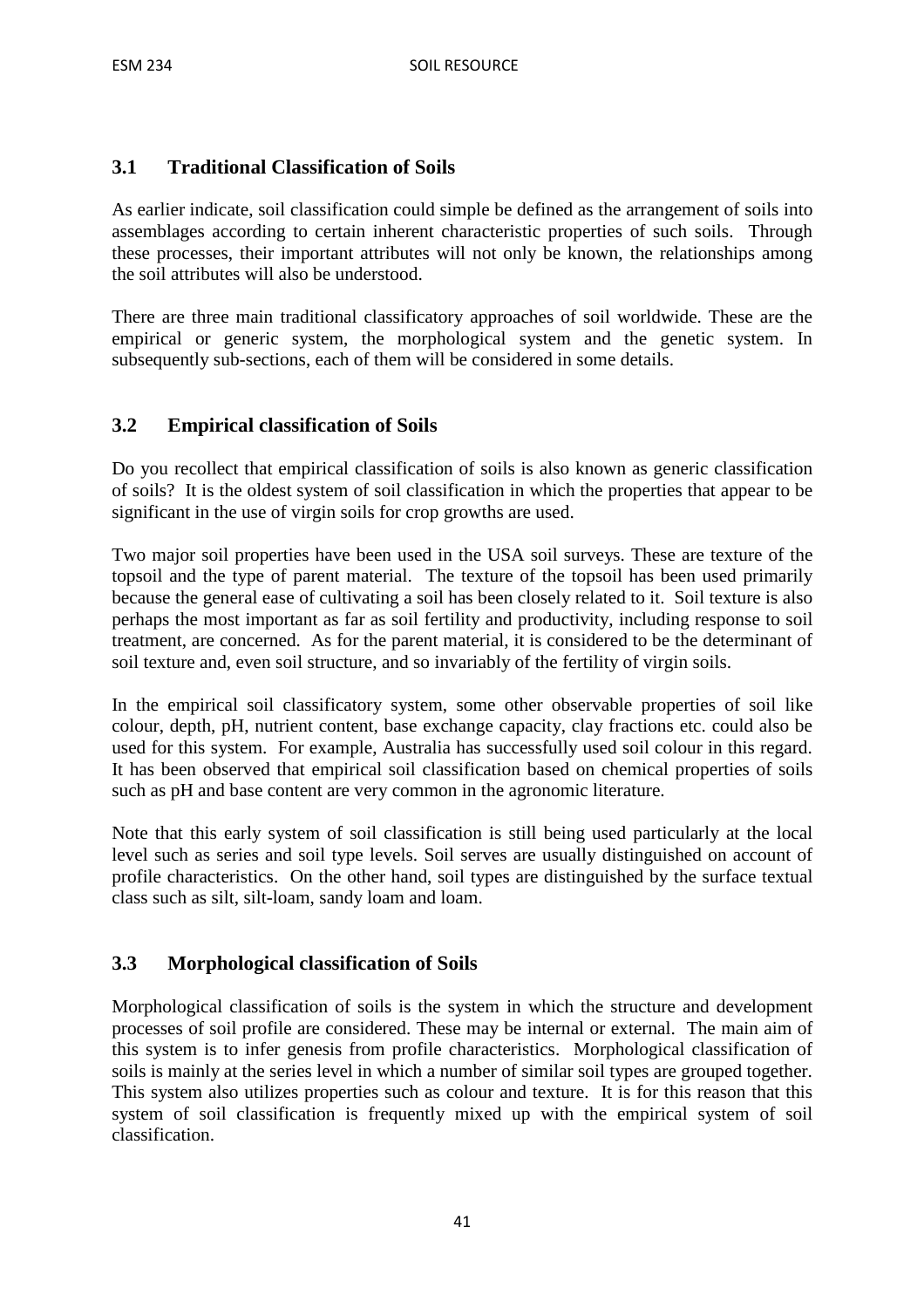## 3.1 Traditional Classification of Soils

As earlier indicate, soil classification could simple be defined as the arrangement of soils into assemblages according to certain inherent characteristic properties of such soils. Through these processes, their important attributes will not only be known, the relationships among the soil attributes will also be understood.

There are three main traditional classificatory approaches of soil worldwide. These are the empirical or generic system, the morphological system and the genetic system. In subsequently sub-sections, each of them will be considered in some details.

## 3.2 Empirical classification of Soils

Do you recollect that empirical classification of soils is also known as generic classification of soils? It is the oldest system of soil classification in which the properties that appear to be significant in the use of virgin soils for crop growths are used.

Two major soil properties have been used in the USA soil surveys. These are texture of the topsoil and the type of parent material. The texture of the topsoil has been used primarily because the general ease of cultivating a soil has been closely related to it. Soil texture is also perhaps the most important as far as soil fertility and productivity, including response to soil treatment, are concerned. As for the parent material, it is considered to be the determinant of soil texture and, even soil structure, and so invariably of the fertility of virgin soils.

In the empirical soil classificatory system, some other observable properties of soil like colour, depth, pH, nutrient content, base exchange capacity, clay fractions etc. could also be used for this system. For example, Australia has successfully used soil colour in this regard. It has been observed that empirical soil classification based on chemical properties of soils such as pH and base content are very common in the agronomic literature.

Note that this early system of soil classification is still being used particularly at the local level such as series and soil type levels. Soil serves are usually distinguished on account of profile characteristics. On the other hand, soil types are distinguished by the surface textual class such as silt, silt-loam, sandy loam and loam.

## 3.3 Morphological classification of Soils

Morphological classification of soils is the system in which the structure and development processes of soil profile are considered. These may be internal or external. The main aim of this system is to infer genesis from profile characteristics. Morphological classification of soils is mainly at the series level in which a number of similar soil types are grouped together. This system also utilizes properties such as colour and texture. It is for this reason that this system of soil classification is frequently mixed up with the empirical system of soil classification.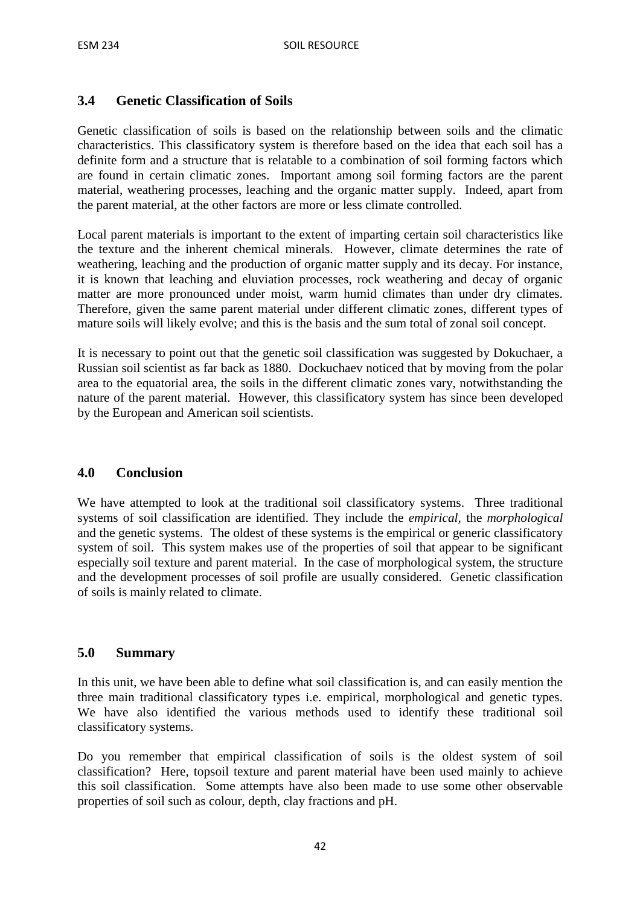## 3.4 Genetic Classification of Soils

Genetic classification of soils is based on the relationship between soils and the climatic characteristics. This classificatory system is therefore based on the idea that each soil has a definite form and a structure that is relatable to a combination of soil forming factors which are found in certain climatic zones. Important among soil forming factors are the parent material, weathering processes, leaching and the organic matter supply. Indeed, apart from the parent material, at the other factors are more or less climate controlled.

Local parent materials is important to the extent of imparting certain soil characteristics like the texture and the inherent chemical minerals. However, climate determines the rate of weathering, leaching and the production of organic matter supply and its decay. For instance, it is known that leaching and eluviation processes, rock weathering and decay of organic matter are more pronounced under moist, warm humid climates than under dry climates. Therefore, given the same parent material under different climatic zones, different types of mature soils will likely evolve; and this is the basis and the sum total of zonal soil concept.

It is necessary to point out that the genetic soil classification was suggested by Dokuchaer, a Russian soil scientist as far back as 1880. Dockuchaev noticed that by moving from the polar area to the equatorial area, the soils in the different climatic zones vary, notwithstanding the nature of the parent material. However, this classificatory system has since been developed by the European and American soil scientists.

## 4.0 Conclusion

We have attempted to look at the traditional soil classificatory systems. Three traditional systems of soil classification are identified. They include the *empirical*, the *morphological* and the genetic systems. The oldest of these systems is the empirical or generic classificatory system of soil. This system makes use of the properties of soil that appear to be significant especially soil texture and parent material. In the case of morphological system, the structure and the development processes of soil profile are usually considered. Genetic classification of soils is mainly related to climate.

## 5.0 Summary

In this unit, we have been able to define what soil classification is, and can easily mention the three main traditional classificatory types i.e. empirical, morphological and genetic types. We have also identified the various methods used to identify these traditional soil classificatory systems.

Do you remember that empirical classification of soils is the oldest system of soil classification? Here, topsoil texture and parent material have been used mainly to achieve this soil classification. Some attempts have also been made to use some other observable properties of soil such as colour, depth, clay fractions and pH.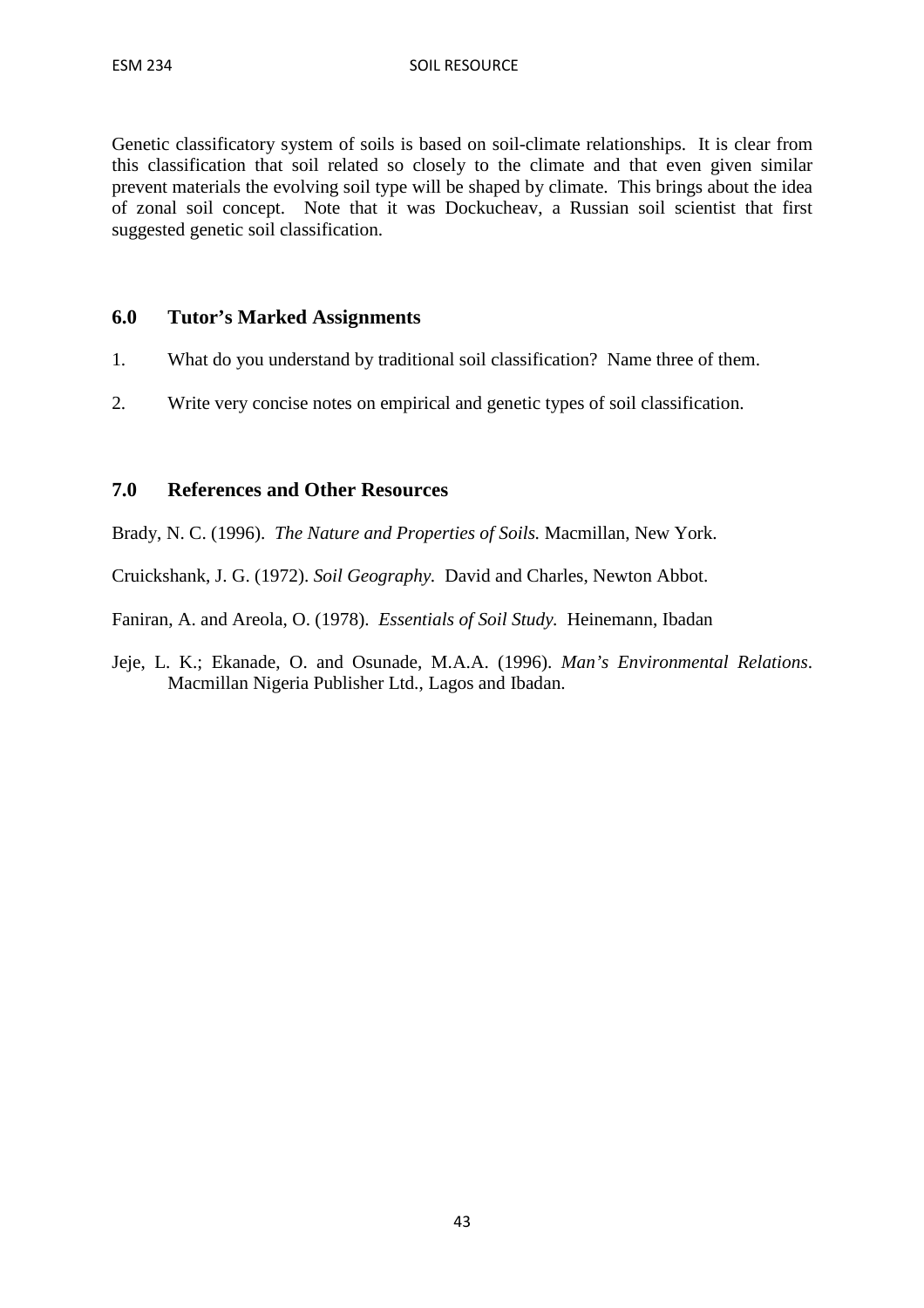Genetic classificatory system of soils is based on soil-climate relationships. It is clear from this classification that soil related so closely to the climate and that even given similar prevent materials the evolving soil type will be shaped by climate. This brings about the idea of zonal soil concept. Note that it was Dockucheav, a Russian soil scientist that first suggested genetic soil classification.

## 6.0 Tutor's Marked Assignments

1. What do you understand by traditional soil classification? Name three of them.
2. Write very concise notes on empirical and genetic types of soil classification.

## 7.0 References and Other Resources

Brady, N. C. (1996). *The Nature and Properties of Soils.* Macmillan, New York.

Cruickshank, J. G. (1972). *Soil Geography.* David and Charles, Newton Abbot.

Faniran, A. and Areola, O. (1978). *Essentials of Soil Study.* Heinemann, Ibadan

Jeje, L. K.; Ekanade, O. and Osunade, M.A.A. (1996). *Man's Environmental Relations*. Macmillan Nigeria Publisher Ltd., Lagos and Ibadan.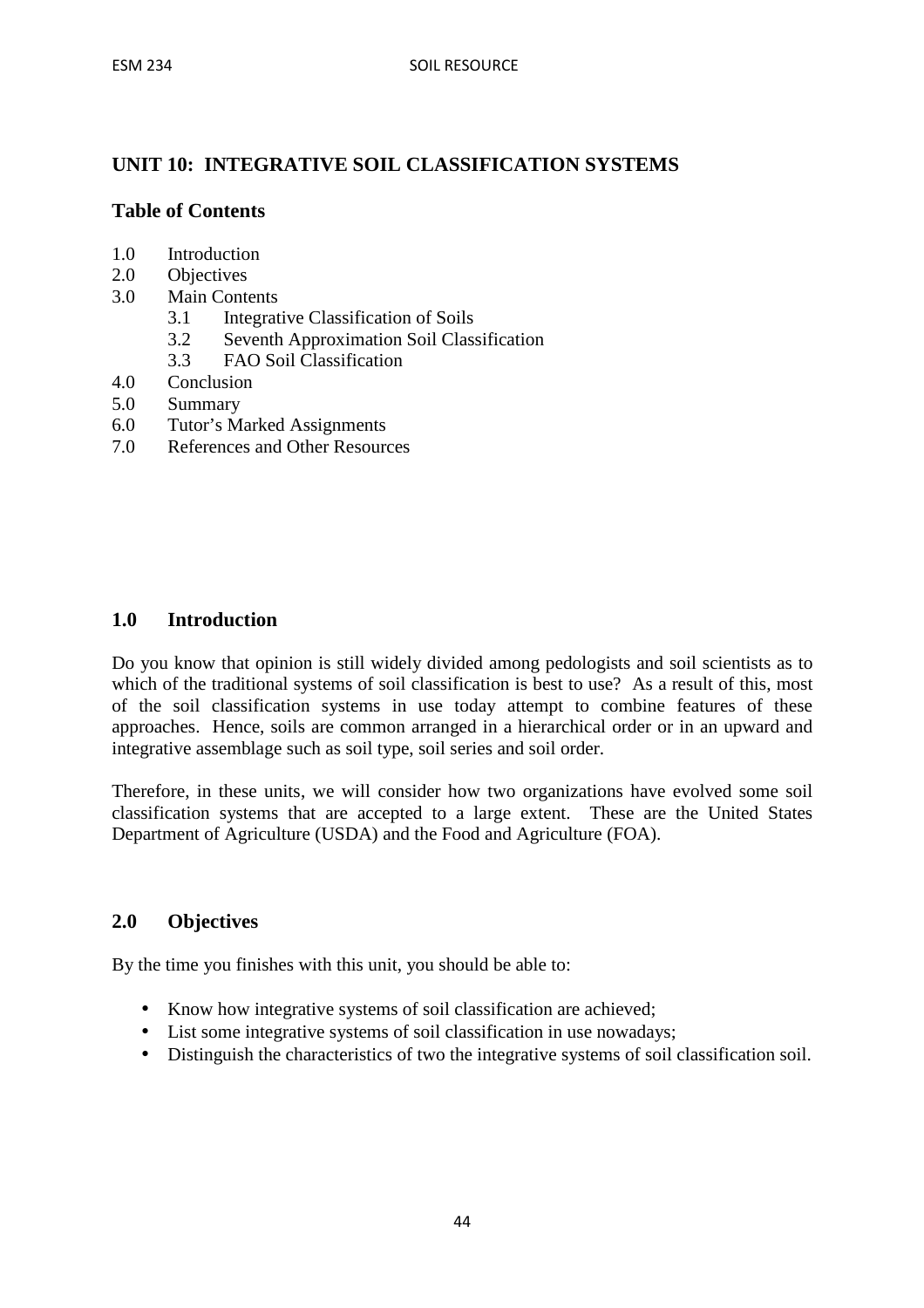## UNIT 10: INTEGRATIVE SOIL CLASSIFICATION SYSTEMS

### Table of Contents

1.0 Introduction
2.0 Objectives
3.0 Main Contents
  3.1 Integrative Classification of Soils
  3.2 Seventh Approximation Soil Classification
  3.3 FAO Soil Classification
4.0 Conclusion
5.0 Summary
6.0 Tutor's Marked Assignments
7.0 References and Other Resources

### 1.0 Introduction

Do you know that opinion is still widely divided among pedologists and soil scientists as to which of the traditional systems of soil classification is best to use? As a result of this, most of the soil classification systems in use today attempt to combine features of these approaches. Hence, soils are common arranged in a hierarchical order or in an upward and integrative assemblage such as soil type, soil series and soil order.

Therefore, in these units, we will consider how two organizations have evolved some soil classification systems that are accepted to a large extent. These are the United States Department of Agriculture (USDA) and the Food and Agriculture (FOA).

### 2.0 Objectives

By the time you finishes with this unit, you should be able to:

- Know how integrative systems of soil classification are achieved;
- List some integrative systems of soil classification in use nowadays;
- Distinguish the characteristics of two the integrative systems of soil classification soil.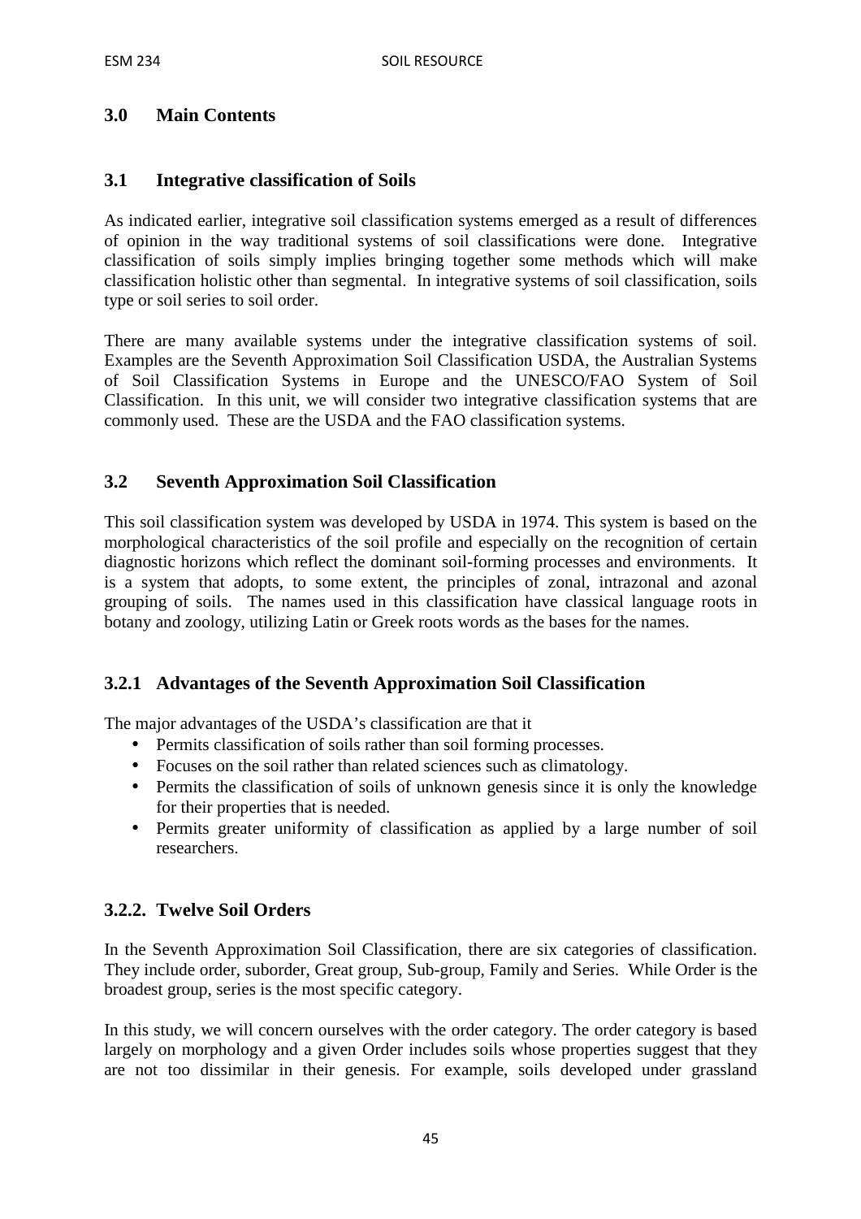## 3.0 Main Contents

### 3.1 Integrative classification of Soils

As indicated earlier, integrative soil classification systems emerged as a result of differences of opinion in the way traditional systems of soil classifications were done. Integrative classification of soils simply implies bringing together some methods which will make classification holistic other than segmental. In integrative systems of soil classification, soils type or soil series to soil order.

There are many available systems under the integrative classification systems of soil. Examples are the Seventh Approximation Soil Classification USDA, the Australian Systems of Soil Classification Systems in Europe and the UNESCO/FAO System of Soil Classification. In this unit, we will consider two integrative classification systems that are commonly used. These are the USDA and the FAO classification systems.

### 3.2 Seventh Approximation Soil Classification

This soil classification system was developed by USDA in 1974. This system is based on the morphological characteristics of the soil profile and especially on the recognition of certain diagnostic horizons which reflect the dominant soil-forming processes and environments. It is a system that adopts, to some extent, the principles of zonal, intrazonal and azonal grouping of soils. The names used in this classification have classical language roots in botany and zoology, utilizing Latin or Greek roots words as the bases for the names.

#### 3.2.1 Advantages of the Seventh Approximation Soil Classification

The major advantages of the USDA's classification are that it

- Permits classification of soils rather than soil forming processes.
- Focuses on the soil rather than related sciences such as climatology.
- Permits the classification of soils of unknown genesis since it is only the knowledge for their properties that is needed.
- Permits greater uniformity of classification as applied by a large number of soil researchers.

#### 3.2.2. Twelve Soil Orders

In the Seventh Approximation Soil Classification, there are six categories of classification. They include order, suborder, Great group, Sub-group, Family and Series. While Order is the broadest group, series is the most specific category.

In this study, we will concern ourselves with the order category. The order category is based largely on morphology and a given Order includes soils whose properties suggest that they are not too dissimilar in their genesis. For example, soils developed under grassland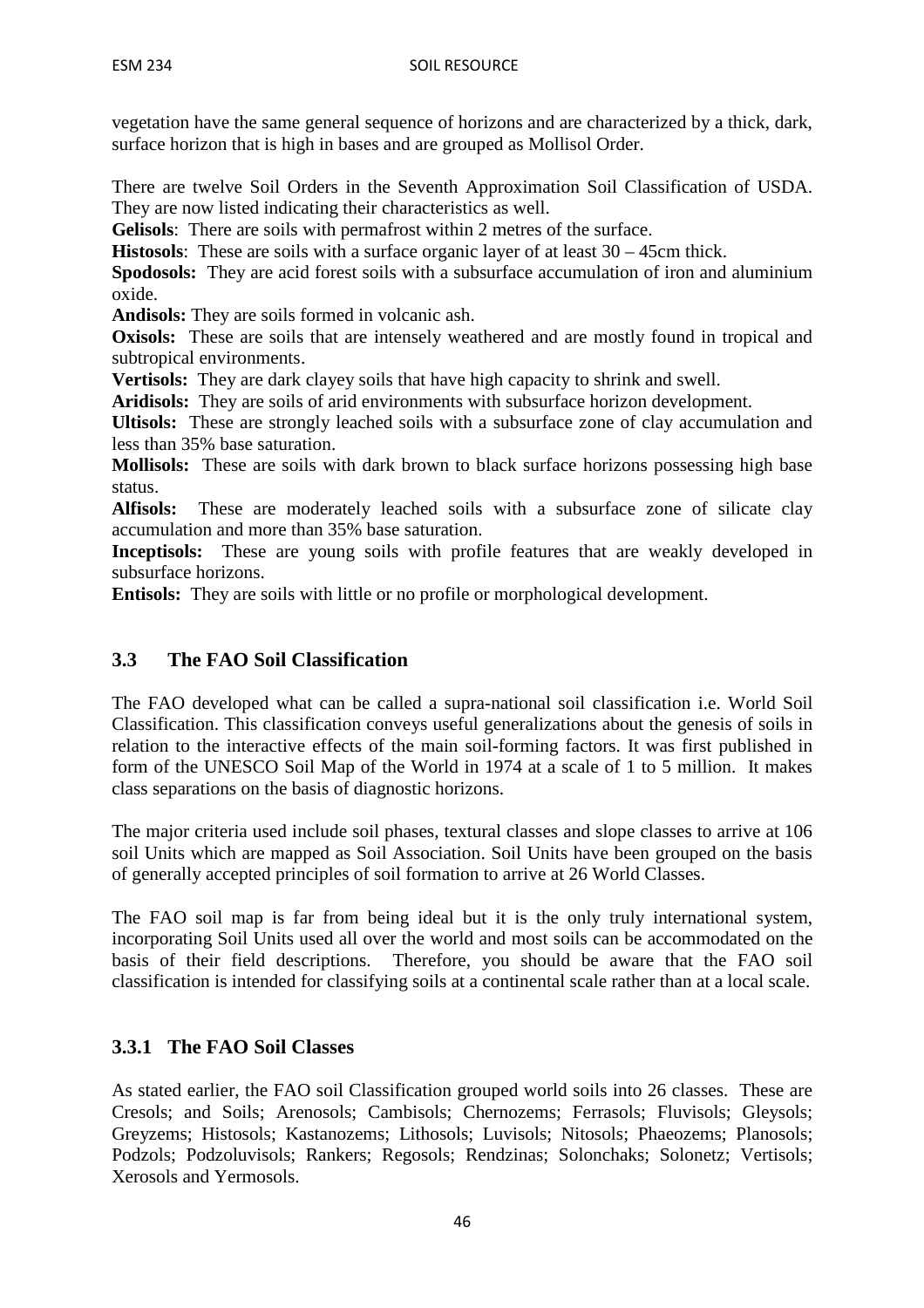vegetation have the same general sequence of horizons and are characterized by a thick, dark, surface horizon that is high in bases and are grouped as Mollisol Order.

There are twelve Soil Orders in the Seventh Approximation Soil Classification of USDA. They are now listed indicating their characteristics as well.

**Gelisols**: There are soils with permafrost within 2 metres of the surface.

**Histosols**: These are soils with a surface organic layer of at least 30 – 45cm thick.

**Spodosols:** They are acid forest soils with a subsurface accumulation of iron and aluminium oxide.

**Andisols:** They are soils formed in volcanic ash.

**Oxisols:** These are soils that are intensely weathered and are mostly found in tropical and subtropical environments.

**Vertisols:** They are dark clayey soils that have high capacity to shrink and swell.

**Aridisols:** They are soils of arid environments with subsurface horizon development.

**Ultisols:** These are strongly leached soils with a subsurface zone of clay accumulation and less than 35% base saturation.

**Mollisols:** These are soils with dark brown to black surface horizons possessing high base status.

**Alfisols:** These are moderately leached soils with a subsurface zone of silicate clay accumulation and more than 35% base saturation.

**Inceptisols:** These are young soils with profile features that are weakly developed in subsurface horizons.

**Entisols:** They are soils with little or no profile or morphological development.

## 3.3 The FAO Soil Classification

The FAO developed what can be called a supra-national soil classification i.e. World Soil Classification. This classification conveys useful generalizations about the genesis of soils in relation to the interactive effects of the main soil-forming factors. It was first published in form of the UNESCO Soil Map of the World in 1974 at a scale of 1 to 5 million. It makes class separations on the basis of diagnostic horizons.

The major criteria used include soil phases, textural classes and slope classes to arrive at 106 soil Units which are mapped as Soil Association. Soil Units have been grouped on the basis of generally accepted principles of soil formation to arrive at 26 World Classes.

The FAO soil map is far from being ideal but it is the only truly international system, incorporating Soil Units used all over the world and most soils can be accommodated on the basis of their field descriptions. Therefore, you should be aware that the FAO soil classification is intended for classifying soils at a continental scale rather than at a local scale.

### 3.3.1 The FAO Soil Classes

As stated earlier, the FAO soil Classification grouped world soils into 26 classes. These are Cresols; and Soils; Arenosols; Cambisols; Chernozems; Ferrasols; Fluvisols; Gleysols; Greyzems; Histosols; Kastanozems; Lithosols; Luvisols; Nitosols; Phaeozems; Planosols; Podzols; Podzoluvisols; Rankers; Regosols; Rendzinas; Solonchaks; Solonetz; Vertisols; Xerosols and Yermosols.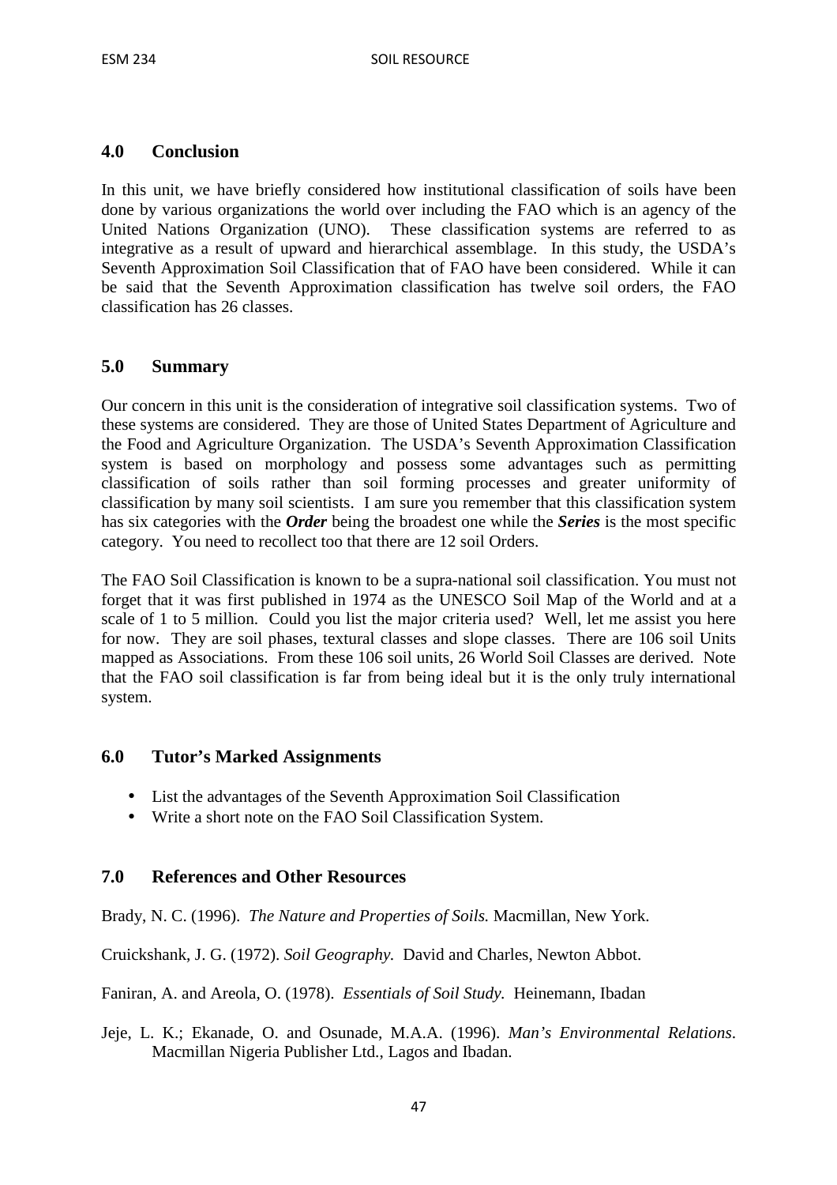## 4.0 Conclusion

In this unit, we have briefly considered how institutional classification of soils have been done by various organizations the world over including the FAO which is an agency of the United Nations Organization (UNO). These classification systems are referred to as integrative as a result of upward and hierarchical assemblage. In this study, the USDA's Seventh Approximation Soil Classification that of FAO have been considered. While it can be said that the Seventh Approximation classification has twelve soil orders, the FAO classification has 26 classes.

## 5.0 Summary

Our concern in this unit is the consideration of integrative soil classification systems. Two of these systems are considered. They are those of United States Department of Agriculture and the Food and Agriculture Organization. The USDA's Seventh Approximation Classification system is based on morphology and possess some advantages such as permitting classification of soils rather than soil forming processes and greater uniformity of classification by many soil scientists. I am sure you remember that this classification system has six categories with the ***Order*** being the broadest one while the ***Series*** is the most specific category. You need to recollect too that there are 12 soil Orders.

The FAO Soil Classification is known to be a supra-national soil classification. You must not forget that it was first published in 1974 as the UNESCO Soil Map of the World and at a scale of 1 to 5 million. Could you list the major criteria used? Well, let me assist you here for now. They are soil phases, textural classes and slope classes. There are 106 soil Units mapped as Associations. From these 106 soil units, 26 World Soil Classes are derived. Note that the FAO soil classification is far from being ideal but it is the only truly international system.

## 6.0 Tutor's Marked Assignments

- List the advantages of the Seventh Approximation Soil Classification
- Write a short note on the FAO Soil Classification System.

## 7.0 References and Other Resources

Brady, N. C. (1996). *The Nature and Properties of Soils.* Macmillan, New York.

Cruickshank, J. G. (1972). *Soil Geography.* David and Charles, Newton Abbot.

Faniran, A. and Areola, O. (1978). *Essentials of Soil Study.* Heinemann, Ibadan

Jeje, L. K.; Ekanade, O. and Osunade, M.A.A. (1996). *Man's Environmental Relations*. Macmillan Nigeria Publisher Ltd., Lagos and Ibadan.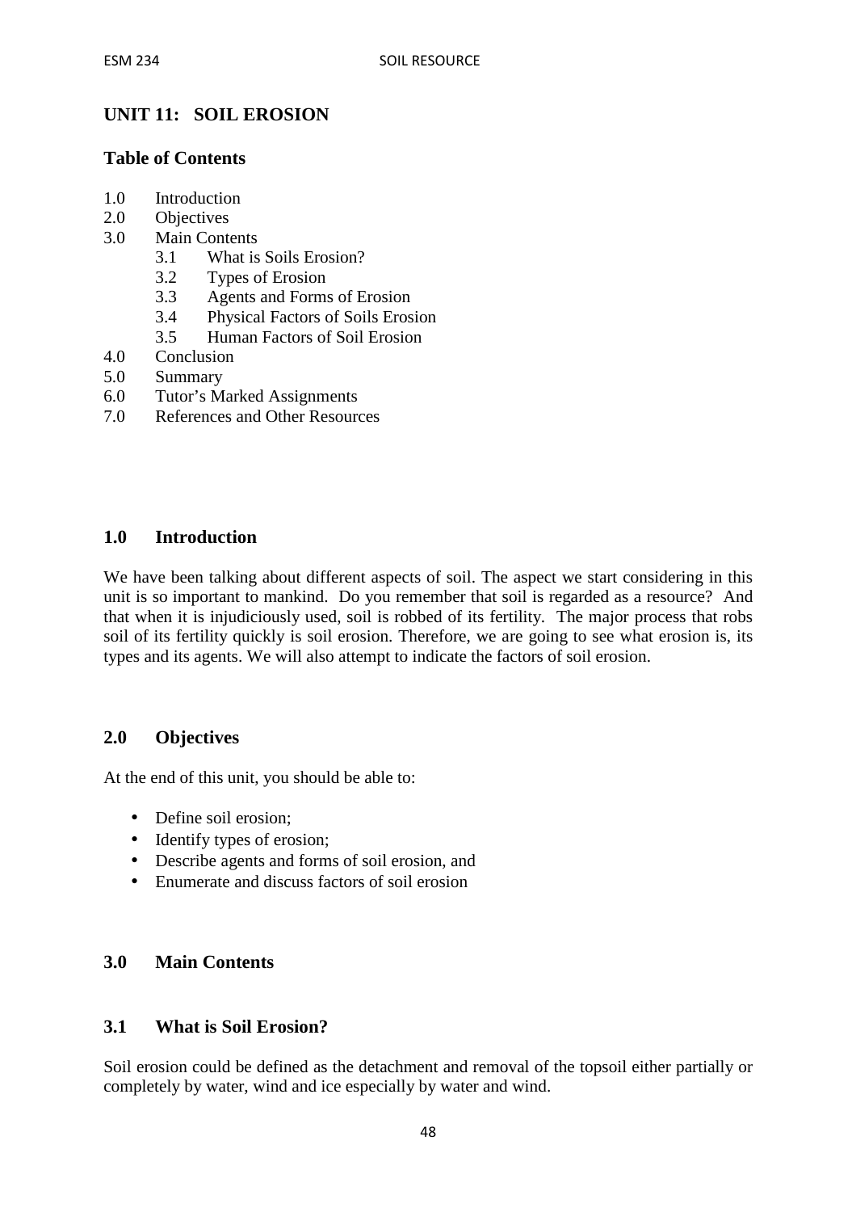## UNIT 11: SOIL EROSION

### Table of Contents

1.0 Introduction
2.0 Objectives
3.0 Main Contents
  3.1 What is Soils Erosion?
  3.2 Types of Erosion
  3.3 Agents and Forms of Erosion
  3.4 Physical Factors of Soils Erosion
  3.5 Human Factors of Soil Erosion
4.0 Conclusion
5.0 Summary
6.0 Tutor's Marked Assignments
7.0 References and Other Resources

### 1.0 Introduction

We have been talking about different aspects of soil. The aspect we start considering in this unit is so important to mankind. Do you remember that soil is regarded as a resource? And that when it is injudiciously used, soil is robbed of its fertility. The major process that robs soil of its fertility quickly is soil erosion. Therefore, we are going to see what erosion is, its types and its agents. We will also attempt to indicate the factors of soil erosion.

### 2.0 Objectives

At the end of this unit, you should be able to:

- Define soil erosion;
- Identify types of erosion;
- Describe agents and forms of soil erosion, and
- Enumerate and discuss factors of soil erosion

### 3.0 Main Contents

### 3.1 What is Soil Erosion?

Soil erosion could be defined as the detachment and removal of the topsoil either partially or completely by water, wind and ice especially by water and wind.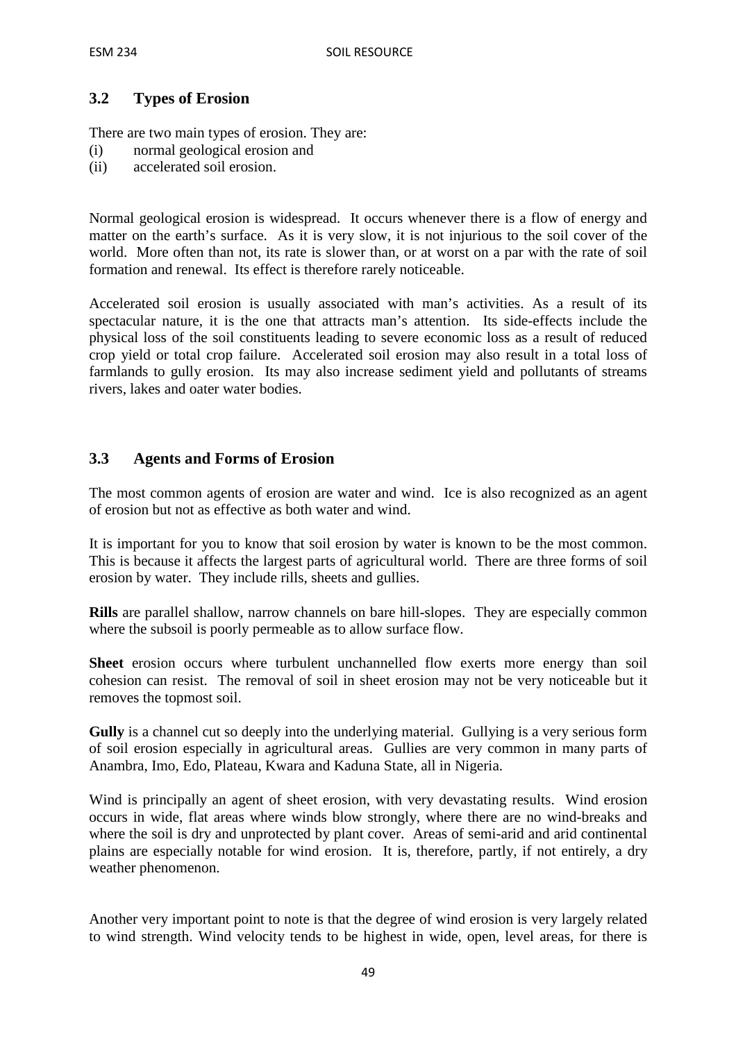## 3.2 Types of Erosion

There are two main types of erosion. They are:

(i) normal geological erosion and
(ii) accelerated soil erosion.

Normal geological erosion is widespread. It occurs whenever there is a flow of energy and matter on the earth's surface. As it is very slow, it is not injurious to the soil cover of the world. More often than not, its rate is slower than, or at worst on a par with the rate of soil formation and renewal. Its effect is therefore rarely noticeable.

Accelerated soil erosion is usually associated with man's activities. As a result of its spectacular nature, it is the one that attracts man's attention. Its side-effects include the physical loss of the soil constituents leading to severe economic loss as a result of reduced crop yield or total crop failure. Accelerated soil erosion may also result in a total loss of farmlands to gully erosion. Its may also increase sediment yield and pollutants of streams rivers, lakes and oater water bodies.

## 3.3 Agents and Forms of Erosion

The most common agents of erosion are water and wind. Ice is also recognized as an agent of erosion but not as effective as both water and wind.

It is important for you to know that soil erosion by water is known to be the most common. This is because it affects the largest parts of agricultural world. There are three forms of soil erosion by water. They include rills, sheets and gullies.

**Rills** are parallel shallow, narrow channels on bare hill-slopes. They are especially common where the subsoil is poorly permeable as to allow surface flow.

**Sheet** erosion occurs where turbulent unchannelled flow exerts more energy than soil cohesion can resist. The removal of soil in sheet erosion may not be very noticeable but it removes the topmost soil.

**Gully** is a channel cut so deeply into the underlying material. Gullying is a very serious form of soil erosion especially in agricultural areas. Gullies are very common in many parts of Anambra, Imo, Edo, Plateau, Kwara and Kaduna State, all in Nigeria.

Wind is principally an agent of sheet erosion, with very devastating results. Wind erosion occurs in wide, flat areas where winds blow strongly, where there are no wind-breaks and where the soil is dry and unprotected by plant cover. Areas of semi-arid and arid continental plains are especially notable for wind erosion. It is, therefore, partly, if not entirely, a dry weather phenomenon.

Another very important point to note is that the degree of wind erosion is very largely related to wind strength. Wind velocity tends to be highest in wide, open, level areas, for there is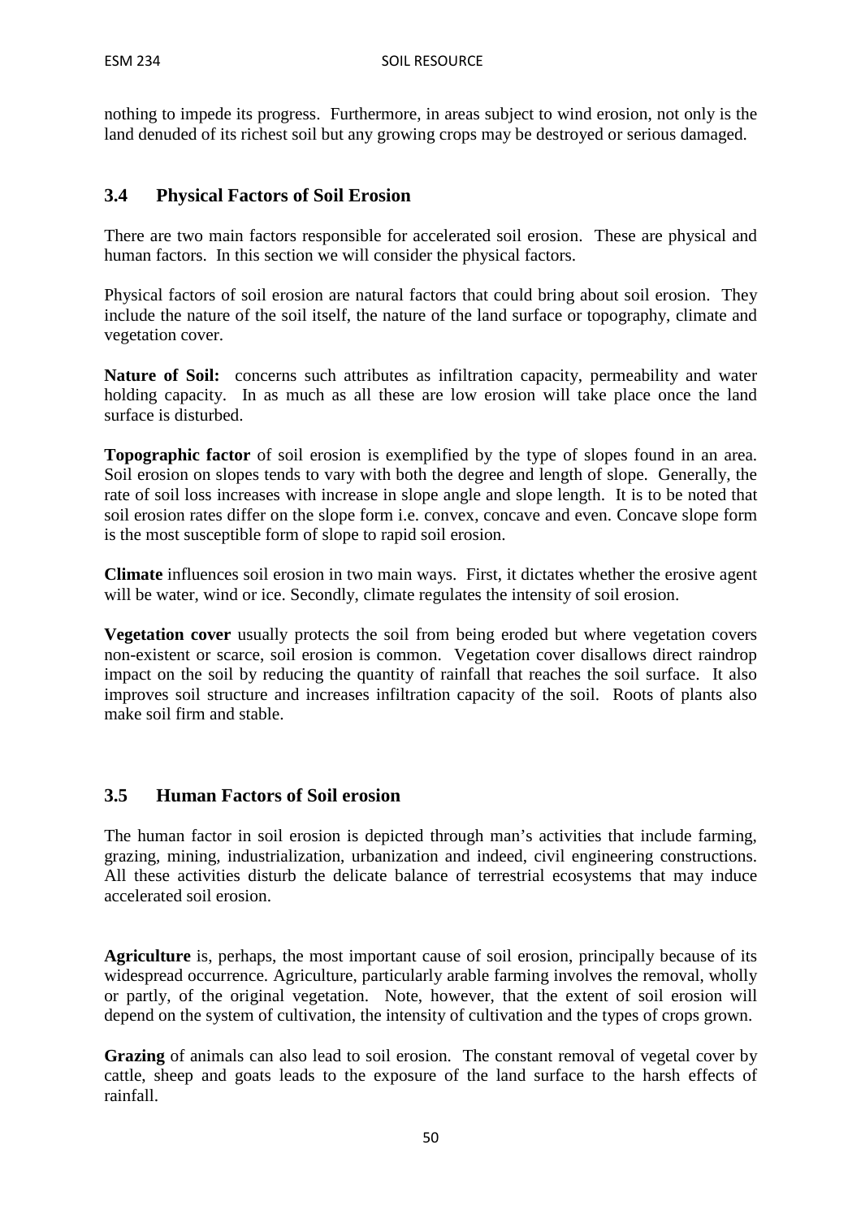nothing to impede its progress. Furthermore, in areas subject to wind erosion, not only is the land denuded of its richest soil but any growing crops may be destroyed or serious damaged.

## 3.4 Physical Factors of Soil Erosion

There are two main factors responsible for accelerated soil erosion. These are physical and human factors. In this section we will consider the physical factors.

Physical factors of soil erosion are natural factors that could bring about soil erosion. They include the nature of the soil itself, the nature of the land surface or topography, climate and vegetation cover.

**Nature of Soil:** concerns such attributes as infiltration capacity, permeability and water holding capacity. In as much as all these are low erosion will take place once the land surface is disturbed.

**Topographic factor** of soil erosion is exemplified by the type of slopes found in an area. Soil erosion on slopes tends to vary with both the degree and length of slope. Generally, the rate of soil loss increases with increase in slope angle and slope length. It is to be noted that soil erosion rates differ on the slope form i.e. convex, concave and even. Concave slope form is the most susceptible form of slope to rapid soil erosion.

**Climate** influences soil erosion in two main ways. First, it dictates whether the erosive agent will be water, wind or ice. Secondly, climate regulates the intensity of soil erosion.

**Vegetation cover** usually protects the soil from being eroded but where vegetation covers non-existent or scarce, soil erosion is common. Vegetation cover disallows direct raindrop impact on the soil by reducing the quantity of rainfall that reaches the soil surface. It also improves soil structure and increases infiltration capacity of the soil. Roots of plants also make soil firm and stable.

## 3.5 Human Factors of Soil erosion

The human factor in soil erosion is depicted through man's activities that include farming, grazing, mining, industrialization, urbanization and indeed, civil engineering constructions. All these activities disturb the delicate balance of terrestrial ecosystems that may induce accelerated soil erosion.

**Agriculture** is, perhaps, the most important cause of soil erosion, principally because of its widespread occurrence. Agriculture, particularly arable farming involves the removal, wholly or partly, of the original vegetation. Note, however, that the extent of soil erosion will depend on the system of cultivation, the intensity of cultivation and the types of crops grown.

**Grazing** of animals can also lead to soil erosion. The constant removal of vegetal cover by cattle, sheep and goats leads to the exposure of the land surface to the harsh effects of rainfall.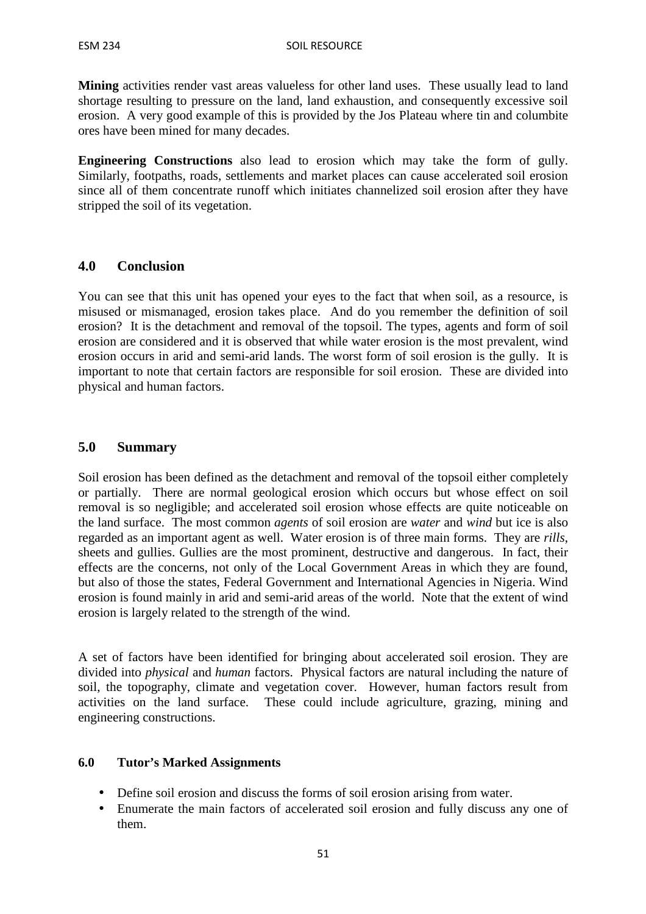**Mining** activities render vast areas valueless for other land uses. These usually lead to land shortage resulting to pressure on the land, land exhaustion, and consequently excessive soil erosion. A very good example of this is provided by the Jos Plateau where tin and columbite ores have been mined for many decades.

**Engineering Constructions** also lead to erosion which may take the form of gully. Similarly, footpaths, roads, settlements and market places can cause accelerated soil erosion since all of them concentrate runoff which initiates channelized soil erosion after they have stripped the soil of its vegetation.

## 4.0 Conclusion

You can see that this unit has opened your eyes to the fact that when soil, as a resource, is misused or mismanaged, erosion takes place. And do you remember the definition of soil erosion? It is the detachment and removal of the topsoil. The types, agents and form of soil erosion are considered and it is observed that while water erosion is the most prevalent, wind erosion occurs in arid and semi-arid lands. The worst form of soil erosion is the gully. It is important to note that certain factors are responsible for soil erosion. These are divided into physical and human factors.

## 5.0 Summary

Soil erosion has been defined as the detachment and removal of the topsoil either completely or partially. There are normal geological erosion which occurs but whose effect on soil removal is so negligible; and accelerated soil erosion whose effects are quite noticeable on the land surface. The most common *agents* of soil erosion are *water* and *wind* but ice is also regarded as an important agent as well. Water erosion is of three main forms. They are *rills*, sheets and gullies. Gullies are the most prominent, destructive and dangerous. In fact, their effects are the concerns, not only of the Local Government Areas in which they are found, but also of those the states, Federal Government and International Agencies in Nigeria. Wind erosion is found mainly in arid and semi-arid areas of the world. Note that the extent of wind erosion is largely related to the strength of the wind.

A set of factors have been identified for bringing about accelerated soil erosion. They are divided into *physical* and *human* factors. Physical factors are natural including the nature of soil, the topography, climate and vegetation cover. However, human factors result from activities on the land surface. These could include agriculture, grazing, mining and engineering constructions.

### 6.0 Tutor's Marked Assignments

- Define soil erosion and discuss the forms of soil erosion arising from water.
- Enumerate the main factors of accelerated soil erosion and fully discuss any one of them.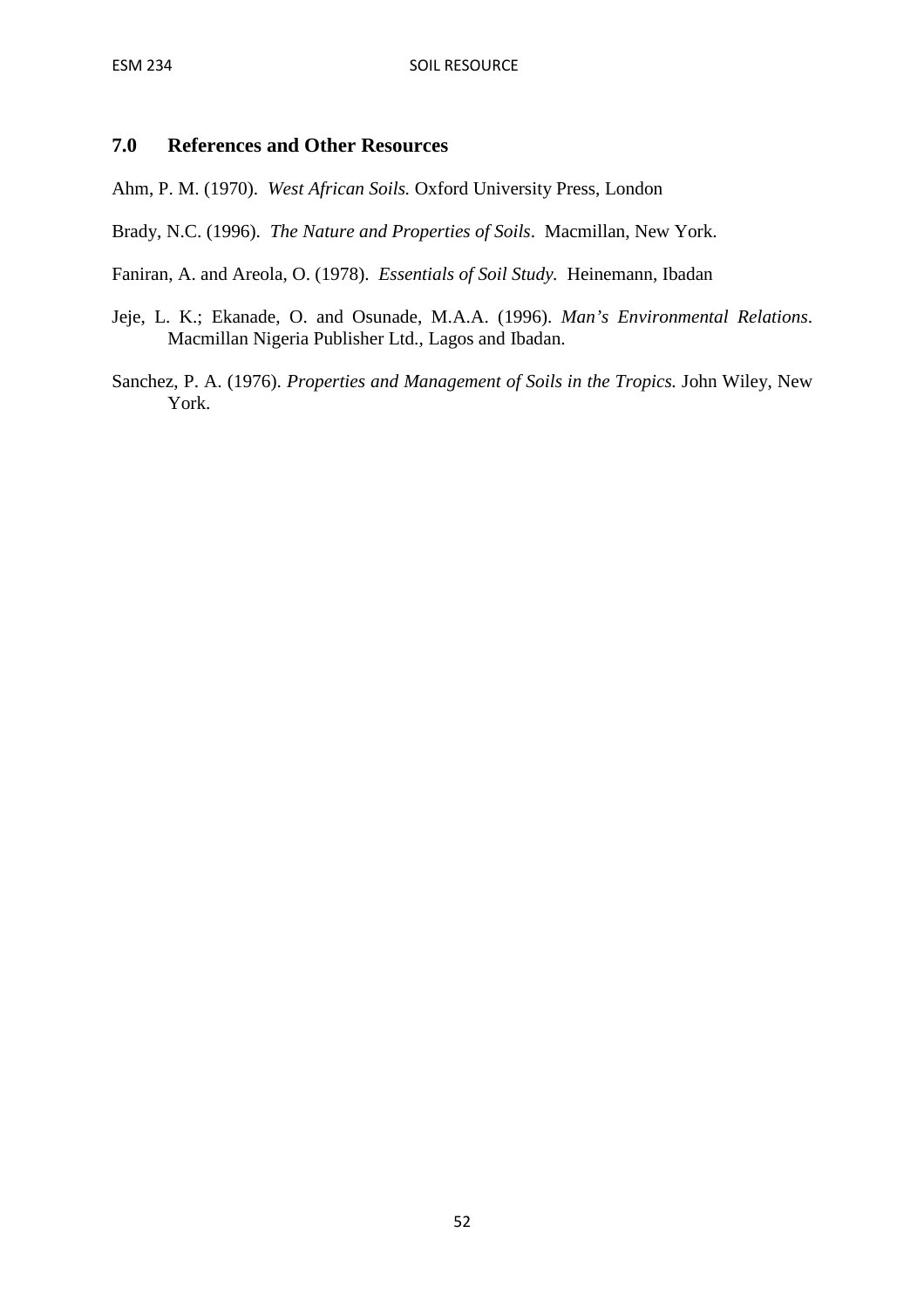## 7.0 References and Other Resources

Ahm, P. M. (1970). *West African Soils.* Oxford University Press, London

Brady, N.C. (1996). *The Nature and Properties of Soils*. Macmillan, New York.

Faniran, A. and Areola, O. (1978). *Essentials of Soil Study.* Heinemann, Ibadan

Jeje, L. K.; Ekanade, O. and Osunade, M.A.A. (1996). *Man's Environmental Relations*. Macmillan Nigeria Publisher Ltd., Lagos and Ibadan.

Sanchez, P. A. (1976). *Properties and Management of Soils in the Tropics.* John Wiley, New York.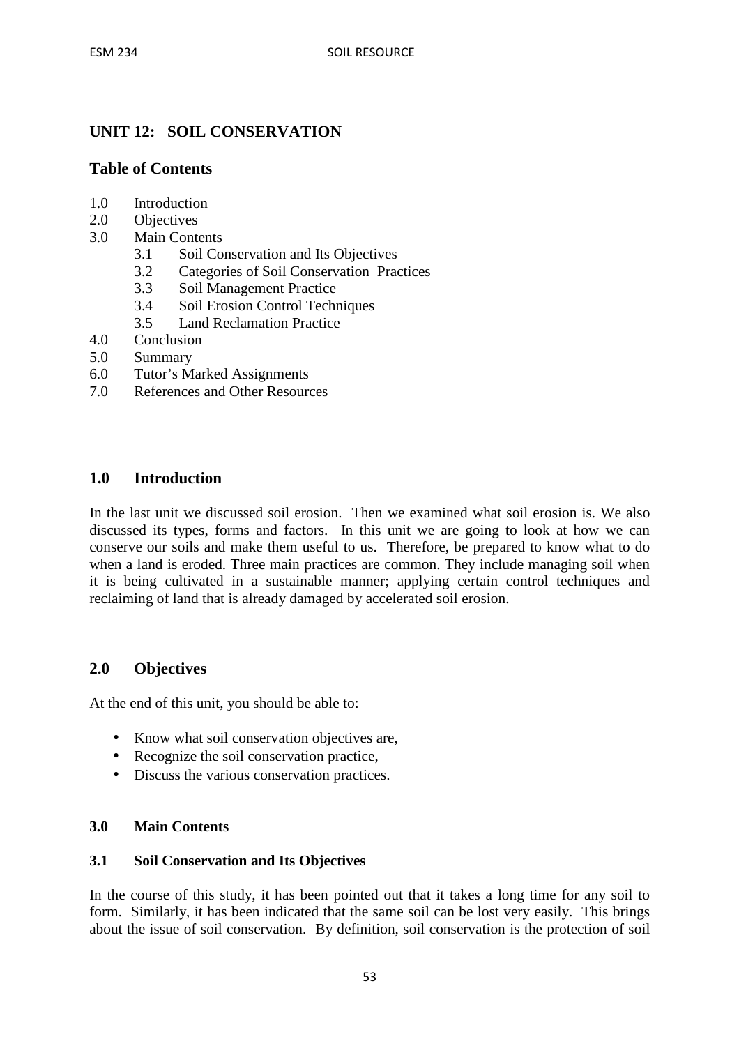# UNIT 12: SOIL CONSERVATION

## Table of Contents

1.0 Introduction
2.0 Objectives
3.0 Main Contents
  3.1 Soil Conservation and Its Objectives
  3.2 Categories of Soil Conservation Practices
  3.3 Soil Management Practice
  3.4 Soil Erosion Control Techniques
  3.5 Land Reclamation Practice
4.0 Conclusion
5.0 Summary
6.0 Tutor's Marked Assignments
7.0 References and Other Resources

## 1.0 Introduction

In the last unit we discussed soil erosion. Then we examined what soil erosion is. We also discussed its types, forms and factors. In this unit we are going to look at how we can conserve our soils and make them useful to us. Therefore, be prepared to know what to do when a land is eroded. Three main practices are common. They include managing soil when it is being cultivated in a sustainable manner; applying certain control techniques and reclaiming of land that is already damaged by accelerated soil erosion.

## 2.0 Objectives

At the end of this unit, you should be able to:

- Know what soil conservation objectives are,
- Recognize the soil conservation practice,
- Discuss the various conservation practices.

### 3.0 Main Contents

### 3.1 Soil Conservation and Its Objectives

In the course of this study, it has been pointed out that it takes a long time for any soil to form. Similarly, it has been indicated that the same soil can be lost very easily. This brings about the issue of soil conservation. By definition, soil conservation is the protection of soil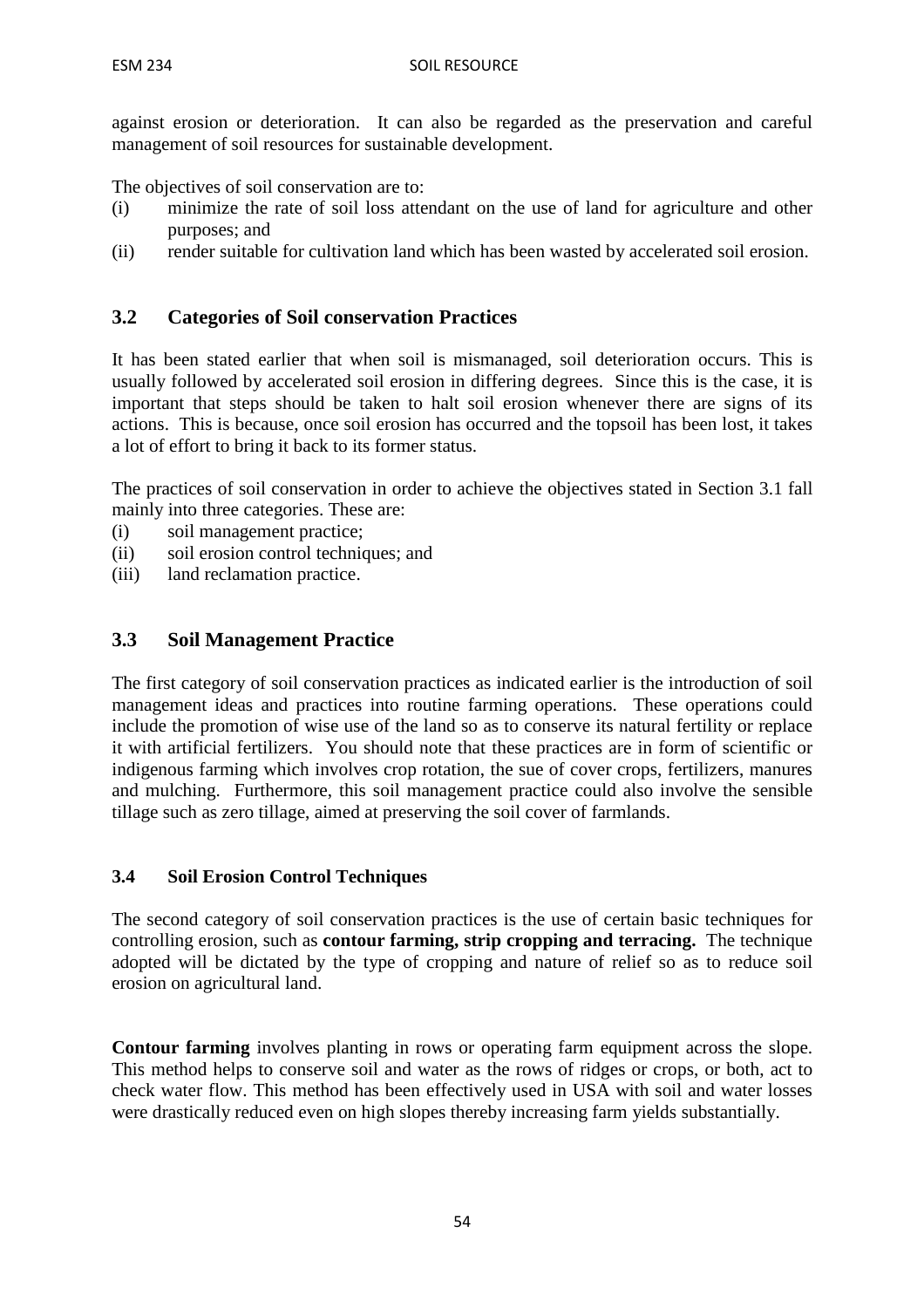against erosion or deterioration. It can also be regarded as the preservation and careful management of soil resources for sustainable development.

The objectives of soil conservation are to:

(i) minimize the rate of soil loss attendant on the use of land for agriculture and other purposes; and
(ii) render suitable for cultivation land which has been wasted by accelerated soil erosion.

## 3.2 Categories of Soil conservation Practices

It has been stated earlier that when soil is mismanaged, soil deterioration occurs. This is usually followed by accelerated soil erosion in differing degrees. Since this is the case, it is important that steps should be taken to halt soil erosion whenever there are signs of its actions. This is because, once soil erosion has occurred and the topsoil has been lost, it takes a lot of effort to bring it back to its former status.

The practices of soil conservation in order to achieve the objectives stated in Section 3.1 fall mainly into three categories. These are:

(i) soil management practice;
(ii) soil erosion control techniques; and
(iii) land reclamation practice.

## 3.3 Soil Management Practice

The first category of soil conservation practices as indicated earlier is the introduction of soil management ideas and practices into routine farming operations. These operations could include the promotion of wise use of the land so as to conserve its natural fertility or replace it with artificial fertilizers. You should note that these practices are in form of scientific or indigenous farming which involves crop rotation, the sue of cover crops, fertilizers, manures and mulching. Furthermore, this soil management practice could also involve the sensible tillage such as zero tillage, aimed at preserving the soil cover of farmlands.

### 3.4 Soil Erosion Control Techniques

The second category of soil conservation practices is the use of certain basic techniques for controlling erosion, such as **contour farming, strip cropping and terracing.** The technique adopted will be dictated by the type of cropping and nature of relief so as to reduce soil erosion on agricultural land.

**Contour farming** involves planting in rows or operating farm equipment across the slope. This method helps to conserve soil and water as the rows of ridges or crops, or both, act to check water flow. This method has been effectively used in USA with soil and water losses were drastically reduced even on high slopes thereby increasing farm yields substantially.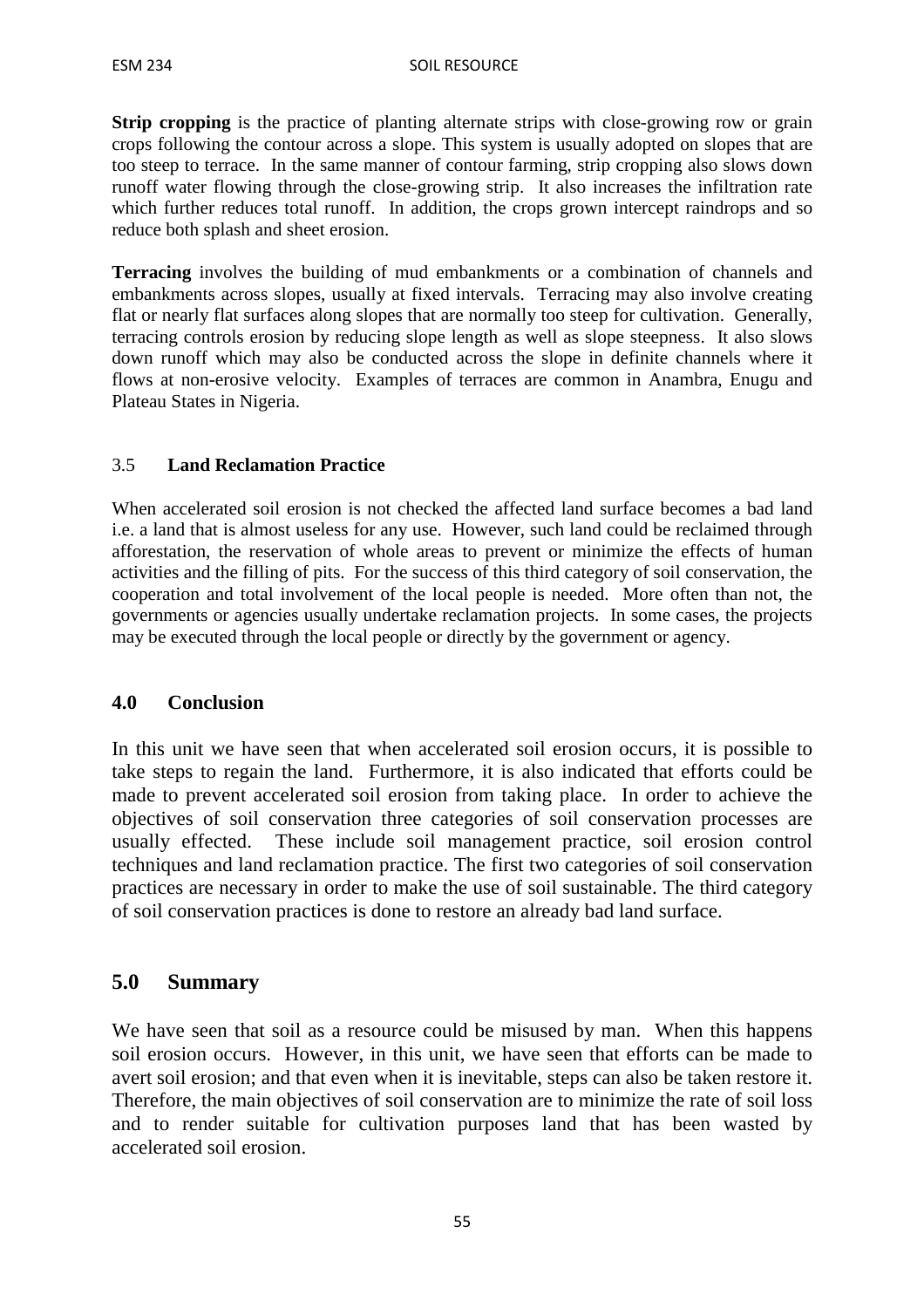**Strip cropping** is the practice of planting alternate strips with close-growing row or grain crops following the contour across a slope. This system is usually adopted on slopes that are too steep to terrace. In the same manner of contour farming, strip cropping also slows down runoff water flowing through the close-growing strip. It also increases the infiltration rate which further reduces total runoff. In addition, the crops grown intercept raindrops and so reduce both splash and sheet erosion.

**Terracing** involves the building of mud embankments or a combination of channels and embankments across slopes, usually at fixed intervals. Terracing may also involve creating flat or nearly flat surfaces along slopes that are normally too steep for cultivation. Generally, terracing controls erosion by reducing slope length as well as slope steepness. It also slows down runoff which may also be conducted across the slope in definite channels where it flows at non-erosive velocity. Examples of terraces are common in Anambra, Enugu and Plateau States in Nigeria.

### 3.5 Land Reclamation Practice

When accelerated soil erosion is not checked the affected land surface becomes a bad land i.e. a land that is almost useless for any use. However, such land could be reclaimed through afforestation, the reservation of whole areas to prevent or minimize the effects of human activities and the filling of pits. For the success of this third category of soil conservation, the cooperation and total involvement of the local people is needed. More often than not, the governments or agencies usually undertake reclamation projects. In some cases, the projects may be executed through the local people or directly by the government or agency.

## 4.0 Conclusion

In this unit we have seen that when accelerated soil erosion occurs, it is possible to take steps to regain the land. Furthermore, it is also indicated that efforts could be made to prevent accelerated soil erosion from taking place. In order to achieve the objectives of soil conservation three categories of soil conservation processes are usually effected. These include soil management practice, soil erosion control techniques and land reclamation practice. The first two categories of soil conservation practices are necessary in order to make the use of soil sustainable. The third category of soil conservation practices is done to restore an already bad land surface.

## 5.0 Summary

We have seen that soil as a resource could be misused by man. When this happens soil erosion occurs. However, in this unit, we have seen that efforts can be made to avert soil erosion; and that even when it is inevitable, steps can also be taken restore it. Therefore, the main objectives of soil conservation are to minimize the rate of soil loss and to render suitable for cultivation purposes land that has been wasted by accelerated soil erosion.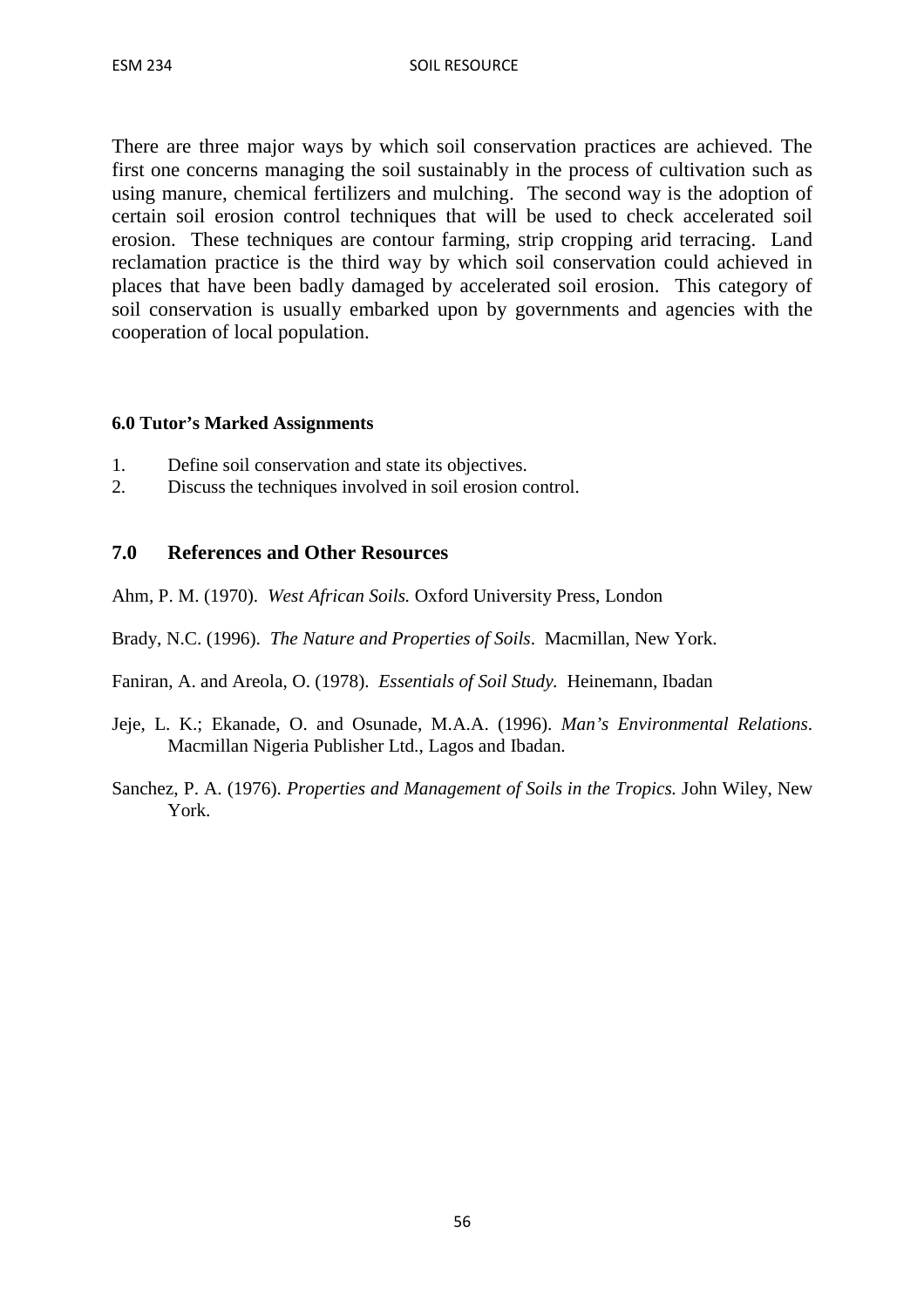There are three major ways by which soil conservation practices are achieved. The first one concerns managing the soil sustainably in the process of cultivation such as using manure, chemical fertilizers and mulching. The second way is the adoption of certain soil erosion control techniques that will be used to check accelerated soil erosion. These techniques are contour farming, strip cropping arid terracing. Land reclamation practice is the third way by which soil conservation could achieved in places that have been badly damaged by accelerated soil erosion. This category of soil conservation is usually embarked upon by governments and agencies with the cooperation of local population.

**6.0 Tutor's Marked Assignments**

1. Define soil conservation and state its objectives.
2. Discuss the techniques involved in soil erosion control.

## 7.0 References and Other Resources

Ahm, P. M. (1970). *West African Soils.* Oxford University Press, London

Brady, N.C. (1996). *The Nature and Properties of Soils*. Macmillan, New York.

Faniran, A. and Areola, O. (1978). *Essentials of Soil Study.* Heinemann, Ibadan

Jeje, L. K.; Ekanade, O. and Osunade, M.A.A. (1996). *Man's Environmental Relations*. Macmillan Nigeria Publisher Ltd., Lagos and Ibadan.

Sanchez, P. A. (1976). *Properties and Management of Soils in the Tropics.* John Wiley, New York.